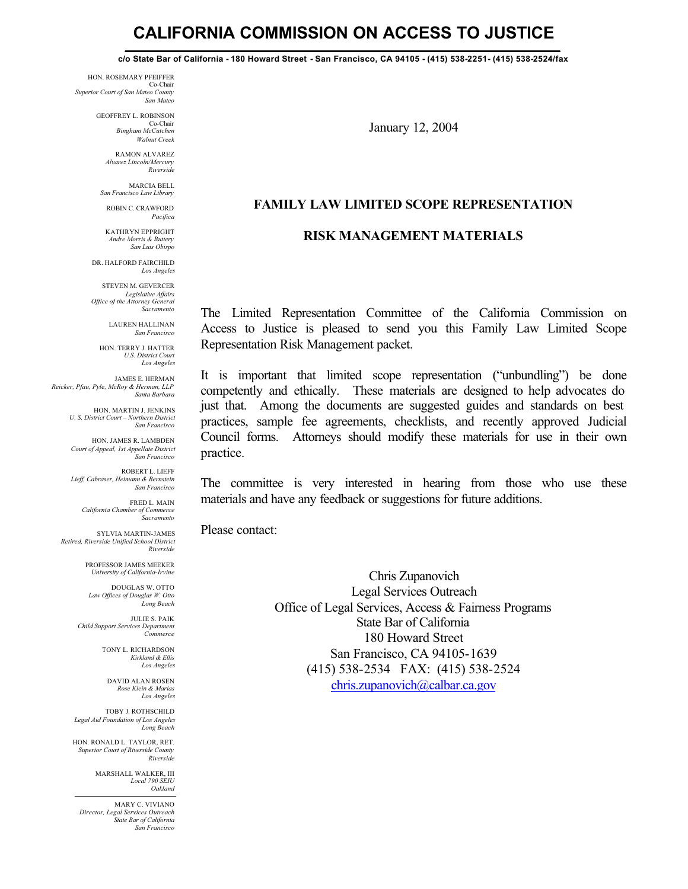# CALIFORNIA COMMISSION ON ACCESS TO JUSTICE

**c/o State Bar of California - 180 Howard Street - San Francisco, CA 94105 - (415) 538-2251- (415) 538-2524/fax**

HON. ROSEMARY PFEIFFER
Co-Chair
*Superior Court of San Mateo County*
*San Mateo*

GEOFFREY L. ROBINSON
Co-Chair
*Bingham McCutchen*
*Walnut Creek*

RAMON ALVAREZ
*Alvarez Lincoln/Mercury*
*Riverside*

MARCIA BELL
*San Francisco Law Library*

ROBIN C. CRAWFORD
*Pacifica*

KATHRYN EPPRIGHT
*Andre Morris & Buttery*
*San Luis Obispo*

DR. HALFORD FAIRCHILD
*Los Angeles*

STEVEN M. GEVERCER
*Legislative Affairs*
*Office of the Attorney General*
*Sacramento*

LAUREN HALLINAN
*San Francisco*

HON. TERRY J. HATTER
*U.S. District Court*
*Los Angeles*

JAMES E. HERMAN
*Reicker, Pfau, Pyle, McRoy & Herman, LLP*
*Santa Barbara*

HON. MARTIN J. JENKINS
*U. S. District Court – Northern District*
*San Francisco*

HON. JAMES R. LAMBDEN
*Court of Appeal, 1st Appellate District*
*San Francisco*

ROBERT L. LIEFF
*Lieff, Cabraser, Heimann & Bernstein*
*San Francisco*

FRED L. MAIN
*California Chamber of Commerce*
*Sacramento*

SYLVIA MARTIN-JAMES
*Retired, Riverside Unified School District*
*Riverside*

PROFESSOR JAMES MEEKER
*University of California-Irvine*

DOUGLAS W. OTTO
*Law Offices of Douglas W. Otto*
*Long Beach*

JULIE S. PAIK
*Child Support Services Department*
*Commerce*

TONY L. RICHARDSON
*Kirkland & Ellis*
*Los Angeles*

DAVID ALAN ROSEN
*Rose Klein & Marias*
*Los Angeles*

TOBY J. ROTHSCHILD
*Legal Aid Foundation of Los Angeles*
*Long Beach*

HON. RONALD L. TAYLOR, RET.
*Superior Court of Riverside County*
*Riverside*

MARSHALL WALKER, III
*Local 790 SEIU*
*Oakland*

---

MARY C. VIVIANO
*Director, Legal Services Outreach*
*State Bar of California*
*San Francisco*

January 12, 2004

## FAMILY LAW LIMITED SCOPE REPRESENTATION

## RISK MANAGEMENT MATERIALS

The Limited Representation Committee of the California Commission on Access to Justice is pleased to send you this Family Law Limited Scope Representation Risk Management packet.

It is important that limited scope representation ("unbundling") be done competently and ethically. These materials are designed to help advocates do just that. Among the documents are suggested guides and standards on best practices, sample fee agreements, checklists, and recently approved Judicial Council forms. Attorneys should modify these materials for use in their own practice.

The committee is very interested in hearing from those who use these materials and have any feedback or suggestions for future additions.

Please contact:

Chris Zupanovich
Legal Services Outreach
Office of Legal Services, Access & Fairness Programs
State Bar of California
180 Howard Street
San Francisco, CA 94105-1639
(415) 538-2534 FAX: (415) 538-2524
chris.zupanovich@calbar.ca.gov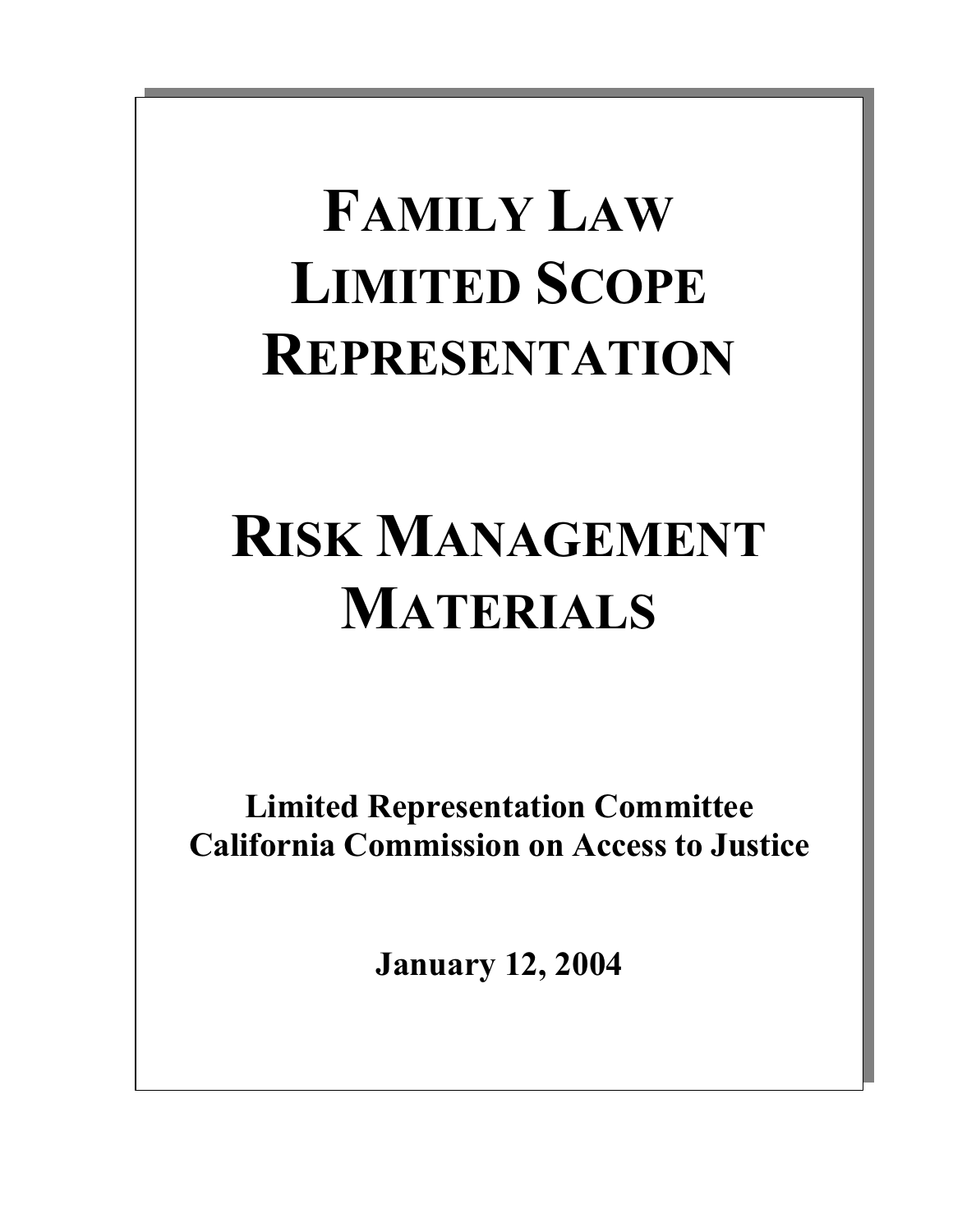# FAMILY LAW LIMITED SCOPE REPRESENTATION

# RISK MANAGEMENT MATERIALS

**Limited Representation Committee**
**California Commission on Access to Justice**

**January 12, 2004**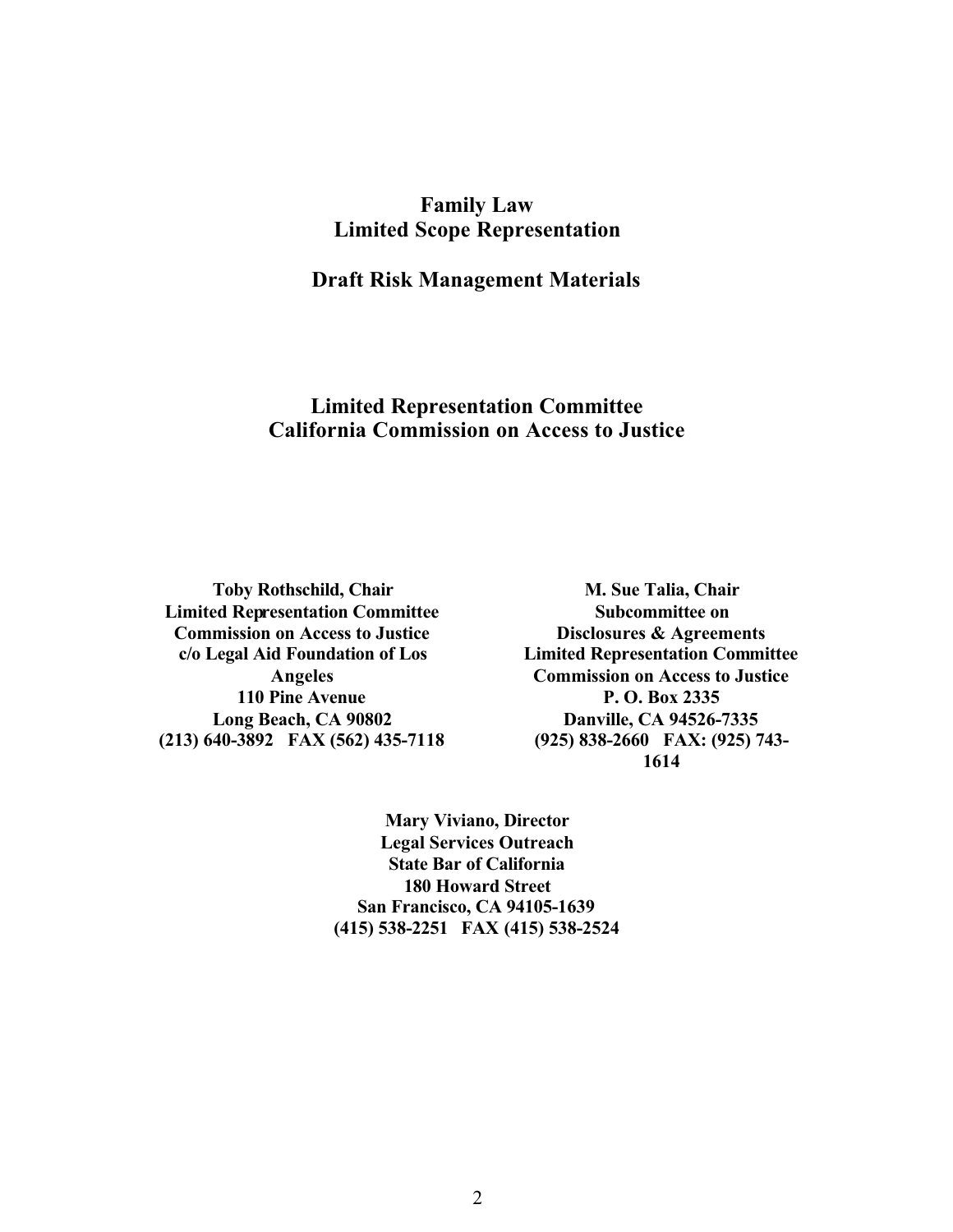# Family Law
# Limited Scope Representation

## Draft Risk Management Materials

## Limited Representation Committee
## California Commission on Access to Justice

**Toby Rothschild, Chair**
**Limited Representation Committee**
**Commission on Access to Justice**
**c/o Legal Aid Foundation of Los Angeles**
**110 Pine Avenue**
**Long Beach, CA 90802**
**(213) 640-3892 FAX (562) 435-7118**

**M. Sue Talia, Chair**
**Subcommittee on**
**Disclosures & Agreements**
**Limited Representation Committee**
**Commission on Access to Justice**
**P. O. Box 2335**
**Danville, CA 94526-7335**
**(925) 838-2660 FAX: (925) 743-1614**

**Mary Viviano, Director**
**Legal Services Outreach**
**State Bar of California**
**180 Howard Street**
**San Francisco, CA 94105-1639**
**(415) 538-2251 FAX (415) 538-2524**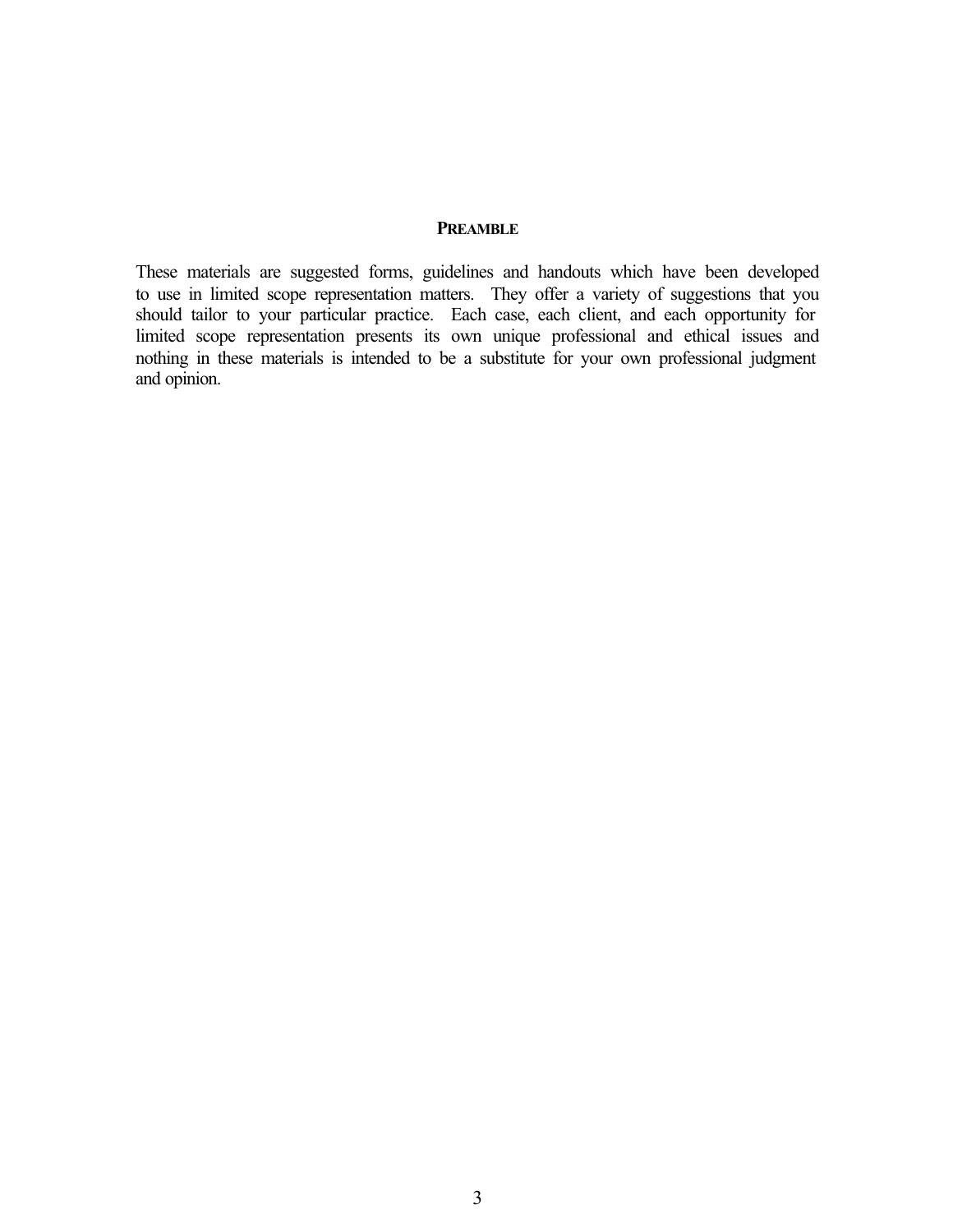## PREAMBLE

These materials are suggested forms, guidelines and handouts which have been developed to use in limited scope representation matters. They offer a variety of suggestions that you should tailor to your particular practice. Each case, each client, and each opportunity for limited scope representation presents its own unique professional and ethical issues and nothing in these materials is intended to be a substitute for your own professional judgment and opinion.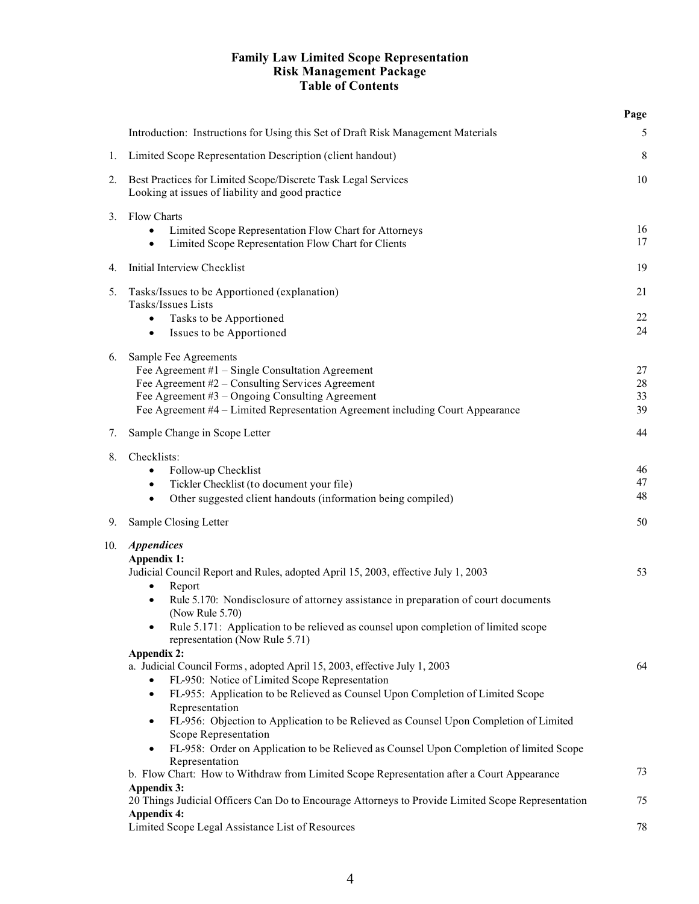# Family Law Limited Scope Representation
## Risk Management Package
## Table of Contents

| | | Page |
|---|---|---|
| | Introduction: Instructions for Using this Set of Draft Risk Management Materials | 5 |
| 1. | Limited Scope Representation Description (client handout) | 8 |
| 2. | Best Practices for Limited Scope/Discrete Task Legal Services<br>Looking at issues of liability and good practice | 10 |
| 3. | Flow Charts | |
| | • Limited Scope Representation Flow Chart for Attorneys | 16 |
| | • Limited Scope Representation Flow Chart for Clients | 17 |
| 4. | Initial Interview Checklist | 19 |
| 5. | Tasks/Issues to be Apportioned (explanation) | 21 |
| | Tasks/Issues Lists | |
| | • Tasks to be Apportioned | 22 |
| | • Issues to be Apportioned | 24 |
| 6. | Sample Fee Agreements | |
| | Fee Agreement #1 – Single Consultation Agreement | 27 |
| | Fee Agreement #2 – Consulting Services Agreement | 28 |
| | Fee Agreement #3 – Ongoing Consulting Agreement | 33 |
| | Fee Agreement #4 – Limited Representation Agreement including Court Appearance | 39 |
| 7. | Sample Change in Scope Letter | 44 |
| 8. | Checklists: | |
| | • Follow-up Checklist | 46 |
| | • Tickler Checklist (to document your file) | 47 |
| | • Other suggested client handouts (information being compiled) | 48 |
| 9. | Sample Closing Letter | 50 |
| 10. | ***Appendices*** | |
| | **Appendix 1:** | |
| | Judicial Council Report and Rules, adopted April 15, 2003, effective July 1, 2003 | 53 |
| | • Report | |
| | • Rule 5.170: Nondisclosure of attorney assistance in preparation of court documents (Now Rule 5.70) | |
| | • Rule 5.171: Application to be relieved as counsel upon completion of limited scope representation (Now Rule 5.71) | |
| | **Appendix 2:** | |
| | a. Judicial Council Forms, adopted April 15, 2003, effective July 1, 2003 | 64 |
| | • FL-950: Notice of Limited Scope Representation | |
| | • FL-955: Application to be Relieved as Counsel Upon Completion of Limited Scope Representation | |
| | • FL-956: Objection to Application to be Relieved as Counsel Upon Completion of Limited Scope Representation | |
| | • FL-958: Order on Application to be Relieved as Counsel Upon Completion of limited Scope Representation | |
| | b. Flow Chart: How to Withdraw from Limited Scope Representation after a Court Appearance | 73 |
| | **Appendix 3:** | |
| | 20 Things Judicial Officers Can Do to Encourage Attorneys to Provide Limited Scope Representation | 75 |
| | **Appendix 4:** | |
| | Limited Scope Legal Assistance List of Resources | 78 |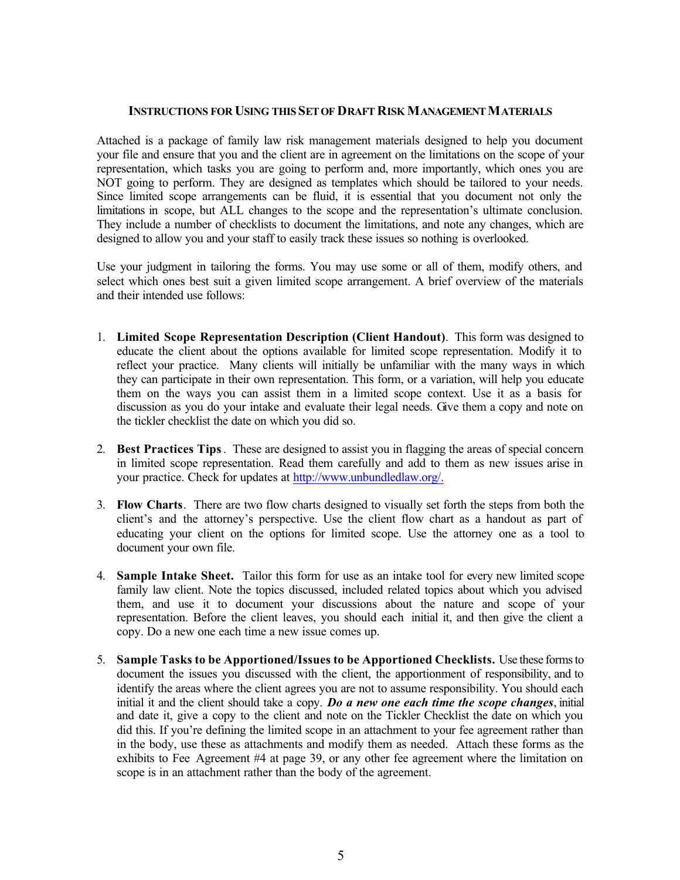## INSTRUCTIONS FOR USING THIS SET OF DRAFT RISK MANAGEMENT MATERIALS

Attached is a package of family law risk management materials designed to help you document your file and ensure that you and the client are in agreement on the limitations on the scope of your representation, which tasks you are going to perform and, more importantly, which ones you are NOT going to perform. They are designed as templates which should be tailored to your needs. Since limited scope arrangements can be fluid, it is essential that you document not only the limitations in scope, but ALL changes to the scope and the representation's ultimate conclusion. They include a number of checklists to document the limitations, and note any changes, which are designed to allow you and your staff to easily track these issues so nothing is overlooked.

Use your judgment in tailoring the forms. You may use some or all of them, modify others, and select which ones best suit a given limited scope arrangement. A brief overview of the materials and their intended use follows:

1. **Limited Scope Representation Description (Client Handout)**. This form was designed to educate the client about the options available for limited scope representation. Modify it to reflect your practice. Many clients will initially be unfamiliar with the many ways in which they can participate in their own representation. This form, or a variation, will help you educate them on the ways you can assist them in a limited scope context. Use it as a basis for discussion as you do your intake and evaluate their legal needs. Give them a copy and note on the tickler checklist the date on which you did so.

2. **Best Practices Tips**. These are designed to assist you in flagging the areas of special concern in limited scope representation. Read them carefully and add to them as new issues arise in your practice. Check for updates at http://www.unbundledlaw.org/.

3. **Flow Charts**. There are two flow charts designed to visually set forth the steps from both the client's and the attorney's perspective. Use the client flow chart as a handout as part of educating your client on the options for limited scope. Use the attorney one as a tool to document your own file.

4. **Sample Intake Sheet.** Tailor this form for use as an intake tool for every new limited scope family law client. Note the topics discussed, included related topics about which you advised them, and use it to document your discussions about the nature and scope of your representation. Before the client leaves, you should each initial it, and then give the client a copy. Do a new one each time a new issue comes up.

5. **Sample Tasks to be Apportioned/Issues to be Apportioned Checklists.** Use these forms to document the issues you discussed with the client, the apportionment of responsibility, and to identify the areas where the client agrees you are not to assume responsibility. You should each initial it and the client should take a copy. ***Do a new one each time the scope changes***, initial and date it, give a copy to the client and note on the Tickler Checklist the date on which you did this. If you're defining the limited scope in an attachment to your fee agreement rather than in the body, use these as attachments and modify them as needed. Attach these forms as the exhibits to Fee Agreement #4 at page 39, or any other fee agreement where the limitation on scope is in an attachment rather than the body of the agreement.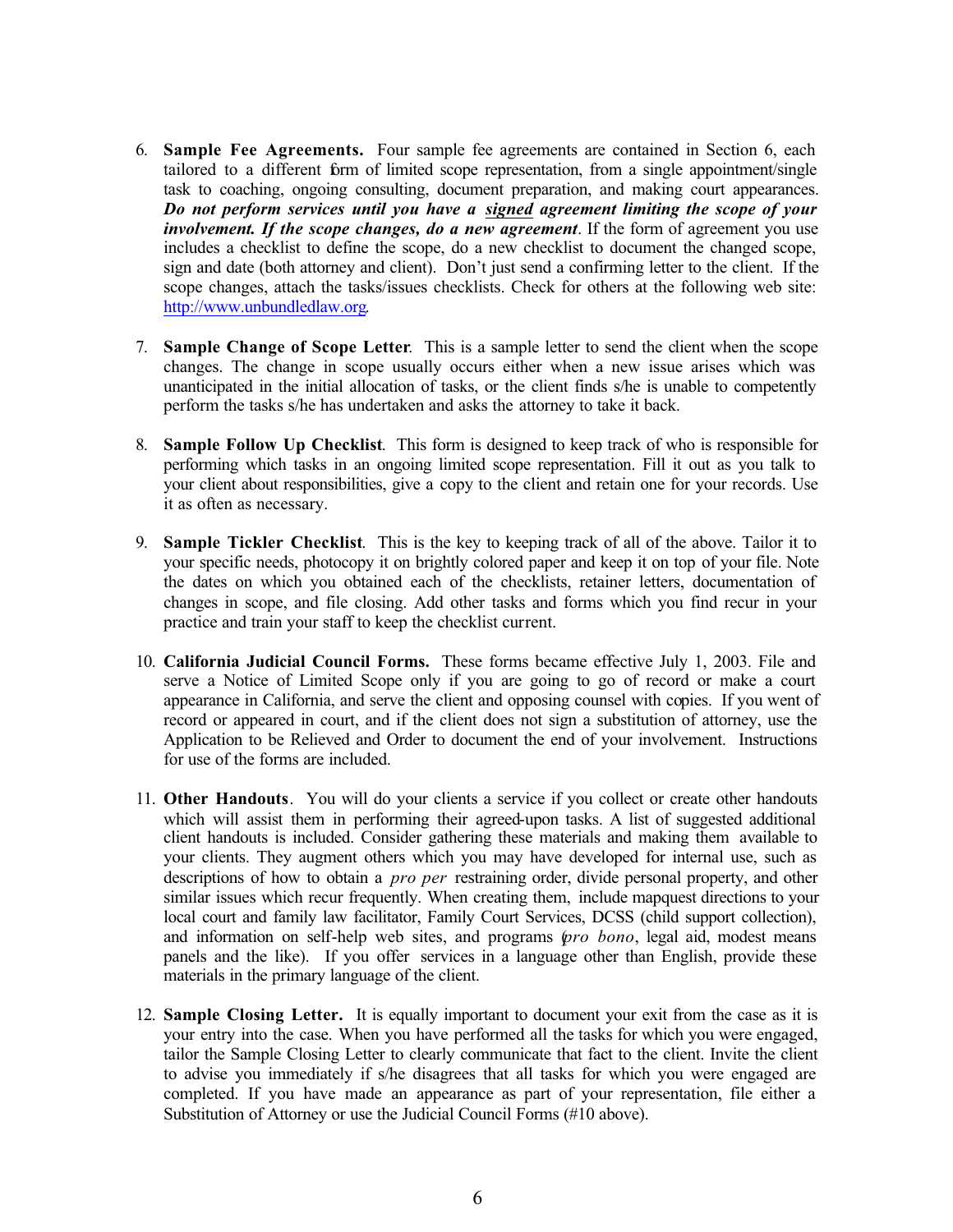6. **Sample Fee Agreements.** Four sample fee agreements are contained in Section 6, each tailored to a different form of limited scope representation, from a single appointment/single task to coaching, ongoing consulting, document preparation, and making court appearances. ***Do not perform services until you have a <u>signed</u> agreement limiting the scope of your involvement. If the scope changes, do a new agreement***. If the form of agreement you use includes a checklist to define the scope, do a new checklist to document the changed scope, sign and date (both attorney and client). Don't just send a confirming letter to the client. If the scope changes, attach the tasks/issues checklists. Check for others at the following web site: http://www.unbundledlaw.org.

7. **Sample Change of Scope Letter**. This is a sample letter to send the client when the scope changes. The change in scope usually occurs either when a new issue arises which was unanticipated in the initial allocation of tasks, or the client finds s/he is unable to competently perform the tasks s/he has undertaken and asks the attorney to take it back.

8. **Sample Follow Up Checklist**. This form is designed to keep track of who is responsible for performing which tasks in an ongoing limited scope representation. Fill it out as you talk to your client about responsibilities, give a copy to the client and retain one for your records. Use it as often as necessary.

9. **Sample Tickler Checklist**. This is the key to keeping track of all of the above. Tailor it to your specific needs, photocopy it on brightly colored paper and keep it on top of your file. Note the dates on which you obtained each of the checklists, retainer letters, documentation of changes in scope, and file closing. Add other tasks and forms which you find recur in your practice and train your staff to keep the checklist current.

10. **California Judicial Council Forms.** These forms became effective July 1, 2003. File and serve a Notice of Limited Scope only if you are going to go of record or make a court appearance in California, and serve the client and opposing counsel with copies. If you went of record or appeared in court, and if the client does not sign a substitution of attorney, use the Application to be Relieved and Order to document the end of your involvement. Instructions for use of the forms are included.

11. **Other Handouts**. You will do your clients a service if you collect or create other handouts which will assist them in performing their agreed-upon tasks. A list of suggested additional client handouts is included. Consider gathering these materials and making them available to your clients. They augment others which you may have developed for internal use, such as descriptions of how to obtain a *pro per* restraining order, divide personal property, and other similar issues which recur frequently. When creating them, include mapquest directions to your local court and family law facilitator, Family Court Services, DCSS (child support collection), and information on self-help web sites, and programs (*pro bono*, legal aid, modest means panels and the like). If you offer services in a language other than English, provide these materials in the primary language of the client.

12. **Sample Closing Letter.** It is equally important to document your exit from the case as it is your entry into the case. When you have performed all the tasks for which you were engaged, tailor the Sample Closing Letter to clearly communicate that fact to the client. Invite the client to advise you immediately if s/he disagrees that all tasks for which you were engaged are completed. If you have made an appearance as part of your representation, file either a Substitution of Attorney or use the Judicial Council Forms (#10 above).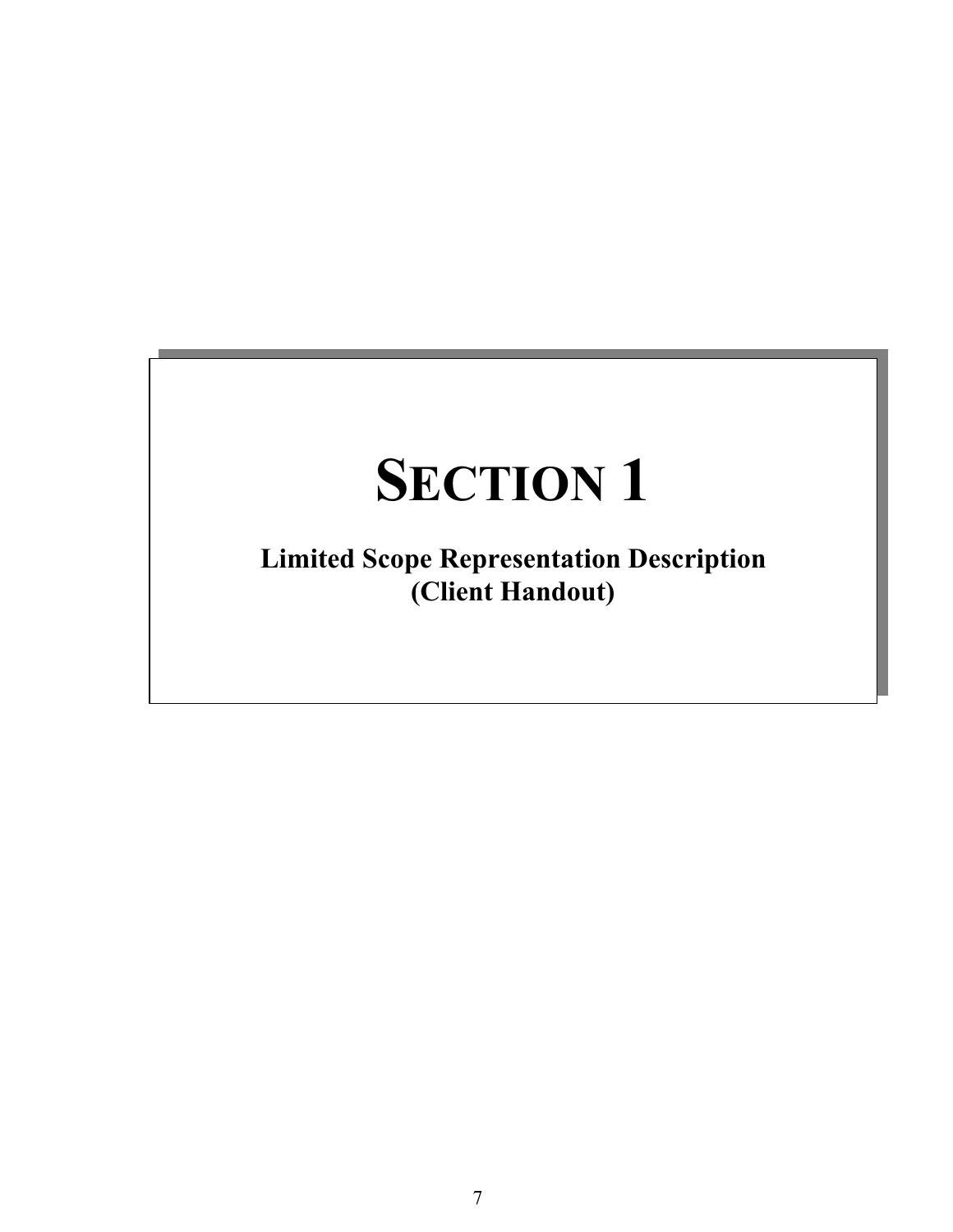# SECTION 1

**Limited Scope Representation Description**
**(Client Handout)**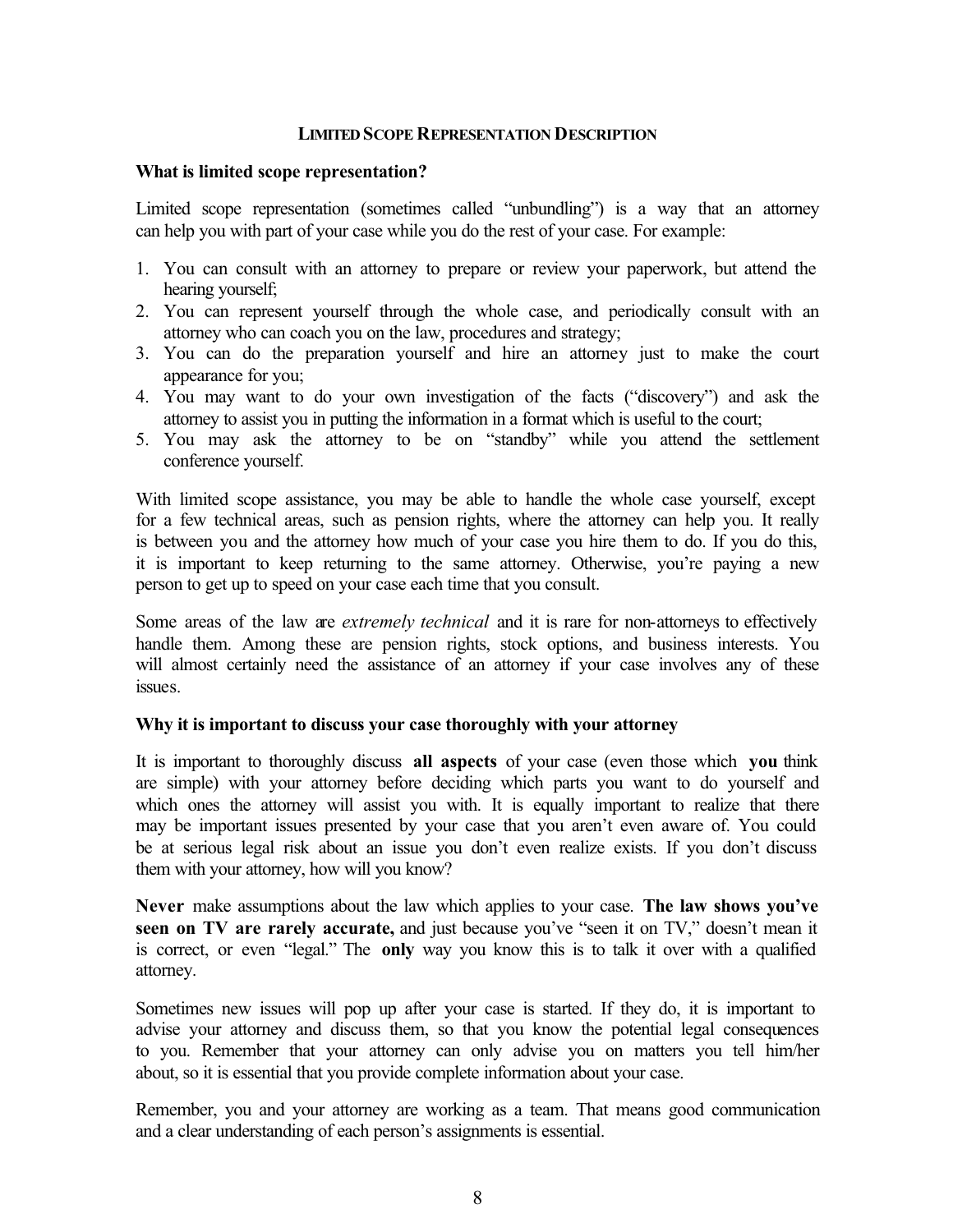## LIMITED SCOPE REPRESENTATION DESCRIPTION

**What is limited scope representation?**

Limited scope representation (sometimes called "unbundling") is a way that an attorney can help you with part of your case while you do the rest of your case. For example:

1. You can consult with an attorney to prepare or review your paperwork, but attend the hearing yourself;
2. You can represent yourself through the whole case, and periodically consult with an attorney who can coach you on the law, procedures and strategy;
3. You can do the preparation yourself and hire an attorney just to make the court appearance for you;
4. You may want to do your own investigation of the facts ("discovery") and ask the attorney to assist you in putting the information in a format which is useful to the court;
5. You may ask the attorney to be on "standby" while you attend the settlement conference yourself.

With limited scope assistance, you may be able to handle the whole case yourself, except for a few technical areas, such as pension rights, where the attorney can help you. It really is between you and the attorney how much of your case you hire them to do. If you do this, it is important to keep returning to the same attorney. Otherwise, you're paying a new person to get up to speed on your case each time that you consult.

Some areas of the law are *extremely technical* and it is rare for non-attorneys to effectively handle them. Among these are pension rights, stock options, and business interests. You will almost certainly need the assistance of an attorney if your case involves any of these issues.

**Why it is important to discuss your case thoroughly with your attorney**

It is important to thoroughly discuss **all aspects** of your case (even those which **you** think are simple) with your attorney before deciding which parts you want to do yourself and which ones the attorney will assist you with. It is equally important to realize that there may be important issues presented by your case that you aren't even aware of. You could be at serious legal risk about an issue you don't even realize exists. If you don't discuss them with your attorney, how will you know?

**Never** make assumptions about the law which applies to your case. **The law shows you've seen on TV are rarely accurate,** and just because you've "seen it on TV," doesn't mean it is correct, or even "legal." The **only** way you know this is to talk it over with a qualified attorney.

Sometimes new issues will pop up after your case is started. If they do, it is important to advise your attorney and discuss them, so that you know the potential legal consequences to you. Remember that your attorney can only advise you on matters you tell him/her about, so it is essential that you provide complete information about your case.

Remember, you and your attorney are working as a team. That means good communication and a clear understanding of each person's assignments is essential.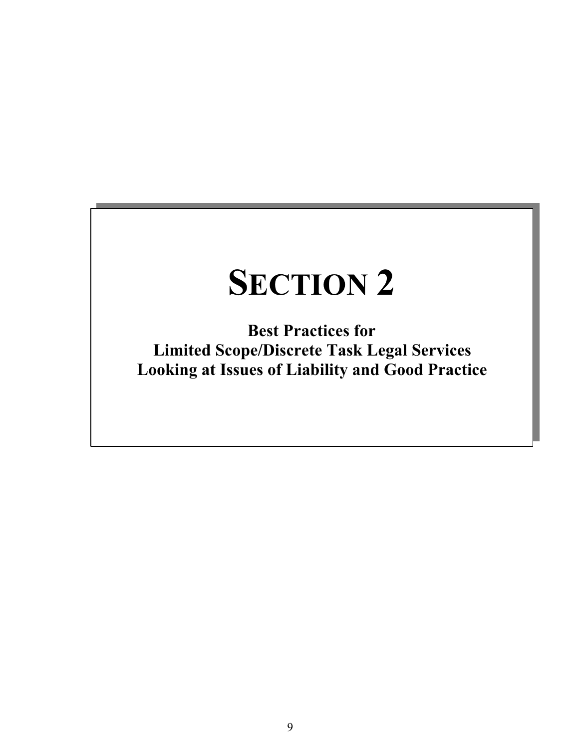# SECTION 2

**Best Practices for**
**Limited Scope/Discrete Task Legal Services**
**Looking at Issues of Liability and Good Practice**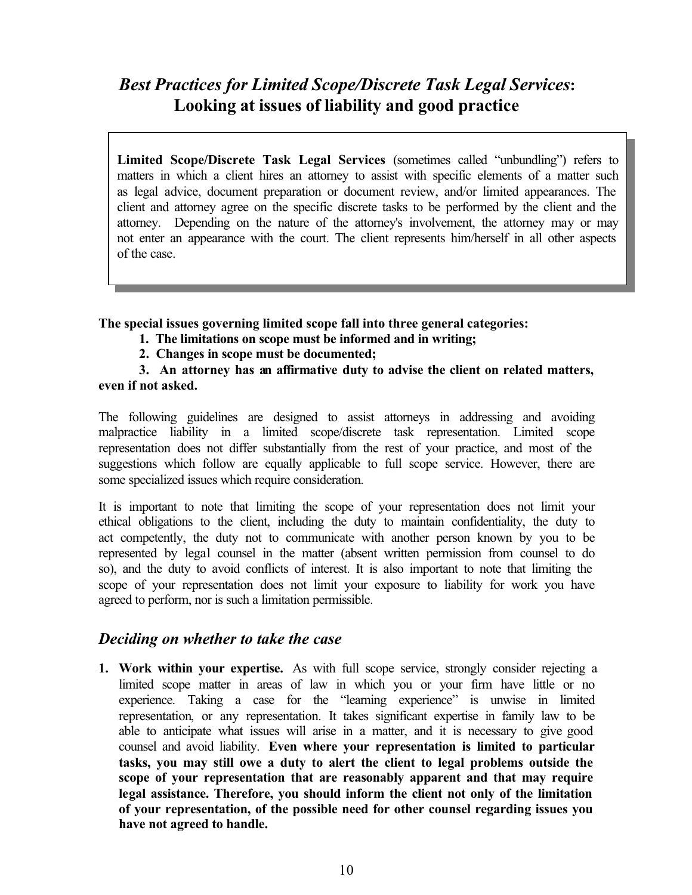## *Best Practices for Limited Scope/Discrete Task Legal Services*: Looking at issues of liability and good practice

> **Limited Scope/Discrete Task Legal Services** (sometimes called "unbundling") refers to matters in which a client hires an attorney to assist with specific elements of a matter such as legal advice, document preparation or document review, and/or limited appearances. The client and attorney agree on the specific discrete tasks to be performed by the client and the attorney. Depending on the nature of the attorney's involvement, the attorney may or may not enter an appearance with the court. The client represents him/herself in all other aspects of the case.

**The special issues governing limited scope fall into three general categories:**

1. **The limitations on scope must be informed and in writing;**
2. **Changes in scope must be documented;**
3. **An attorney has an affirmative duty to advise the client on related matters, even if not asked.**

The following guidelines are designed to assist attorneys in addressing and avoiding malpractice liability in a limited scope/discrete task representation. Limited scope representation does not differ substantially from the rest of your practice, and most of the suggestions which follow are equally applicable to full scope service. However, there are some specialized issues which require consideration.

It is important to note that limiting the scope of your representation does not limit your ethical obligations to the client, including the duty to maintain confidentiality, the duty to act competently, the duty not to communicate with another person known by you to be represented by lega1 counsel in the matter (absent written permission from counsel to do so), and the duty to avoid conflicts of interest. It is also important to note that limiting the scope of your representation does not limit your exposure to liability for work you have agreed to perform, nor is such a limitation permissible.

### *Deciding on whether to take the case*

1. **Work within your expertise.** As with full scope service, strongly consider rejecting a limited scope matter in areas of law in which you or your firm have little or no experience. Taking a case for the "learning experience" is unwise in limited representation, or any representation. It takes significant expertise in family law to be able to anticipate what issues will arise in a matter, and it is necessary to give good counsel and avoid liability. **Even where your representation is limited to particular tasks, you may still owe a duty to alert the client to legal problems outside the scope of your representation that are reasonably apparent and that may require legal assistance. Therefore, you should inform the client not only of the limitation of your representation, of the possible need for other counsel regarding issues you have not agreed to handle.**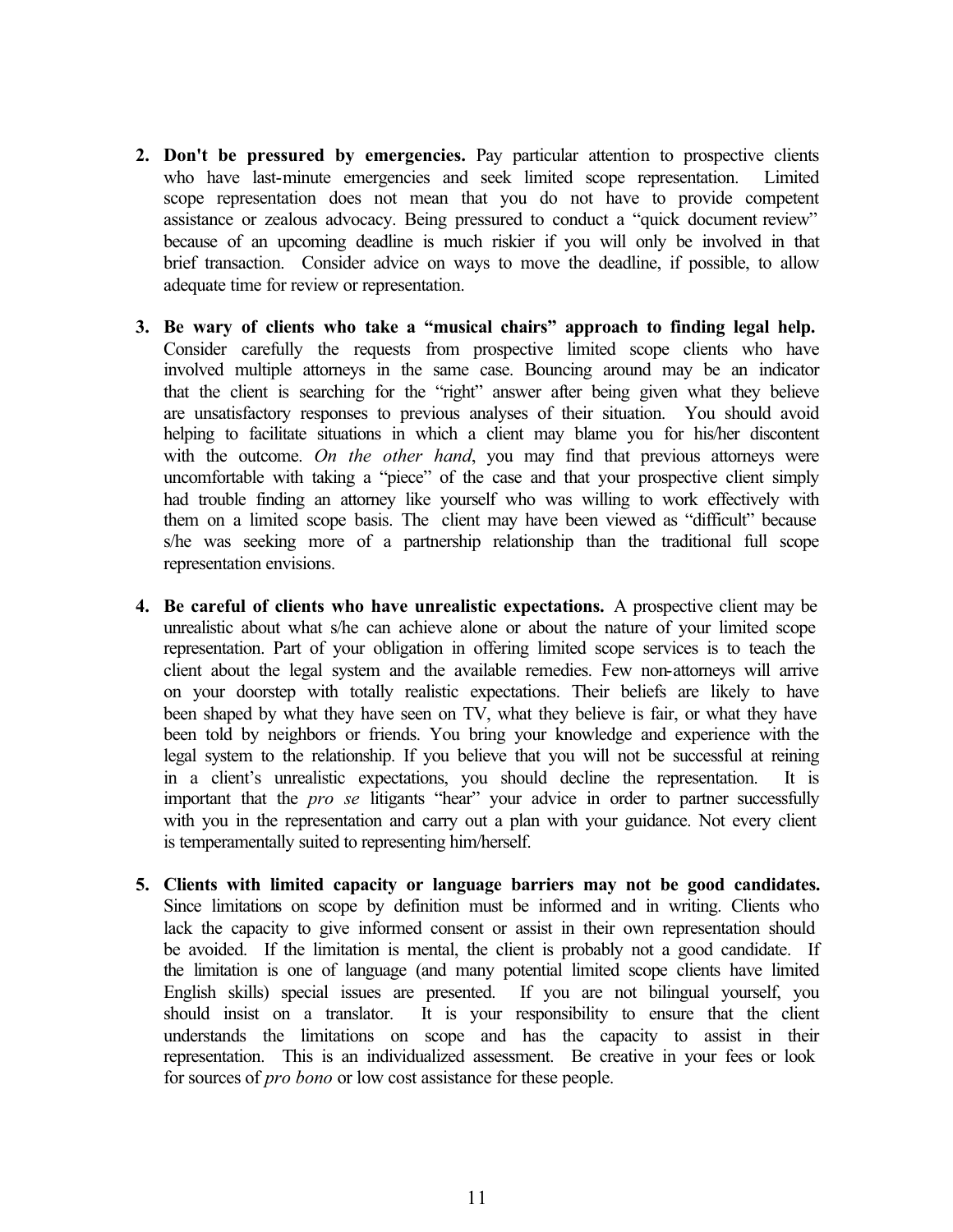2. **Don't be pressured by emergencies.** Pay particular attention to prospective clients who have last-minute emergencies and seek limited scope representation. Limited scope representation does not mean that you do not have to provide competent assistance or zealous advocacy. Being pressured to conduct a "quick document review" because of an upcoming deadline is much riskier if you will only be involved in that brief transaction. Consider advice on ways to move the deadline, if possible, to allow adequate time for review or representation.

3. **Be wary of clients who take a "musical chairs" approach to finding legal help.** Consider carefully the requests from prospective limited scope clients who have involved multiple attorneys in the same case. Bouncing around may be an indicator that the client is searching for the "right" answer after being given what they believe are unsatisfactory responses to previous analyses of their situation. You should avoid helping to facilitate situations in which a client may blame you for his/her discontent with the outcome. *On the other hand*, you may find that previous attorneys were uncomfortable with taking a "piece" of the case and that your prospective client simply had trouble finding an attorney like yourself who was willing to work effectively with them on a limited scope basis. The client may have been viewed as "difficult" because s/he was seeking more of a partnership relationship than the traditional full scope representation envisions.

4. **Be careful of clients who have unrealistic expectations.** A prospective client may be unrealistic about what s/he can achieve alone or about the nature of your limited scope representation. Part of your obligation in offering limited scope services is to teach the client about the legal system and the available remedies. Few non-attorneys will arrive on your doorstep with totally realistic expectations. Their beliefs are likely to have been shaped by what they have seen on TV, what they believe is fair, or what they have been told by neighbors or friends. You bring your knowledge and experience with the legal system to the relationship. If you believe that you will not be successful at reining in a client's unrealistic expectations, you should decline the representation. It is important that the *pro se* litigants "hear" your advice in order to partner successfully with you in the representation and carry out a plan with your guidance. Not every client is temperamentally suited to representing him/herself.

5. **Clients with limited capacity or language barriers may not be good candidates.** Since limitations on scope by definition must be informed and in writing. Clients who lack the capacity to give informed consent or assist in their own representation should be avoided. If the limitation is mental, the client is probably not a good candidate. If the limitation is one of language (and many potential limited scope clients have limited English skills) special issues are presented. If you are not bilingual yourself, you should insist on a translator. It is your responsibility to ensure that the client understands the limitations on scope and has the capacity to assist in their representation. This is an individualized assessment. Be creative in your fees or look for sources of *pro bono* or low cost assistance for these people.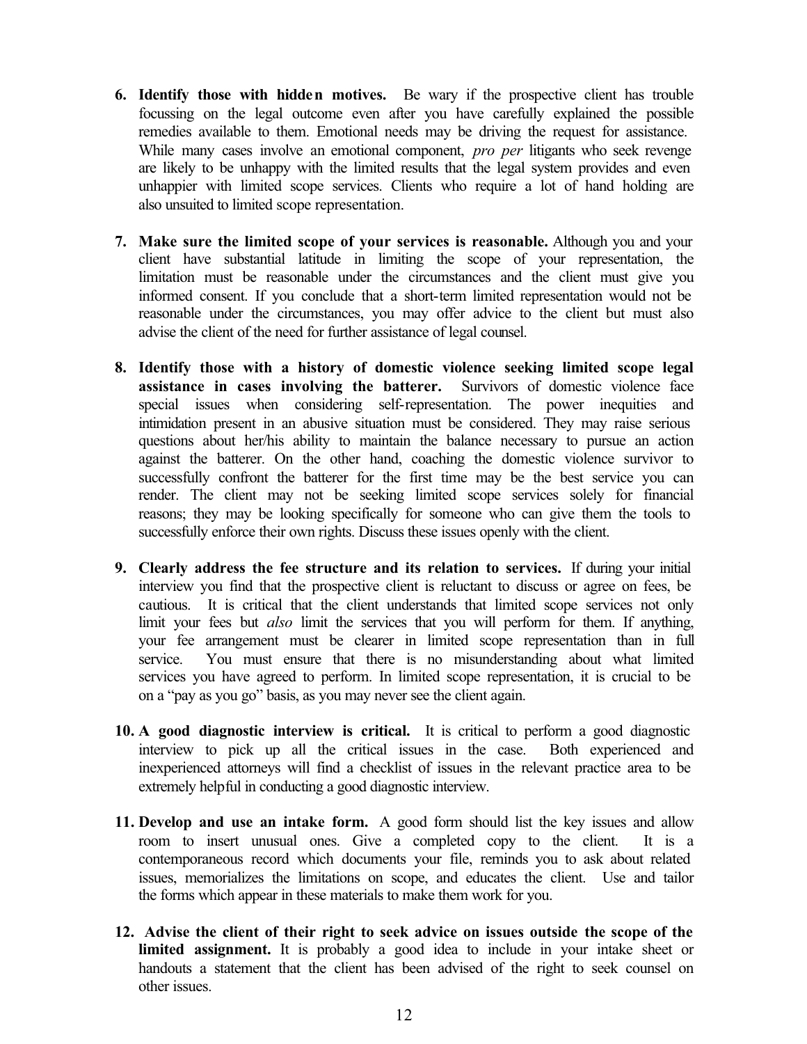6. **Identify those with hidden motives.** Be wary if the prospective client has trouble focussing on the legal outcome even after you have carefully explained the possible remedies available to them. Emotional needs may be driving the request for assistance. While many cases involve an emotional component, *pro per* litigants who seek revenge are likely to be unhappy with the limited results that the legal system provides and even unhappier with limited scope services. Clients who require a lot of hand holding are also unsuited to limited scope representation.

7. **Make sure the limited scope of your services is reasonable.** Although you and your client have substantial latitude in limiting the scope of your representation, the limitation must be reasonable under the circumstances and the client must give you informed consent. If you conclude that a short-term limited representation would not be reasonable under the circumstances, you may offer advice to the client but must also advise the client of the need for further assistance of legal counsel.

8. **Identify those with a history of domestic violence seeking limited scope legal assistance in cases involving the batterer.** Survivors of domestic violence face special issues when considering self-representation. The power inequities and intimidation present in an abusive situation must be considered. They may raise serious questions about her/his ability to maintain the balance necessary to pursue an action against the batterer. On the other hand, coaching the domestic violence survivor to successfully confront the batterer for the first time may be the best service you can render. The client may not be seeking limited scope services solely for financial reasons; they may be looking specifically for someone who can give them the tools to successfully enforce their own rights. Discuss these issues openly with the client.

9. **Clearly address the fee structure and its relation to services.** If during your initial interview you find that the prospective client is reluctant to discuss or agree on fees, be cautious. It is critical that the client understands that limited scope services not only limit your fees but *also* limit the services that you will perform for them. If anything, your fee arrangement must be clearer in limited scope representation than in full service. You must ensure that there is no misunderstanding about what limited services you have agreed to perform. In limited scope representation, it is crucial to be on a "pay as you go" basis, as you may never see the client again.

10. **A good diagnostic interview is critical.** It is critical to perform a good diagnostic interview to pick up all the critical issues in the case. Both experienced and inexperienced attorneys will find a checklist of issues in the relevant practice area to be extremely helpful in conducting a good diagnostic interview.

11. **Develop and use an intake form.** A good form should list the key issues and allow room to insert unusual ones. Give a completed copy to the client. It is a contemporaneous record which documents your file, reminds you to ask about related issues, memorializes the limitations on scope, and educates the client. Use and tailor the forms which appear in these materials to make them work for you.

12. **Advise the client of their right to seek advice on issues outside the scope of the limited assignment.** It is probably a good idea to include in your intake sheet or handouts a statement that the client has been advised of the right to seek counsel on other issues.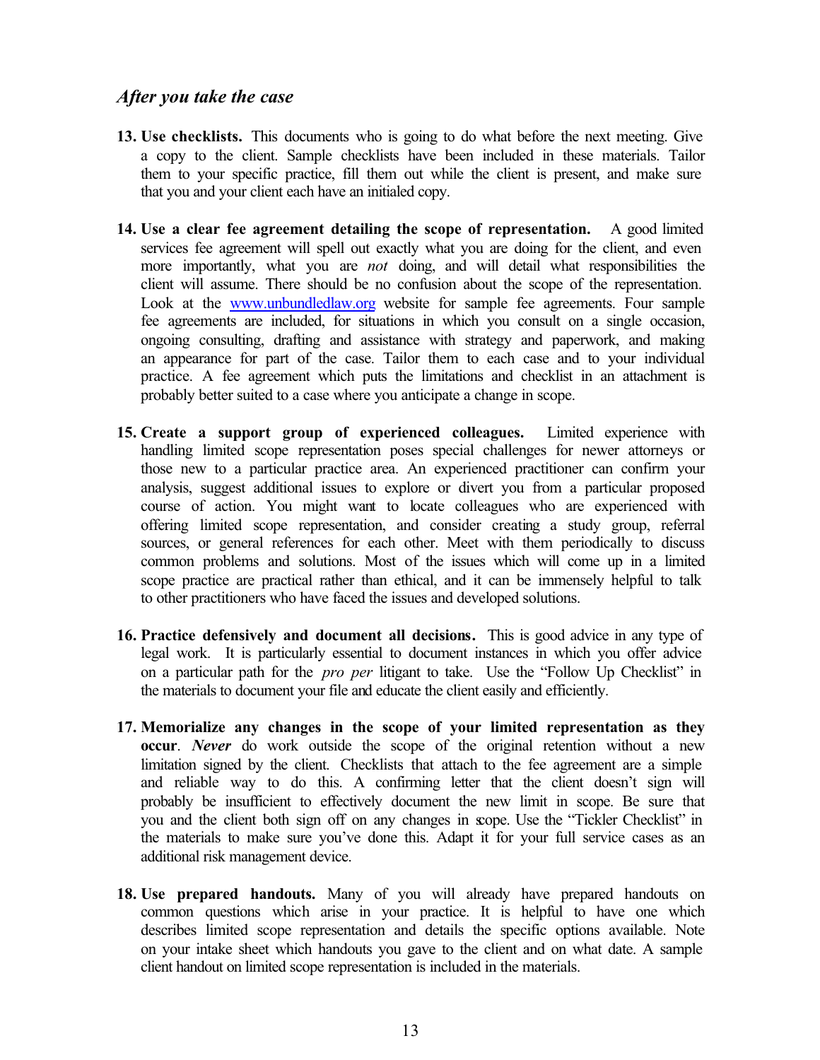### *After you take the case*

13. **Use checklists.** This documents who is going to do what before the next meeting. Give a copy to the client. Sample checklists have been included in these materials. Tailor them to your specific practice, fill them out while the client is present, and make sure that you and your client each have an initialed copy.

14. **Use a clear fee agreement detailing the scope of representation.** A good limited services fee agreement will spell out exactly what you are doing for the client, and even more importantly, what you are *not* doing, and will detail what responsibilities the client will assume. There should be no confusion about the scope of the representation. Look at the [www.unbundledlaw.org](http://www.unbundledlaw.org) website for sample fee agreements. Four sample fee agreements are included, for situations in which you consult on a single occasion, ongoing consulting, drafting and assistance with strategy and paperwork, and making an appearance for part of the case. Tailor them to each case and to your individual practice. A fee agreement which puts the limitations and checklist in an attachment is probably better suited to a case where you anticipate a change in scope.

15. **Create a support group of experienced colleagues.** Limited experience with handling limited scope representation poses special challenges for newer attorneys or those new to a particular practice area. An experienced practitioner can confirm your analysis, suggest additional issues to explore or divert you from a particular proposed course of action. You might want to locate colleagues who are experienced with offering limited scope representation, and consider creating a study group, referral sources, or general references for each other. Meet with them periodically to discuss common problems and solutions. Most of the issues which will come up in a limited scope practice are practical rather than ethical, and it can be immensely helpful to talk to other practitioners who have faced the issues and developed solutions.

16. **Practice defensively and document all decisions.** This is good advice in any type of legal work. It is particularly essential to document instances in which you offer advice on a particular path for the *pro per* litigant to take. Use the "Follow Up Checklist" in the materials to document your file and educate the client easily and efficiently.

17. **Memorialize any changes in the scope of your limited representation as they occur**. ***Never*** do work outside the scope of the original retention without a new limitation signed by the client. Checklists that attach to the fee agreement are a simple and reliable way to do this. A confirming letter that the client doesn't sign will probably be insufficient to effectively document the new limit in scope. Be sure that you and the client both sign off on any changes in scope. Use the "Tickler Checklist" in the materials to make sure you've done this. Adapt it for your full service cases as an additional risk management device.

18. **Use prepared handouts.** Many of you will already have prepared handouts on common questions which arise in your practice. It is helpful to have one which describes limited scope representation and details the specific options available. Note on your intake sheet which handouts you gave to the client and on what date. A sample client handout on limited scope representation is included in the materials.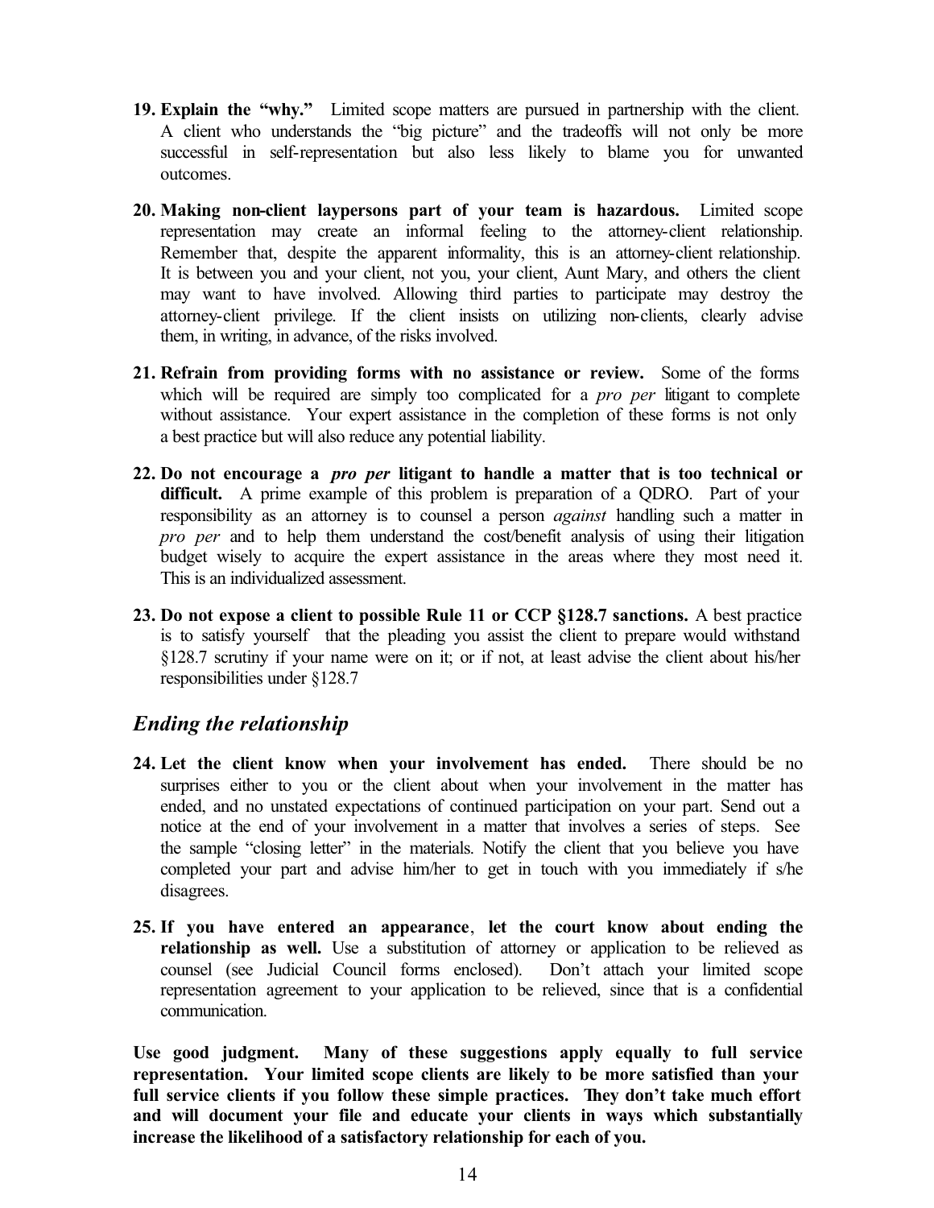19. **Explain the "why."** Limited scope matters are pursued in partnership with the client. A client who understands the "big picture" and the tradeoffs will not only be more successful in self-representation but also less likely to blame you for unwanted outcomes.

20. **Making non-client laypersons part of your team is hazardous.** Limited scope representation may create an informal feeling to the attorney-client relationship. Remember that, despite the apparent informality, this is an attorney-client relationship. It is between you and your client, not you, your client, Aunt Mary, and others the client may want to have involved. Allowing third parties to participate may destroy the attorney-client privilege. If the client insists on utilizing non-clients, clearly advise them, in writing, in advance, of the risks involved.

21. **Refrain from providing forms with no assistance or review.** Some of the forms which will be required are simply too complicated for a *pro per* litigant to complete without assistance. Your expert assistance in the completion of these forms is not only a best practice but will also reduce any potential liability.

22. **Do not encourage a *pro per* litigant to handle a matter that is too technical or difficult.** A prime example of this problem is preparation of a QDRO. Part of your responsibility as an attorney is to counsel a person *against* handling such a matter in *pro per* and to help them understand the cost/benefit analysis of using their litigation budget wisely to acquire the expert assistance in the areas where they most need it. This is an individualized assessment.

23. **Do not expose a client to possible Rule 11 or CCP §128.7 sanctions.** A best practice is to satisfy yourself that the pleading you assist the client to prepare would withstand §128.7 scrutiny if your name were on it; or if not, at least advise the client about his/her responsibilities under §128.7

## *Ending the relationship*

24. **Let the client know when your involvement has ended.** There should be no surprises either to you or the client about when your involvement in the matter has ended, and no unstated expectations of continued participation on your part. Send out a notice at the end of your involvement in a matter that involves a series of steps. See the sample "closing letter" in the materials. Notify the client that you believe you have completed your part and advise him/her to get in touch with you immediately if s/he disagrees.

25. **If you have entered an appearance**, **let the court know about ending the relationship as well.** Use a substitution of attorney or application to be relieved as counsel (see Judicial Council forms enclosed). Don't attach your limited scope representation agreement to your application to be relieved, since that is a confidential communication.

**Use good judgment. Many of these suggestions apply equally to full service representation. Your limited scope clients are likely to be more satisfied than your full service clients if you follow these simple practices. They don't take much effort and will document your file and educate your clients in ways which substantially increase the likelihood of a satisfactory relationship for each of you.**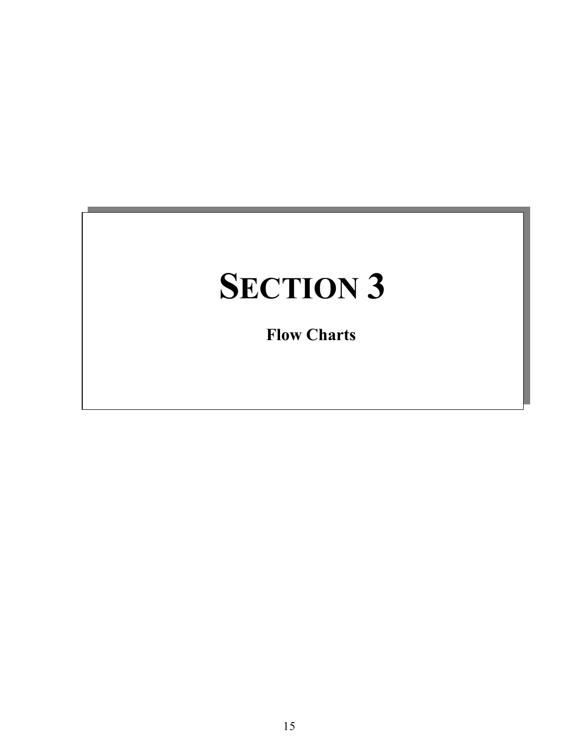# SECTION 3

**Flow Charts**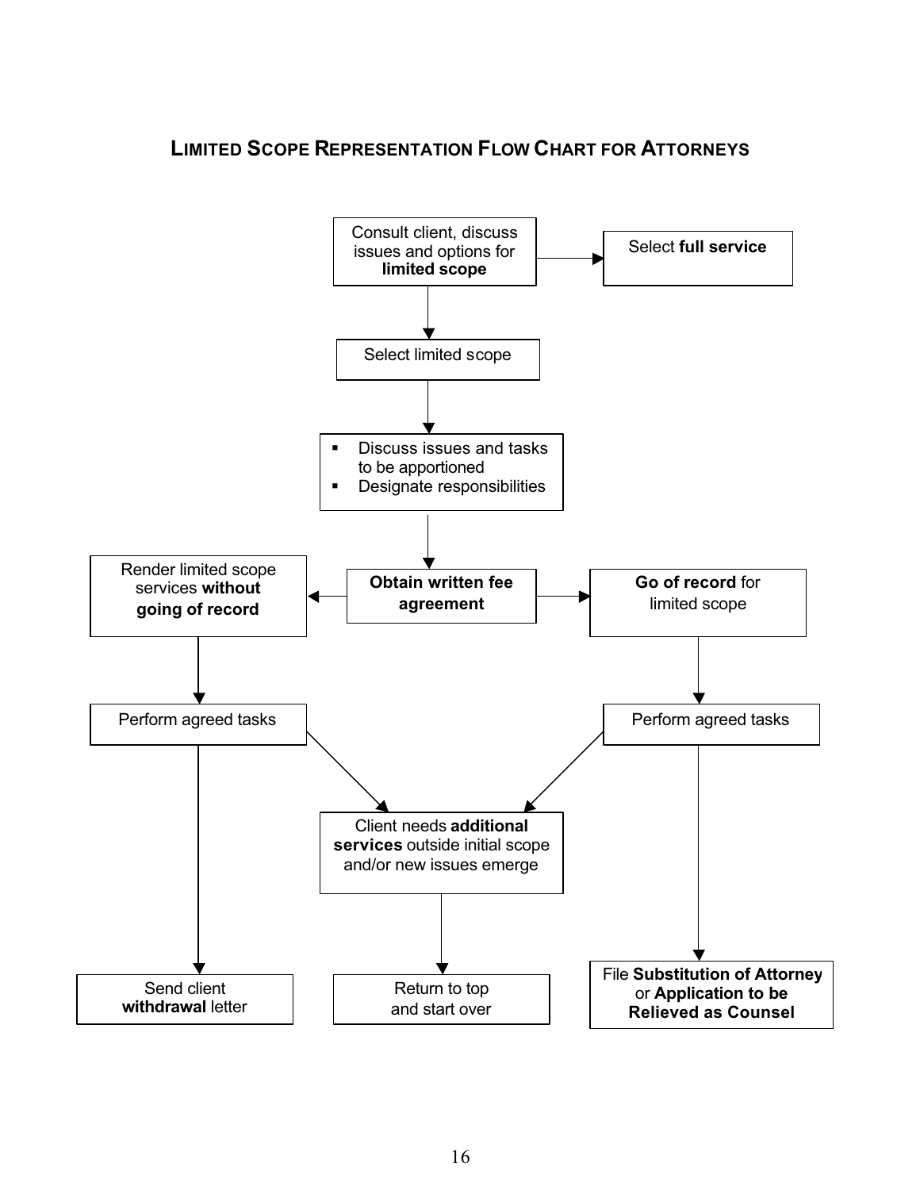# LIMITED SCOPE REPRESENTATION FLOW CHART FOR ATTORNEYS

Consult client, discuss issues and options for **limited scope**

Select **full service**

Select limited scope

- Discuss issues and tasks to be apportioned
- Designate responsibilities

**Obtain written fee agreement**

Render limited scope services **without going of record**

**Go of record** for limited scope

Perform agreed tasks

Perform agreed tasks

Client needs **additional services** outside initial scope and/or new issues emerge

Send client **withdrawal** letter

Return to top and start over

File **Substitution of Attorney** or **Application to be Relieved as Counsel**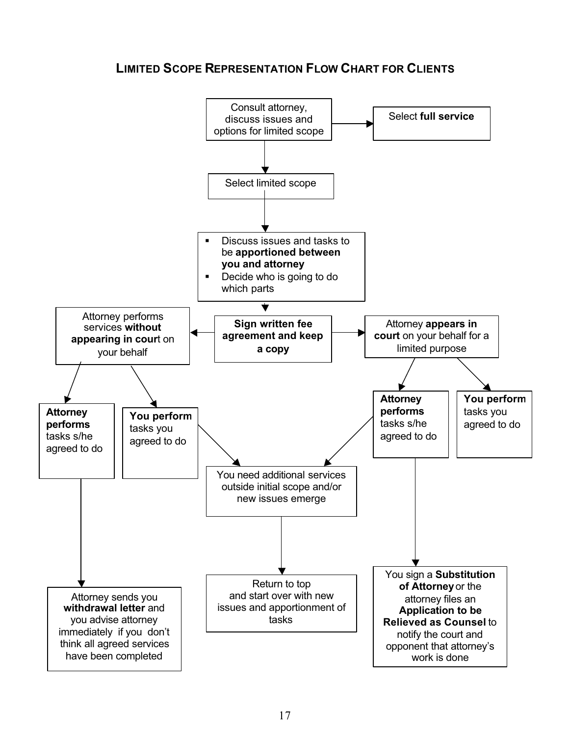## LIMITED SCOPE REPRESENTATION FLOW CHART FOR CLIENTS

Consult attorney, discuss issues and options for limited scope

→ Select **full service**

↓

Select limited scope

↓

- Discuss issues and tasks to be **apportioned between you and attorney**
- Decide who is going to do which parts

↓

**Sign written fee agreement and keep a copy**

← Attorney performs services **without appearing in court** on your behalf

- **Attorney performs** tasks s/he agreed to do
  - ↓ Attorney sends you **withdrawal letter** and you advise attorney immediately if you don't think all agreed services have been completed
- **You perform** tasks you agreed to do
  - ↓ You need additional services outside initial scope and/or new issues emerge

→ Attorney **appears in court** on your behalf for a limited purpose

- **Attorney performs** tasks s/he agreed to do
  - ↓ You sign a **Substitution of Attorney** or the attorney files an **Application to be Relieved as Counsel** to notify the court and opponent that attorney's work is done
  - ↓ You need additional services outside initial scope and/or new issues emerge
- **You perform** tasks you agreed to do

You need additional services outside initial scope and/or new issues emerge

↓

Return to top and start over with new issues and apportionment of tasks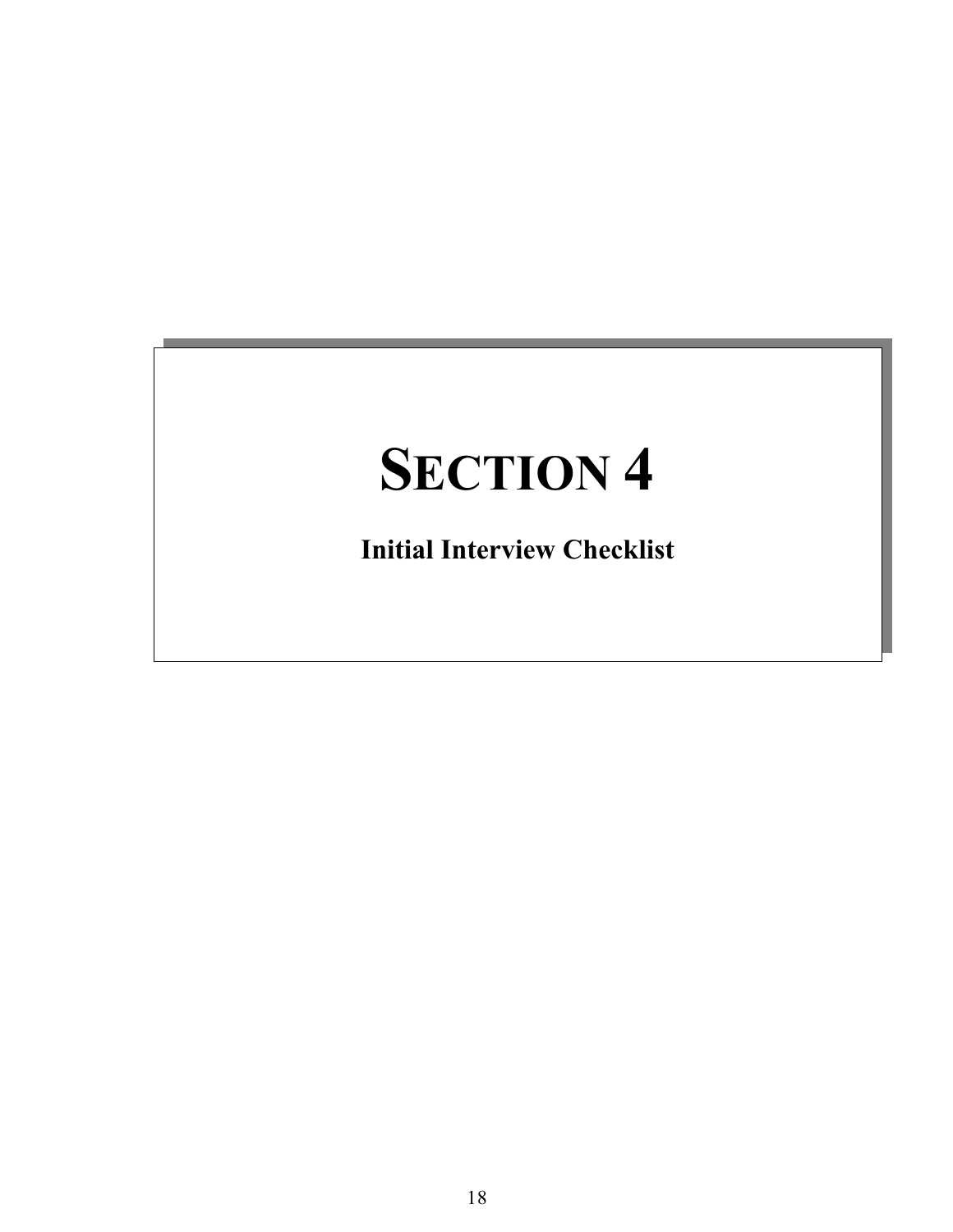# SECTION 4

## Initial Interview Checklist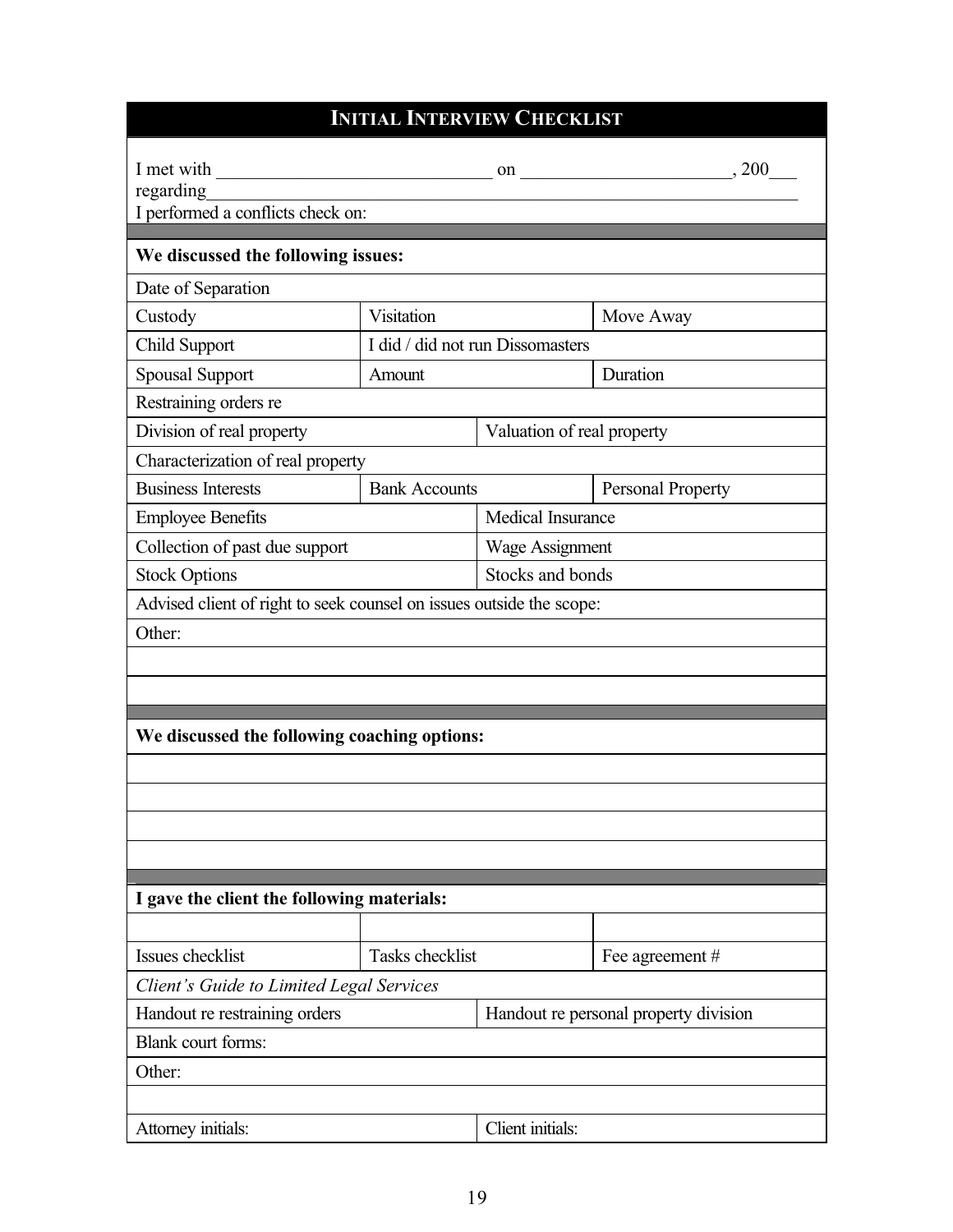## Initial Interview Checklist

I met with ______________________________ on ______________________, 200___
regarding________________________________________________________________________
I performed a conflicts check on:

| **We discussed the following issues:** | | |
|---|---|---|
| Date of Separation | | |
| Custody | Visitation | Move Away |
| Child Support | I did / did not run Dissomasters | |
| Spousal Support | Amount | Duration |
| Restraining orders re | | |
| Division of real property | Valuation of real property | |
| Characterization of real property | | |
| Business Interests | Bank Accounts | Personal Property |
| Employee Benefits | Medical Insurance | |
| Collection of past due support | Wage Assignment | |
| Stock Options | Stocks and bonds | |
| Advised client of right to seek counsel on issues outside the scope: | | |
| Other: | | |
| | | |
| | | |

| **We discussed the following coaching options:** |
|---|
| |
| |
| |
| |

| **I gave the client the following materials:** | | |
|---|---|---|
| | | |
| Issues checklist | Tasks checklist | Fee agreement # |
| *Client's Guide to Limited Legal Services* | | |
| Handout re restraining orders | Handout re personal property division | |
| Blank court forms: | | |
| Other: | | |
| | | |
| Attorney initials: | Client initials: | |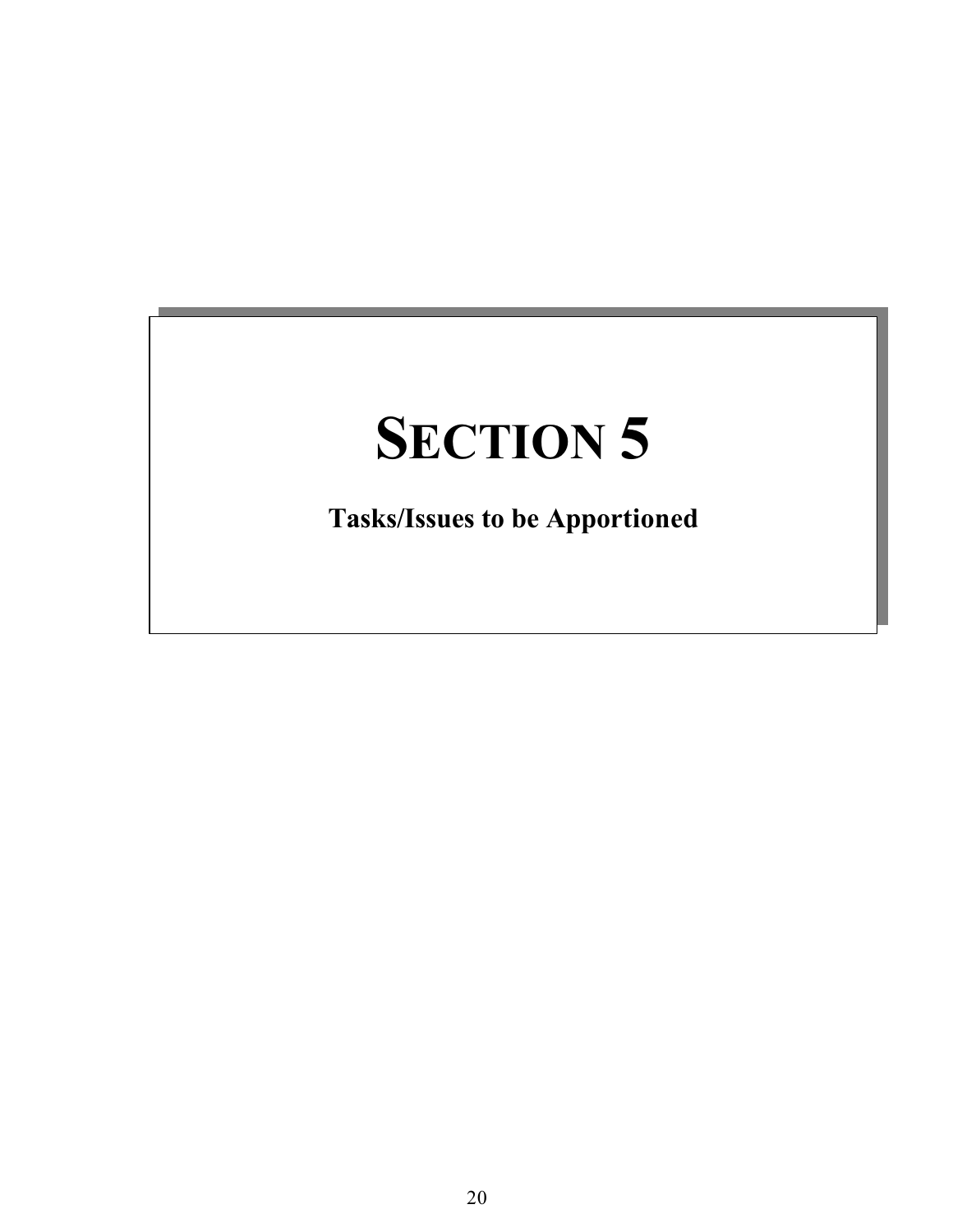# SECTION 5

**Tasks/Issues to be Apportioned**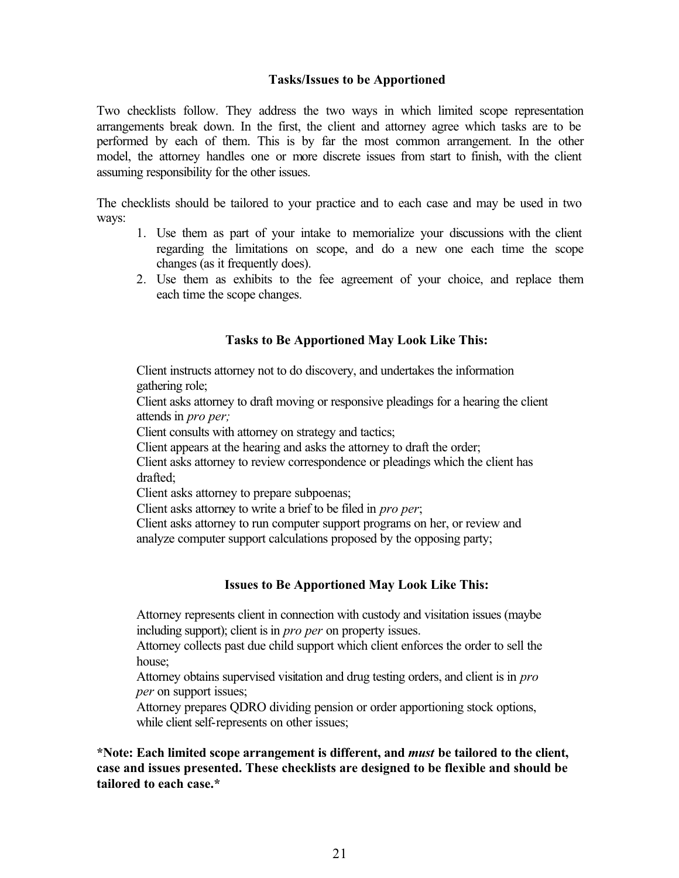## Tasks/Issues to be Apportioned

Two checklists follow. They address the two ways in which limited scope representation arrangements break down. In the first, the client and attorney agree which tasks are to be performed by each of them. This is by far the most common arrangement. In the other model, the attorney handles one or more discrete issues from start to finish, with the client assuming responsibility for the other issues.

The checklists should be tailored to your practice and to each case and may be used in two ways:

1. Use them as part of your intake to memorialize your discussions with the client regarding the limitations on scope, and do a new one each time the scope changes (as it frequently does).
2. Use them as exhibits to the fee agreement of your choice, and replace them each time the scope changes.

### Tasks to Be Apportioned May Look Like This:

Client instructs attorney not to do discovery, and undertakes the information gathering role;
Client asks attorney to draft moving or responsive pleadings for a hearing the client attends in *pro per;*
Client consults with attorney on strategy and tactics;
Client appears at the hearing and asks the attorney to draft the order;
Client asks attorney to review correspondence or pleadings which the client has drafted;
Client asks attorney to prepare subpoenas;
Client asks attorney to write a brief to be filed in *pro per*;
Client asks attorney to run computer support programs on her, or review and analyze computer support calculations proposed by the opposing party;

### Issues to Be Apportioned May Look Like This:

Attorney represents client in connection with custody and visitation issues (maybe including support); client is in *pro per* on property issues.
Attorney collects past due child support which client enforces the order to sell the house;
Attorney obtains supervised visitation and drug testing orders, and client is in *pro per* on support issues;
Attorney prepares QDRO dividing pension or order apportioning stock options, while client self-represents on other issues;

**\*Note: Each limited scope arrangement is different, and *must* be tailored to the client, case and issues presented. These checklists are designed to be flexible and should be tailored to each case.\***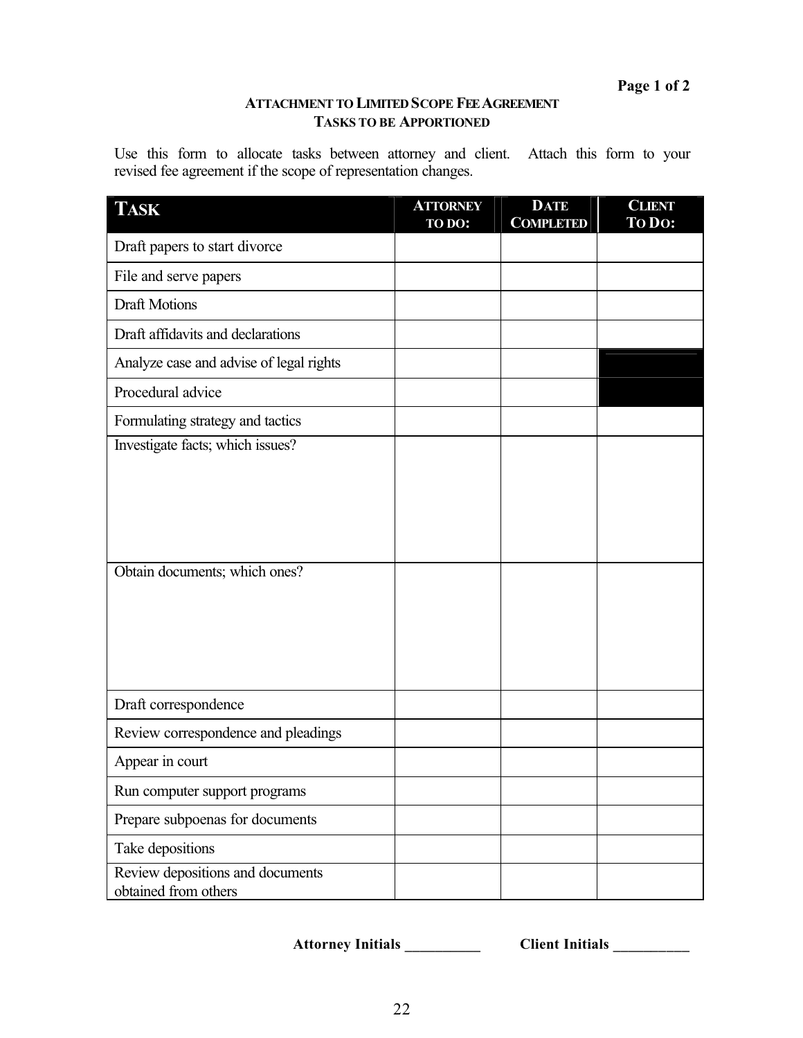## ATTACHMENT TO LIMITED SCOPE FEE AGREEMENT
## TASKS TO BE APPORTIONED

Use this form to allocate tasks between attorney and client. Attach this form to your revised fee agreement if the scope of representation changes.

| TASK | ATTORNEY TO DO: | DATE COMPLETED | CLIENT TO DO: |
|---|---|---|---|
| Draft papers to start divorce | | | |
| File and serve papers | | | |
| Draft Motions | | | |
| Draft affidavits and declarations | | | |
| Analyze case and advise of legal rights | | | |
| Procedural advice | | | |
| Formulating strategy and tactics | | | |
| Investigate facts; which issues? | | | |
| Obtain documents; which ones? | | | |
| Draft correspondence | | | |
| Review correspondence and pleadings | | | |
| Appear in court | | | |
| Run computer support programs | | | |
| Prepare subpoenas for documents | | | |
| Take depositions | | | |
| Review depositions and documents obtained from others | | | |

**Attorney Initials __________ Client Initials __________**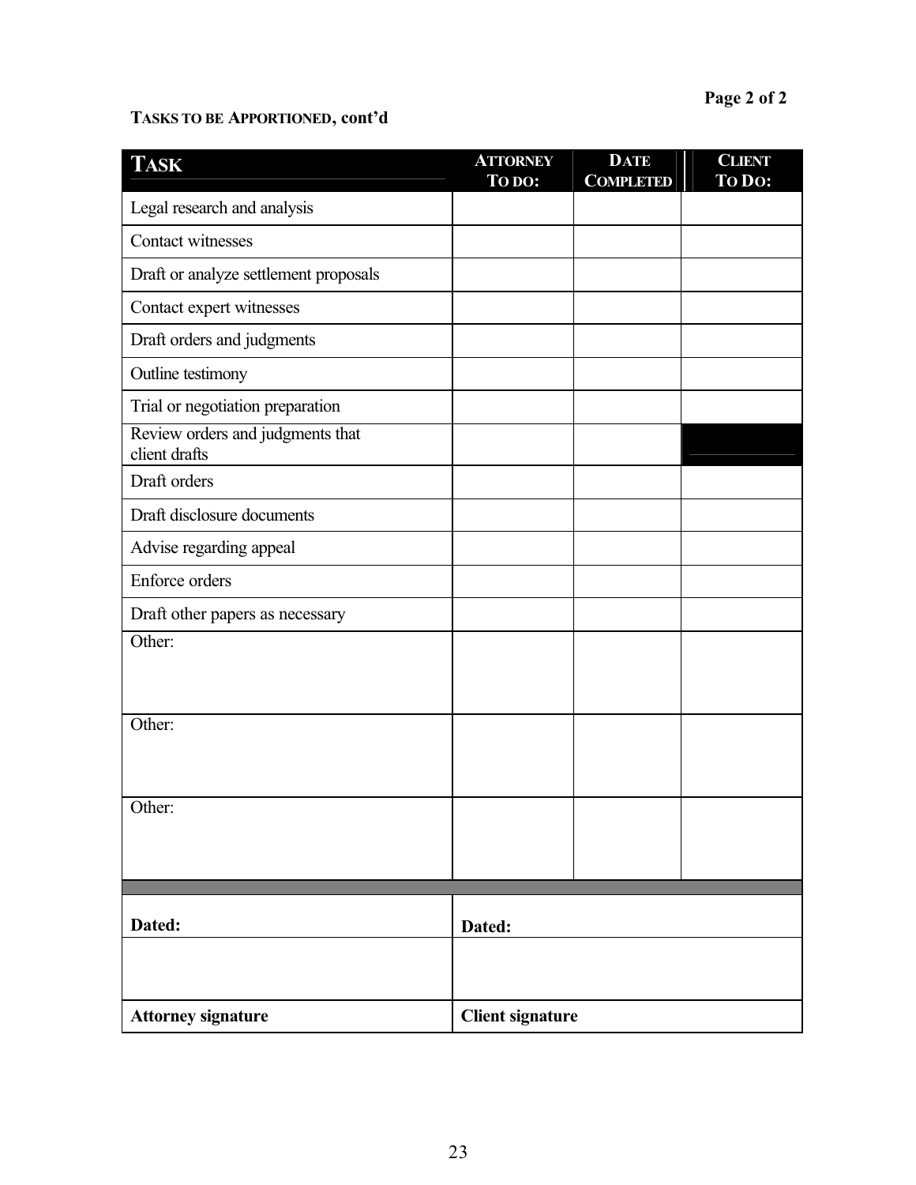**TASKS TO BE APPORTIONED, cont'd**

| TASK | ATTORNEY TO DO: | DATE COMPLETED | CLIENT TO DO: |
|---|---|---|---|
| Legal research and analysis | | | |
| Contact witnesses | | | |
| Draft or analyze settlement proposals | | | |
| Contact expert witnesses | | | |
| Draft orders and judgments | | | |
| Outline testimony | | | |
| Trial or negotiation preparation | | | |
| Review orders and judgments that client drafts | | | |
| Draft orders | | | |
| Draft disclosure documents | | | |
| Advise regarding appeal | | | |
| Enforce orders | | | |
| Draft other papers as necessary | | | |
| Other: | | | |
| Other: | | | |
| Other: | | | |

| | |
|---|---|
| **Dated:** | **Dated:** |
| | |
| **Attorney signature** | **Client signature** |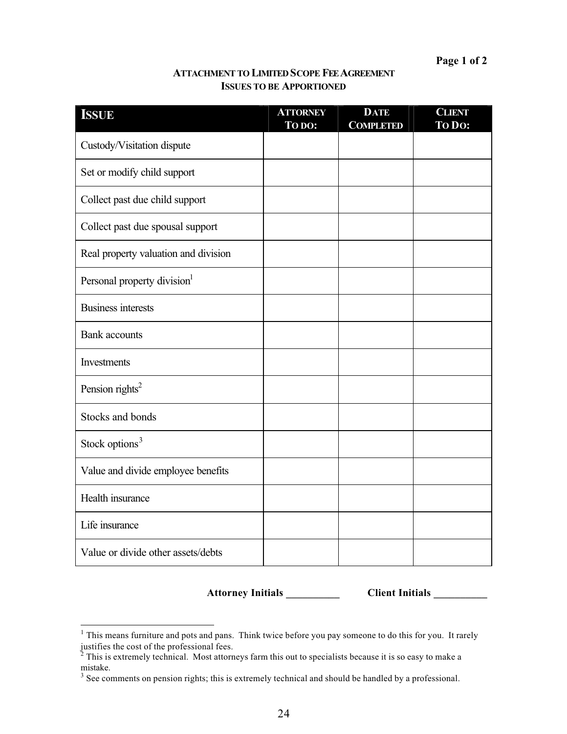## ATTACHMENT TO LIMITED SCOPE FEE AGREEMENT
### ISSUES TO BE APPORTIONED

| ISSUE | ATTORNEY TO DO: | DATE COMPLETED | CLIENT TO DO: |
|---|---|---|---|
| Custody/Visitation dispute | | | |
| Set or modify child support | | | |
| Collect past due child support | | | |
| Collect past due spousal support | | | |
| Real property valuation and division | | | |
| Personal property division[1] | | | |
| Business interests | | | |
| Bank accounts | | | |
| Investments | | | |
| Pension rights[2] | | | |
| Stocks and bonds | | | |
| Stock options[3] | | | |
| Value and divide employee benefits | | | |
| Health insurance | | | |
| Life insurance | | | |
| Value or divide other assets/debts | | | |

**Attorney Initials __________ Client Initials __________**

---

[1] This means furniture and pots and pans. Think twice before you pay someone to do this for you. It rarely justifies the cost of the professional fees.

[2] This is extremely technical. Most attorneys farm this out to specialists because it is so easy to make a mistake.

[3] See comments on pension rights; this is extremely technical and should be handled by a professional.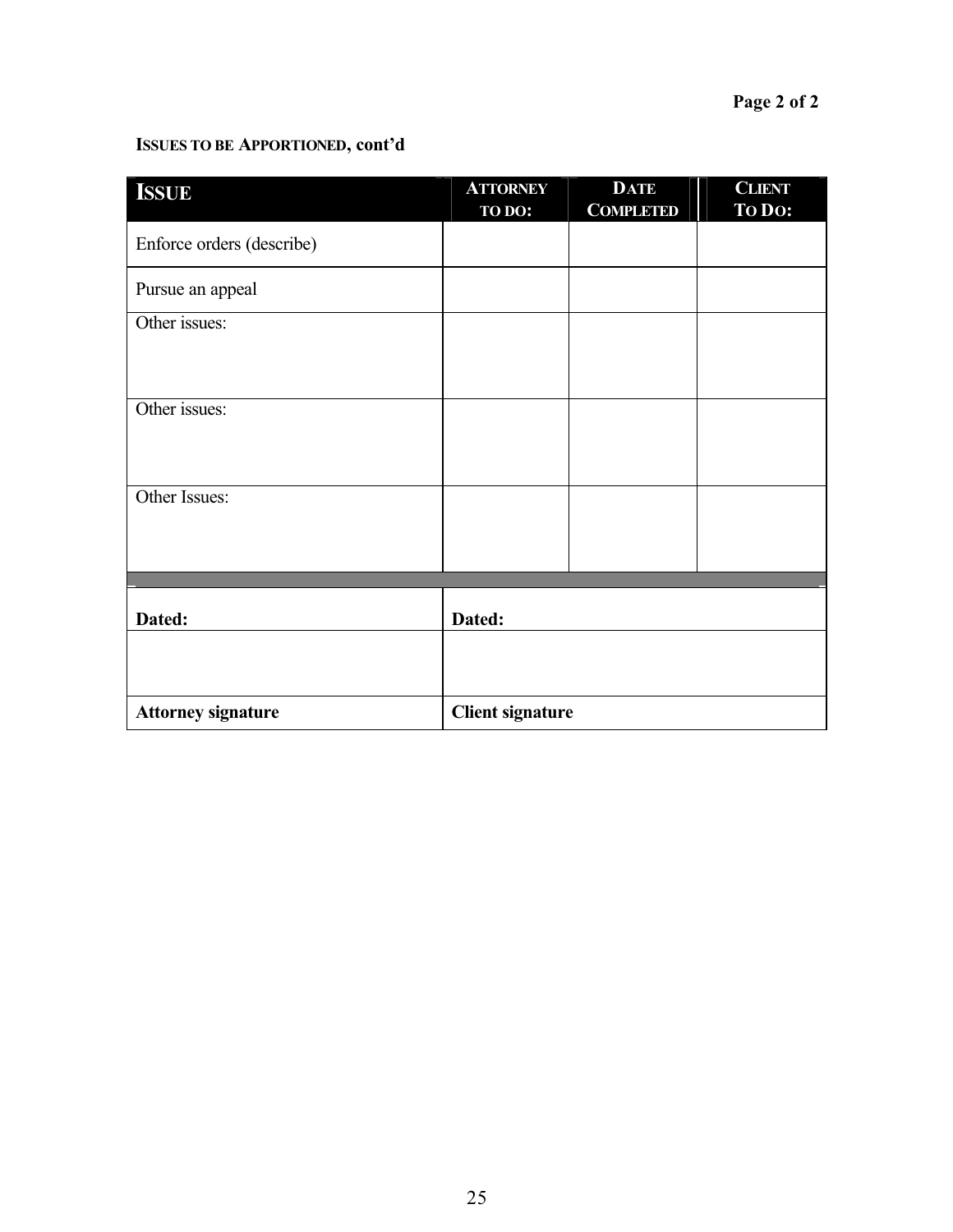**ISSUES TO BE APPORTIONED, cont'd**

| ISSUE | ATTORNEY TO DO: | DATE COMPLETED | CLIENT TO DO: |
|---|---|---|---|
| Enforce orders (describe) | | | |
| Pursue an appeal | | | |
| Other issues: | | | |
| Other issues: | | | |
| Other Issues: | | | |

| **Dated:** | **Dated:** |
|---|---|
| | |
| **Attorney signature** | **Client signature** |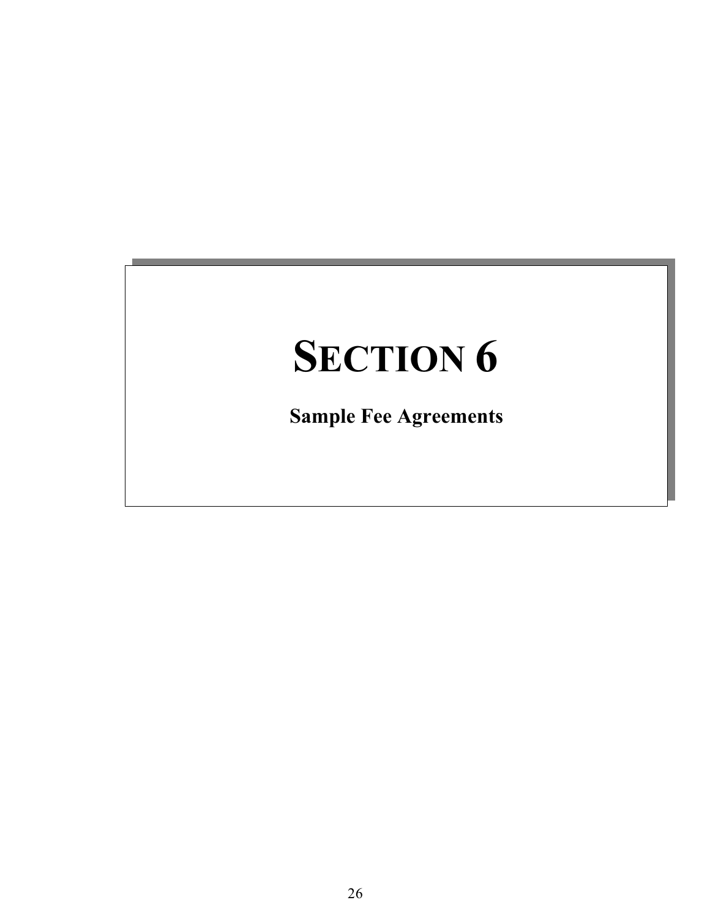# SECTION 6

**Sample Fee Agreements**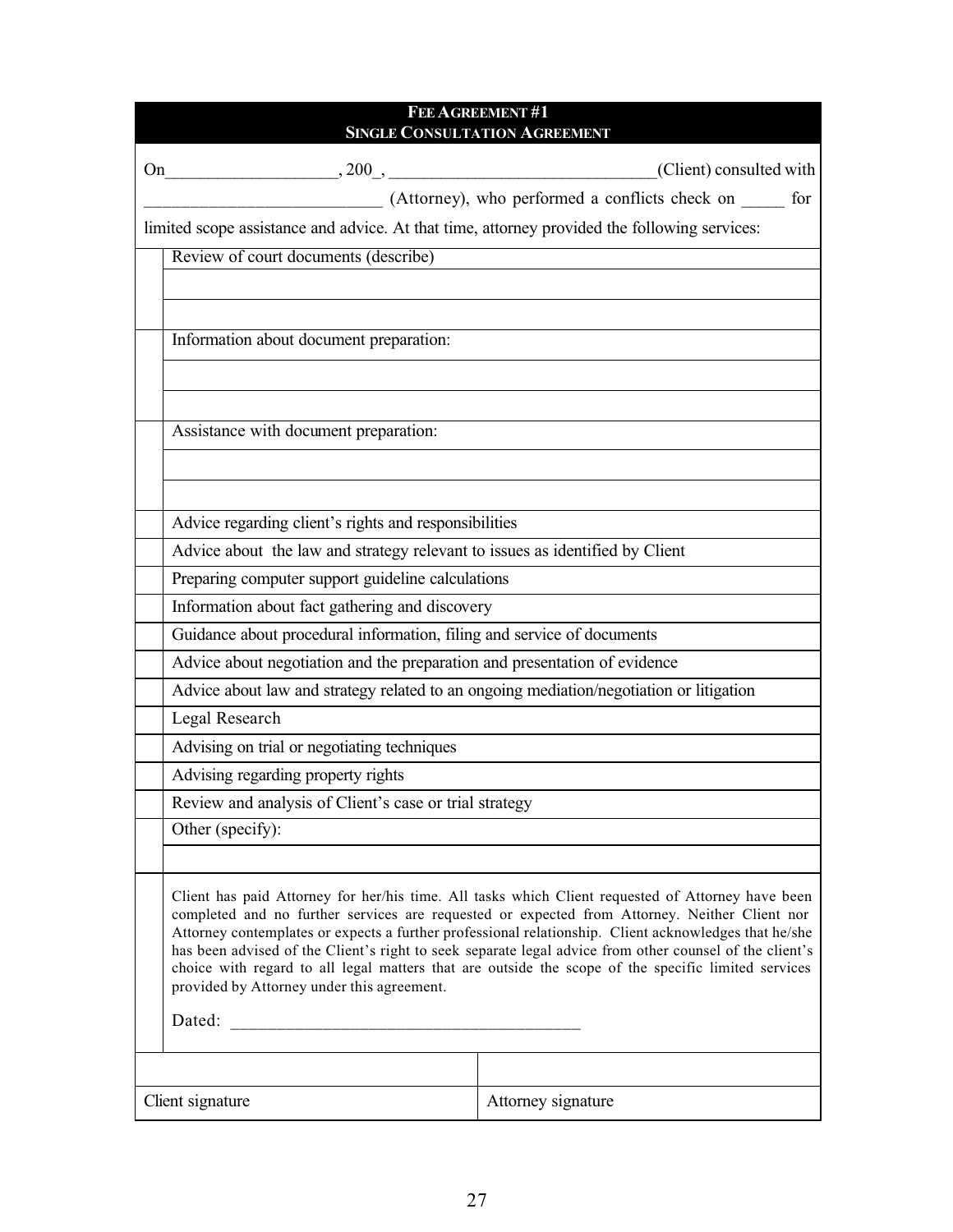**FEE AGREEMENT #1**
**SINGLE CONSULTATION AGREEMENT**

On___________________, 200_, ______________________________(Client) consulted with __________________________ (Attorney), who performed a conflicts check on _____ for limited scope assistance and advice. At that time, attorney provided the following services:

| | |
|---|---|
| | Review of court documents (describe) |
| | |
| | |
| | Information about document preparation: |
| | |
| | |
| | Assistance with document preparation: |
| | |
| | |
| | Advice regarding client's rights and responsibilities |
| | Advice about the law and strategy relevant to issues as identified by Client |
| | Preparing computer support guideline calculations |
| | Information about fact gathering and discovery |
| | Guidance about procedural information, filing and service of documents |
| | Advice about negotiation and the preparation and presentation of evidence |
| | Advice about law and strategy related to an ongoing mediation/negotiation or litigation |
| | Legal Research |
| | Advising on trial or negotiating techniques |
| | Advising regarding property rights |
| | Review and analysis of Client's case or trial strategy |
| | Other (specify): |
| | |

Client has paid Attorney for her/his time. All tasks which Client requested of Attorney have been completed and no further services are requested or expected from Attorney. Neither Client nor Attorney contemplates or expects a further professional relationship. Client acknowledges that he/she has been advised of the Client's right to seek separate legal advice from other counsel of the client's choice with regard to all legal matters that are outside the scope of the specific limited services provided by Attorney under this agreement.

Dated: ________________________________________

| | |
|---|---|
| | |
| Client signature | Attorney signature |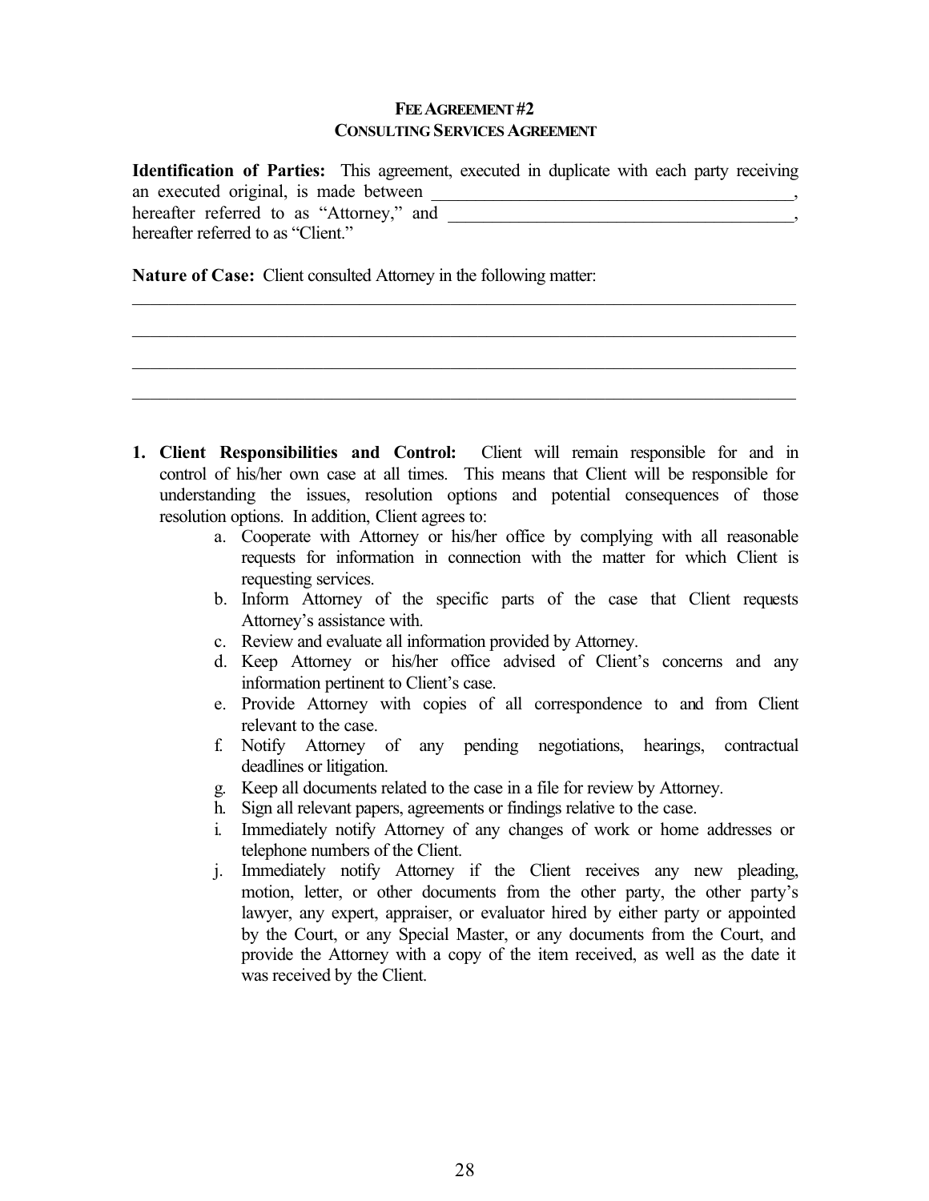# FEE AGREEMENT #2
## CONSULTING SERVICES AGREEMENT

**Identification of Parties:** This agreement, executed in duplicate with each party receiving an executed original, is made between ________________________________________, hereafter referred to as "Attorney," and ________________________________________, hereafter referred to as "Client."

**Nature of Case:** Client consulted Attorney in the following matter:

______________________________________________________________________________

______________________________________________________________________________

______________________________________________________________________________

______________________________________________________________________________

1. **Client Responsibilities and Control:** Client will remain responsible for and in control of his/her own case at all times. This means that Client will be responsible for understanding the issues, resolution options and potential consequences of those resolution options. In addition, Client agrees to:
    a. Cooperate with Attorney or his/her office by complying with all reasonable requests for information in connection with the matter for which Client is requesting services.
    b. Inform Attorney of the specific parts of the case that Client requests Attorney's assistance with.
    c. Review and evaluate all information provided by Attorney.
    d. Keep Attorney or his/her office advised of Client's concerns and any information pertinent to Client's case.
    e. Provide Attorney with copies of all correspondence to and from Client relevant to the case.
    f. Notify Attorney of any pending negotiations, hearings, contractual deadlines or litigation.
    g. Keep all documents related to the case in a file for review by Attorney.
    h. Sign all relevant papers, agreements or findings relative to the case.
    i. Immediately notify Attorney of any changes of work or home addresses or telephone numbers of the Client.
    j. Immediately notify Attorney if the Client receives any new pleading, motion, letter, or other documents from the other party, the other party's lawyer, any expert, appraiser, or evaluator hired by either party or appointed by the Court, or any Special Master, or any documents from the Court, and provide the Attorney with a copy of the item received, as well as the date it was received by the Client.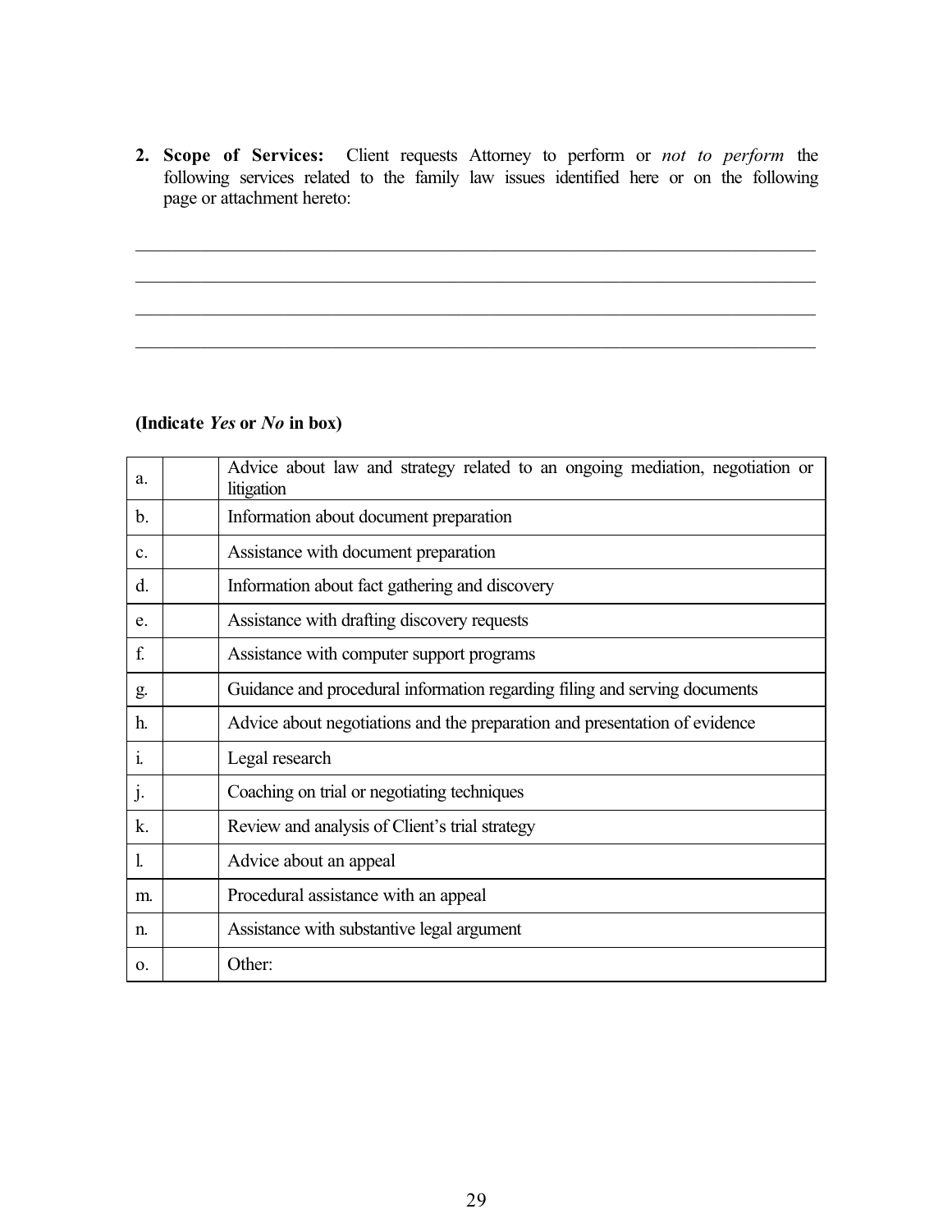**2. Scope of Services:** Client requests Attorney to perform or *not to perform* the following services related to the family law issues identified here or on the following page or attachment hereto:

\_\_\_\_\_\_\_\_\_\_\_\_\_\_\_\_\_\_\_\_\_\_\_\_\_\_\_\_\_\_\_\_\_\_\_\_\_\_\_\_\_\_\_\_\_\_\_\_\_\_\_\_\_\_\_\_\_\_\_\_\_\_\_\_\_\_\_\_\_\_\_\_\_\_

\_\_\_\_\_\_\_\_\_\_\_\_\_\_\_\_\_\_\_\_\_\_\_\_\_\_\_\_\_\_\_\_\_\_\_\_\_\_\_\_\_\_\_\_\_\_\_\_\_\_\_\_\_\_\_\_\_\_\_\_\_\_\_\_\_\_\_\_\_\_\_\_\_\_

\_\_\_\_\_\_\_\_\_\_\_\_\_\_\_\_\_\_\_\_\_\_\_\_\_\_\_\_\_\_\_\_\_\_\_\_\_\_\_\_\_\_\_\_\_\_\_\_\_\_\_\_\_\_\_\_\_\_\_\_\_\_\_\_\_\_\_\_\_\_\_\_\_\_

\_\_\_\_\_\_\_\_\_\_\_\_\_\_\_\_\_\_\_\_\_\_\_\_\_\_\_\_\_\_\_\_\_\_\_\_\_\_\_\_\_\_\_\_\_\_\_\_\_\_\_\_\_\_\_\_\_\_\_\_\_\_\_\_\_\_\_\_\_\_\_\_\_\_

**(Indicate *Yes* or *No* in box)**

| | | |
|---|---|---|
| a. | | Advice about law and strategy related to an ongoing mediation, negotiation or litigation |
| b. | | Information about document preparation |
| c. | | Assistance with document preparation |
| d. | | Information about fact gathering and discovery |
| e. | | Assistance with drafting discovery requests |
| f. | | Assistance with computer support programs |
| g. | | Guidance and procedural information regarding filing and serving documents |
| h. | | Advice about negotiations and the preparation and presentation of evidence |
| i. | | Legal research |
| j. | | Coaching on trial or negotiating techniques |
| k. | | Review and analysis of Client's trial strategy |
| l. | | Advice about an appeal |
| m. | | Procedural assistance with an appeal |
| n. | | Assistance with substantive legal argument |
| o. | | Other: |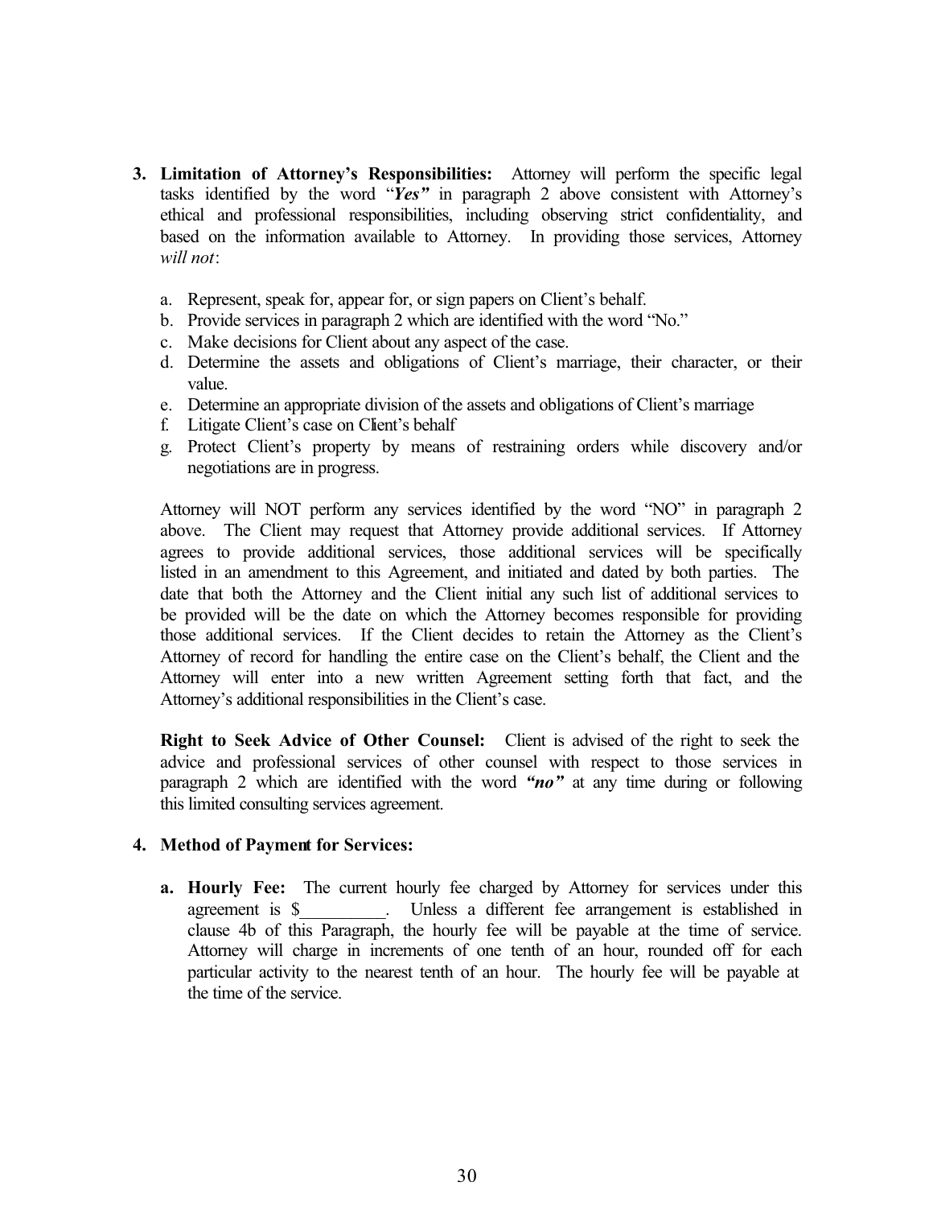3. **Limitation of Attorney's Responsibilities:** Attorney will perform the specific legal tasks identified by the word "***Yes"*** in paragraph 2 above consistent with Attorney's ethical and professional responsibilities, including observing strict confidentiality, and based on the information available to Attorney. In providing those services, Attorney *will not*:

   a. Represent, speak for, appear for, or sign papers on Client's behalf.
   b. Provide services in paragraph 2 which are identified with the word "No."
   c. Make decisions for Client about any aspect of the case.
   d. Determine the assets and obligations of Client's marriage, their character, or their value.
   e. Determine an appropriate division of the assets and obligations of Client's marriage
   f. Litigate Client's case on Client's behalf
   g. Protect Client's property by means of restraining orders while discovery and/or negotiations are in progress.

   Attorney will NOT perform any services identified by the word "NO" in paragraph 2 above. The Client may request that Attorney provide additional services. If Attorney agrees to provide additional services, those additional services will be specifically listed in an amendment to this Agreement, and initiated and dated by both parties. The date that both the Attorney and the Client initial any such list of additional services to be provided will be the date on which the Attorney becomes responsible for providing those additional services. If the Client decides to retain the Attorney as the Client's Attorney of record for handling the entire case on the Client's behalf, the Client and the Attorney will enter into a new written Agreement setting forth that fact, and the Attorney's additional responsibilities in the Client's case.

   **Right to Seek Advice of Other Counsel:** Client is advised of the right to seek the advice and professional services of other counsel with respect to those services in paragraph 2 which are identified with the word ***"no"*** at any time during or following this limited consulting services agreement.

4. **Method of Payment for Services:**

   a. **Hourly Fee:** The current hourly fee charged by Attorney for services under this agreement is $__________. Unless a different fee arrangement is established in clause 4b of this Paragraph, the hourly fee will be payable at the time of service. Attorney will charge in increments of one tenth of an hour, rounded off for each particular activity to the nearest tenth of an hour. The hourly fee will be payable at the time of the service.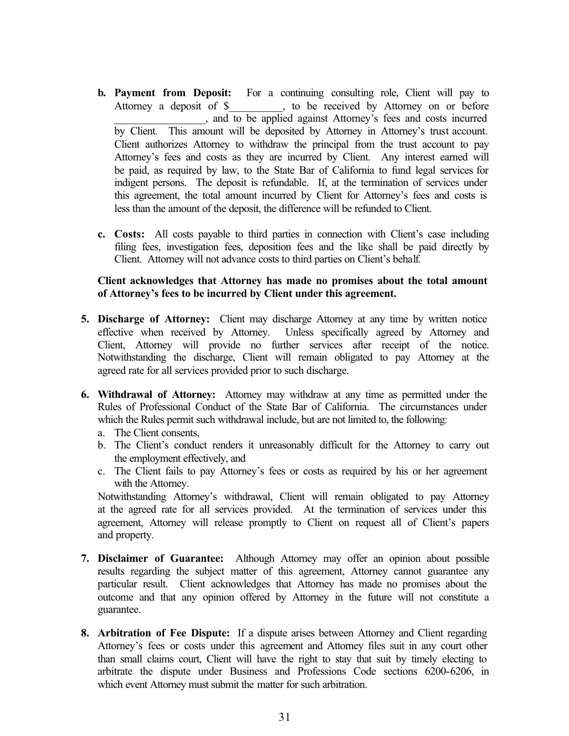b. **Payment from Deposit:** For a continuing consulting role, Client will pay to Attorney a deposit of $__________, to be received by Attorney on or before _________________, and to be applied against Attorney's fees and costs incurred by Client. This amount will be deposited by Attorney in Attorney's trust account. Client authorizes Attorney to withdraw the principal from the trust account to pay Attorney's fees and costs as they are incurred by Client. Any interest earned will be paid, as required by law, to the State Bar of California to fund legal services for indigent persons. The deposit is refundable. If, at the termination of services under this agreement, the total amount incurred by Client for Attorney's fees and costs is less than the amount of the deposit, the difference will be refunded to Client.

c. **Costs:** All costs payable to third parties in connection with Client's case including filing fees, investigation fees, deposition fees and the like shall be paid directly by Client. Attorney will not advance costs to third parties on Client's behalf.

**Client acknowledges that Attorney has made no promises about the total amount of Attorney's fees to be incurred by Client under this agreement.**

5. **Discharge of Attorney:** Client may discharge Attorney at any time by written notice effective when received by Attorney. Unless specifically agreed by Attorney and Client, Attorney will provide no further services after receipt of the notice. Notwithstanding the discharge, Client will remain obligated to pay Attorney at the agreed rate for all services provided prior to such discharge.

6. **Withdrawal of Attorney:** Attorney may withdraw at any time as permitted under the Rules of Professional Conduct of the State Bar of California. The circumstances under which the Rules permit such withdrawal include, but are not limited to, the following:
   a. The Client consents,
   b. The Client's conduct renders it unreasonably difficult for the Attorney to carry out the employment effectively, and
   c. The Client fails to pay Attorney's fees or costs as required by his or her agreement with the Attorney.

   Notwithstanding Attorney's withdrawal, Client will remain obligated to pay Attorney at the agreed rate for all services provided. At the termination of services under this agreement, Attorney will release promptly to Client on request all of Client's papers and property.

7. **Disclaimer of Guarantee:** Although Attorney may offer an opinion about possible results regarding the subject matter of this agreement, Attorney cannot guarantee any particular result. Client acknowledges that Attorney has made no promises about the outcome and that any opinion offered by Attorney in the future will not constitute a guarantee.

8. **Arbitration of Fee Dispute:** If a dispute arises between Attorney and Client regarding Attorney's fees or costs under this agreement and Attorney files suit in any court other than small claims court, Client will have the right to stay that suit by timely electing to arbitrate the dispute under Business and Professions Code sections 6200-6206, in which event Attorney must submit the matter for such arbitration.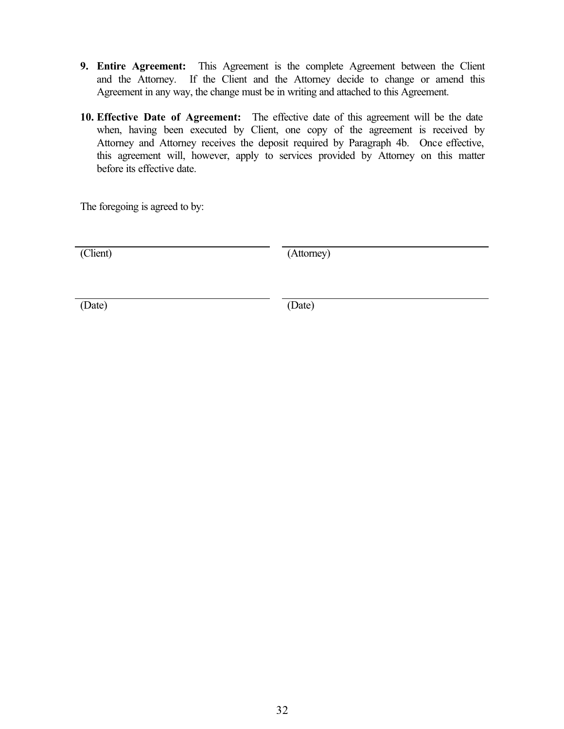9. **Entire Agreement:** This Agreement is the complete Agreement between the Client and the Attorney. If the Client and the Attorney decide to change or amend this Agreement in any way, the change must be in writing and attached to this Agreement.

10. **Effective Date of Agreement:** The effective date of this agreement will be the date when, having been executed by Client, one copy of the agreement is received by Attorney and Attorney receives the deposit required by Paragraph 4b. Once effective, this agreement will, however, apply to services provided by Attorney on this matter before its effective date.

The foregoing is agreed to by:

| | |
|---|---|
| ______________________________ | ______________________________ |
| (Client) | (Attorney) |
| ______________________________ | ______________________________ |
| (Date) | (Date) |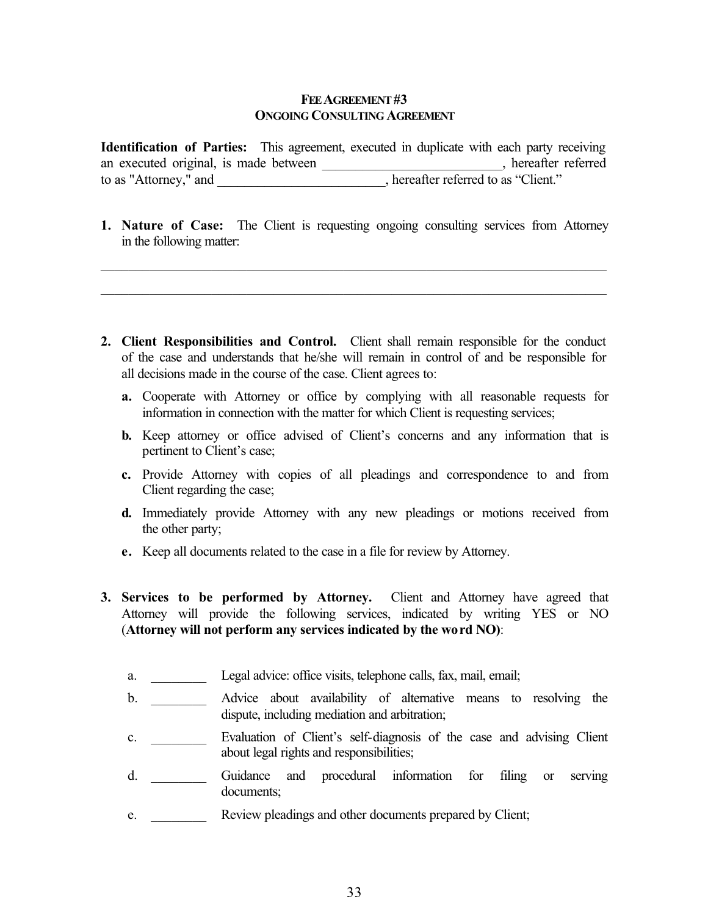**FEE AGREEMENT #3**
**ONGOING CONSULTING AGREEMENT**

**Identification of Parties:** This agreement, executed in duplicate with each party receiving an executed original, is made between __________________________, hereafter referred to as "Attorney," and ________________________, hereafter referred to as "Client."

1. **Nature of Case:** The Client is requesting ongoing consulting services from Attorney in the following matter:

___________________________________________________________________________

___________________________________________________________________________

2. **Client Responsibilities and Control.** Client shall remain responsible for the conduct of the case and understands that he/she will remain in control of and be responsible for all decisions made in the course of the case. Client agrees to:

   **a.** Cooperate with Attorney or office by complying with all reasonable requests for information in connection with the matter for which Client is requesting services;

   **b.** Keep attorney or office advised of Client's concerns and any information that is pertinent to Client's case;

   **c.** Provide Attorney with copies of all pleadings and correspondence to and from Client regarding the case;

   **d.** Immediately provide Attorney with any new pleadings or motions received from the other party;

   **e.** Keep all documents related to the case in a file for review by Attorney.

3. **Services to be performed by Attorney.** Client and Attorney have agreed that Attorney will provide the following services, indicated by writing YES or NO (**Attorney will not perform any services indicated by the word NO)**:

   a. ________ Legal advice: office visits, telephone calls, fax, mail, email;

   b. ________ Advice about availability of alternative means to resolving the dispute, including mediation and arbitration;

   c. ________ Evaluation of Client's self-diagnosis of the case and advising Client about legal rights and responsibilities;

   d. ________ Guidance and procedural information for filing or serving documents;

   e. ________ Review pleadings and other documents prepared by Client;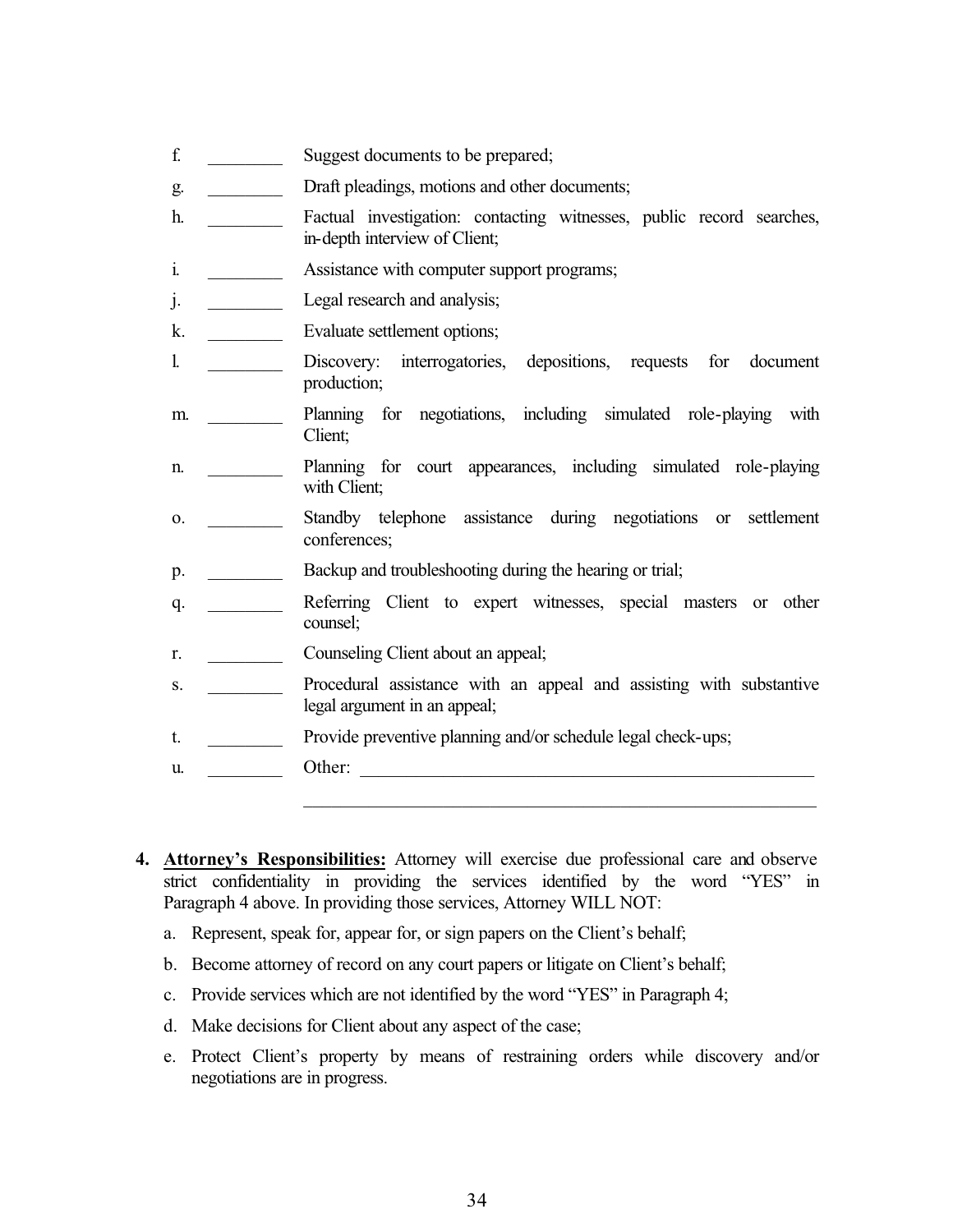f. ________ Suggest documents to be prepared;

g. ________ Draft pleadings, motions and other documents;

h. ________ Factual investigation: contacting witnesses, public record searches, in-depth interview of Client;

i. ________ Assistance with computer support programs;

j. ________ Legal research and analysis;

k. ________ Evaluate settlement options;

l. ________ Discovery: interrogatories, depositions, requests for document production;

m. ________ Planning for negotiations, including simulated role-playing with Client;

n. ________ Planning for court appearances, including simulated role-playing with Client;

o. ________ Standby telephone assistance during negotiations or settlement conferences;

p. ________ Backup and troubleshooting during the hearing or trial;

q. ________ Referring Client to expert witnesses, special masters or other counsel;

r. ________ Counseling Client about an appeal;

s. ________ Procedural assistance with an appeal and assisting with substantive legal argument in an appeal;

t. ________ Provide preventive planning and/or schedule legal check-ups;

u. ________ Other: ______________________________________________________

______________________________________________________________

**4. <u>Attorney's Responsibilities:</u>** Attorney will exercise due professional care and observe strict confidentiality in providing the services identified by the word "YES" in Paragraph 4 above. In providing those services, Attorney WILL NOT:

a. Represent, speak for, appear for, or sign papers on the Client's behalf;

b. Become attorney of record on any court papers or litigate on Client's behalf;

c. Provide services which are not identified by the word "YES" in Paragraph 4;

d. Make decisions for Client about any aspect of the case;

e. Protect Client's property by means of restraining orders while discovery and/or negotiations are in progress.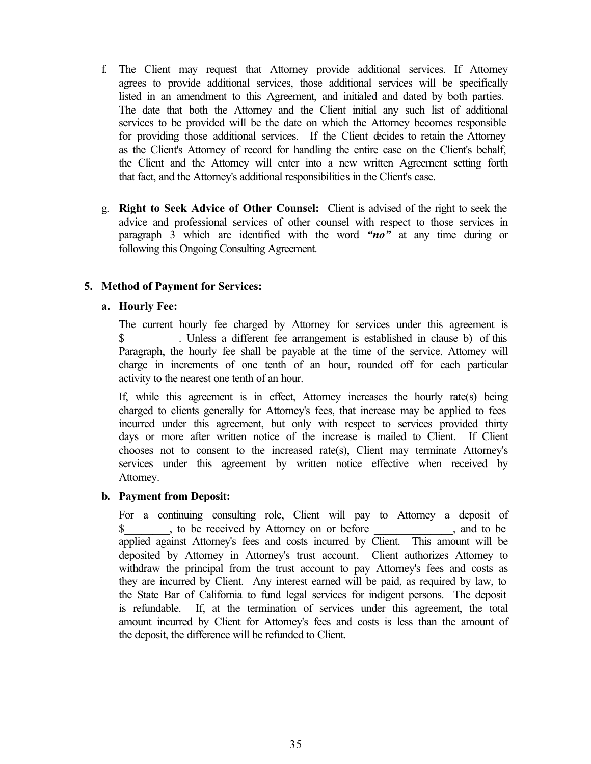f. The Client may request that Attorney provide additional services. If Attorney agrees to provide additional services, those additional services will be specifically listed in an amendment to this Agreement, and initialed and dated by both parties. The date that both the Attorney and the Client initial any such list of additional services to be provided will be the date on which the Attorney becomes responsible for providing those additional services. If the Client decides to retain the Attorney as the Client's Attorney of record for handling the entire case on the Client's behalf, the Client and the Attorney will enter into a new written Agreement setting forth that fact, and the Attorney's additional responsibilities in the Client's case.

g. **Right to Seek Advice of Other Counsel:** Client is advised of the right to seek the advice and professional services of other counsel with respect to those services in paragraph 3 which are identified with the word ***"no"*** at any time during or following this Ongoing Consulting Agreement.

**5. Method of Payment for Services:**

**a. Hourly Fee:**

The current hourly fee charged by Attorney for services under this agreement is $__________. Unless a different fee arrangement is established in clause b) of this Paragraph, the hourly fee shall be payable at the time of the service. Attorney will charge in increments of one tenth of an hour, rounded off for each particular activity to the nearest one tenth of an hour.

If, while this agreement is in effect, Attorney increases the hourly rate(s) being charged to clients generally for Attorney's fees, that increase may be applied to fees incurred under this agreement, but only with respect to services provided thirty days or more after written notice of the increase is mailed to Client. If Client chooses not to consent to the increased rate(s), Client may terminate Attorney's services under this agreement by written notice effective when received by Attorney.

**b. Payment from Deposit:**

For a continuing consulting role, Client will pay to Attorney a deposit of $________, to be received by Attorney on or before ______________, and to be applied against Attorney's fees and costs incurred by Client. This amount will be deposited by Attorney in Attorney's trust account. Client authorizes Attorney to withdraw the principal from the trust account to pay Attorney's fees and costs as they are incurred by Client. Any interest earned will be paid, as required by law, to the State Bar of California to fund legal services for indigent persons. The deposit is refundable. If, at the termination of services under this agreement, the total amount incurred by Client for Attorney's fees and costs is less than the amount of the deposit, the difference will be refunded to Client.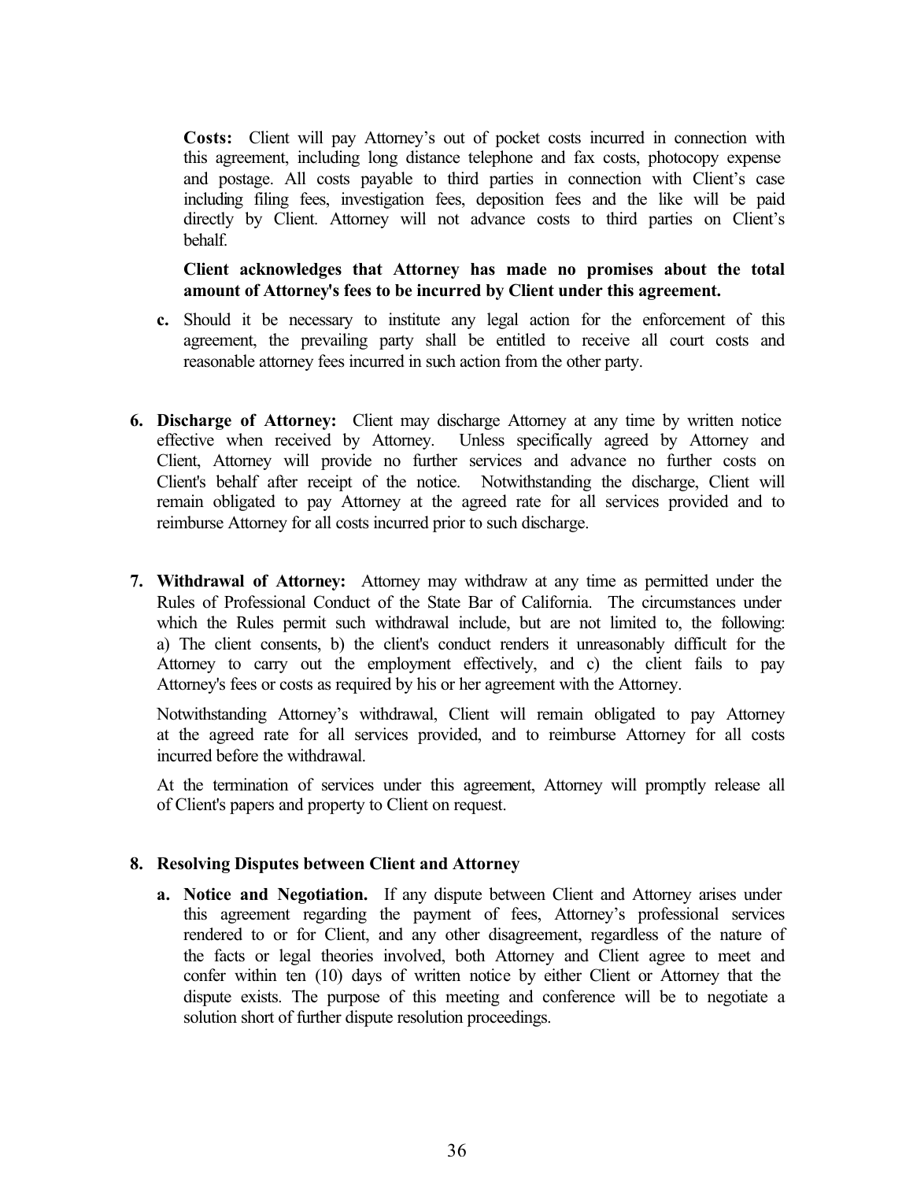**Costs:** Client will pay Attorney's out of pocket costs incurred in connection with this agreement, including long distance telephone and fax costs, photocopy expense and postage. All costs payable to third parties in connection with Client's case including filing fees, investigation fees, deposition fees and the like will be paid directly by Client. Attorney will not advance costs to third parties on Client's behalf.

**Client acknowledges that Attorney has made no promises about the total amount of Attorney's fees to be incurred by Client under this agreement.**

**c.** Should it be necessary to institute any legal action for the enforcement of this agreement, the prevailing party shall be entitled to receive all court costs and reasonable attorney fees incurred in such action from the other party.

**6. Discharge of Attorney:** Client may discharge Attorney at any time by written notice effective when received by Attorney. Unless specifically agreed by Attorney and Client, Attorney will provide no further services and advance no further costs on Client's behalf after receipt of the notice. Notwithstanding the discharge, Client will remain obligated to pay Attorney at the agreed rate for all services provided and to reimburse Attorney for all costs incurred prior to such discharge.

**7. Withdrawal of Attorney:** Attorney may withdraw at any time as permitted under the Rules of Professional Conduct of the State Bar of California. The circumstances under which the Rules permit such withdrawal include, but are not limited to, the following: a) The client consents, b) the client's conduct renders it unreasonably difficult for the Attorney to carry out the employment effectively, and c) the client fails to pay Attorney's fees or costs as required by his or her agreement with the Attorney.

Notwithstanding Attorney's withdrawal, Client will remain obligated to pay Attorney at the agreed rate for all services provided, and to reimburse Attorney for all costs incurred before the withdrawal.

At the termination of services under this agreement, Attorney will promptly release all of Client's papers and property to Client on request.

**8. Resolving Disputes between Client and Attorney**

**a. Notice and Negotiation.** If any dispute between Client and Attorney arises under this agreement regarding the payment of fees, Attorney's professional services rendered to or for Client, and any other disagreement, regardless of the nature of the facts or legal theories involved, both Attorney and Client agree to meet and confer within ten (10) days of written notice by either Client or Attorney that the dispute exists. The purpose of this meeting and conference will be to negotiate a solution short of further dispute resolution proceedings.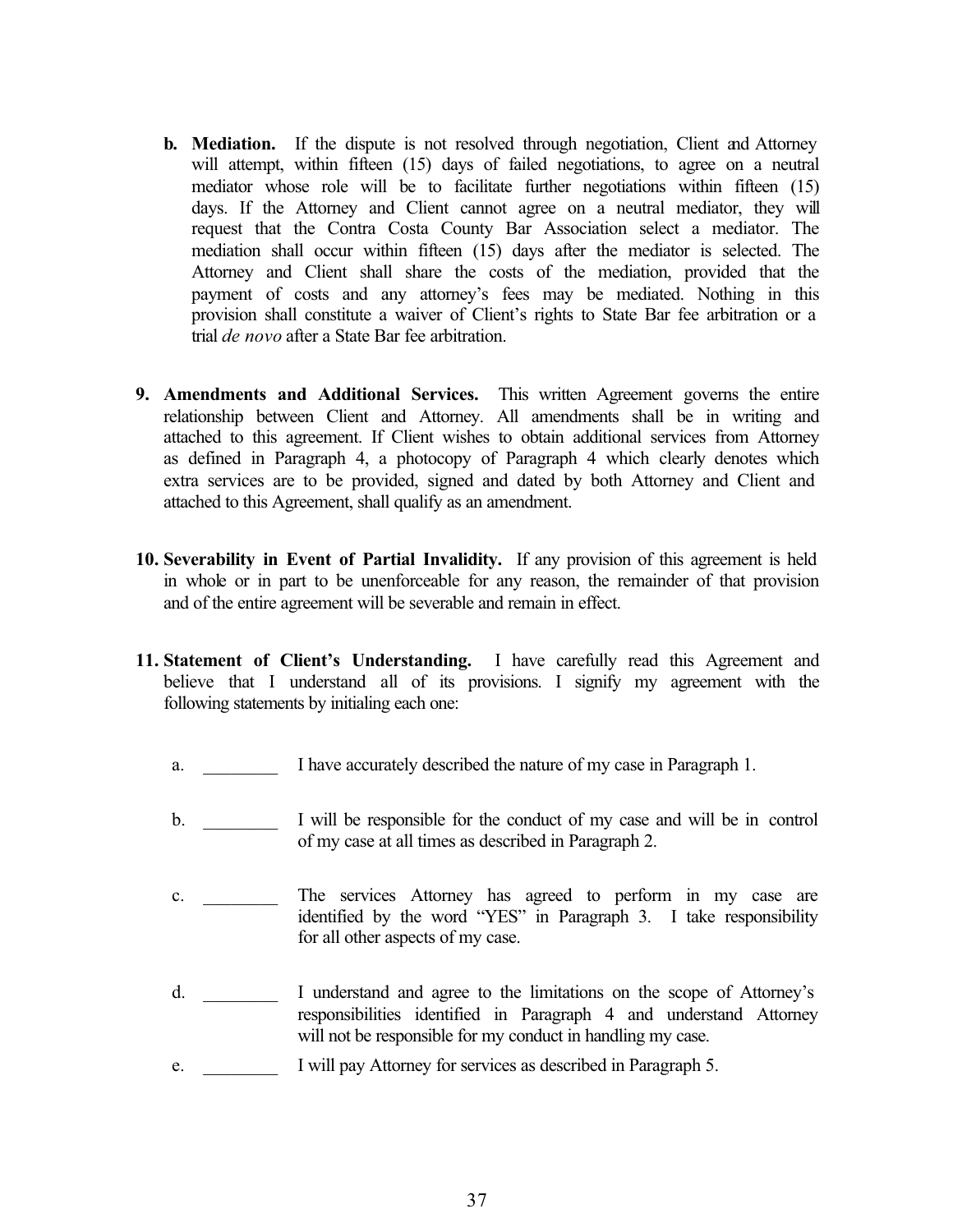b. **Mediation.** If the dispute is not resolved through negotiation, Client and Attorney will attempt, within fifteen (15) days of failed negotiations, to agree on a neutral mediator whose role will be to facilitate further negotiations within fifteen (15) days. If the Attorney and Client cannot agree on a neutral mediator, they will request that the Contra Costa County Bar Association select a mediator. The mediation shall occur within fifteen (15) days after the mediator is selected. The Attorney and Client shall share the costs of the mediation, provided that the payment of costs and any attorney's fees may be mediated. Nothing in this provision shall constitute a waiver of Client's rights to State Bar fee arbitration or a trial *de novo* after a State Bar fee arbitration.

9. **Amendments and Additional Services.** This written Agreement governs the entire relationship between Client and Attorney. All amendments shall be in writing and attached to this agreement. If Client wishes to obtain additional services from Attorney as defined in Paragraph 4, a photocopy of Paragraph 4 which clearly denotes which extra services are to be provided, signed and dated by both Attorney and Client and attached to this Agreement, shall qualify as an amendment.

10. **Severability in Event of Partial Invalidity.** If any provision of this agreement is held in whole or in part to be unenforceable for any reason, the remainder of that provision and of the entire agreement will be severable and remain in effect.

11. **Statement of Client's Understanding.** I have carefully read this Agreement and believe that I understand all of its provisions. I signify my agreement with the following statements by initialing each one:

    a. ________ I have accurately described the nature of my case in Paragraph 1.

    b. ________ I will be responsible for the conduct of my case and will be in control of my case at all times as described in Paragraph 2.

    c. ________ The services Attorney has agreed to perform in my case are identified by the word "YES" in Paragraph 3. I take responsibility for all other aspects of my case.

    d. ________ I understand and agree to the limitations on the scope of Attorney's responsibilities identified in Paragraph 4 and understand Attorney will not be responsible for my conduct in handling my case.

    e. ________ I will pay Attorney for services as described in Paragraph 5.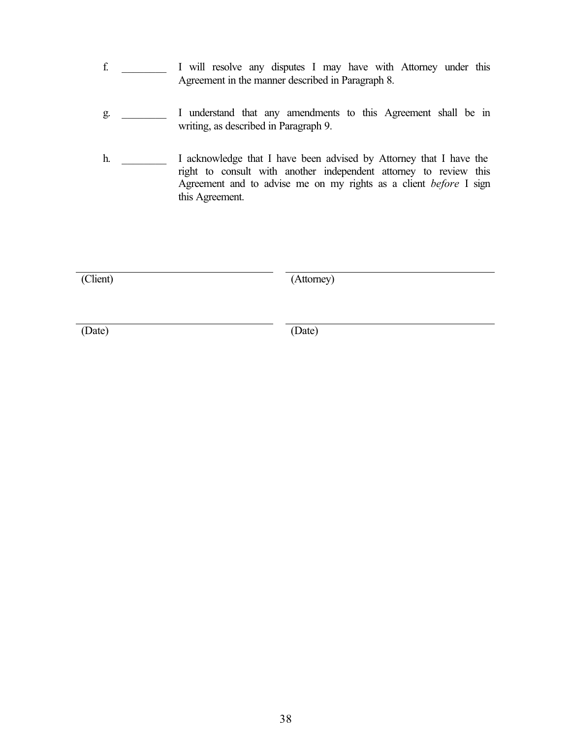f. \_\_\_\_\_\_\_\_\_ I will resolve any disputes I may have with Attorney under this Agreement in the manner described in Paragraph 8.

g. \_\_\_\_\_\_\_\_\_ I understand that any amendments to this Agreement shall be in writing, as described in Paragraph 9.

h. \_\_\_\_\_\_\_\_\_ I acknowledge that I have been advised by Attorney that I have the right to consult with another independent attorney to review this Agreement and to advise me on my rights as a client *before* I sign this Agreement.

| \_\_\_\_\_\_\_\_\_\_\_\_\_\_\_\_\_\_\_\_\_\_\_\_\_\_\_\_\_\_ | \_\_\_\_\_\_\_\_\_\_\_\_\_\_\_\_\_\_\_\_\_\_\_\_\_\_\_\_\_\_ |
| --- | --- |
| (Client) | (Attorney) |
| \_\_\_\_\_\_\_\_\_\_\_\_\_\_\_\_\_\_\_\_\_\_\_\_\_\_\_\_\_\_ | \_\_\_\_\_\_\_\_\_\_\_\_\_\_\_\_\_\_\_\_\_\_\_\_\_\_\_\_\_\_ |
| (Date) | (Date) |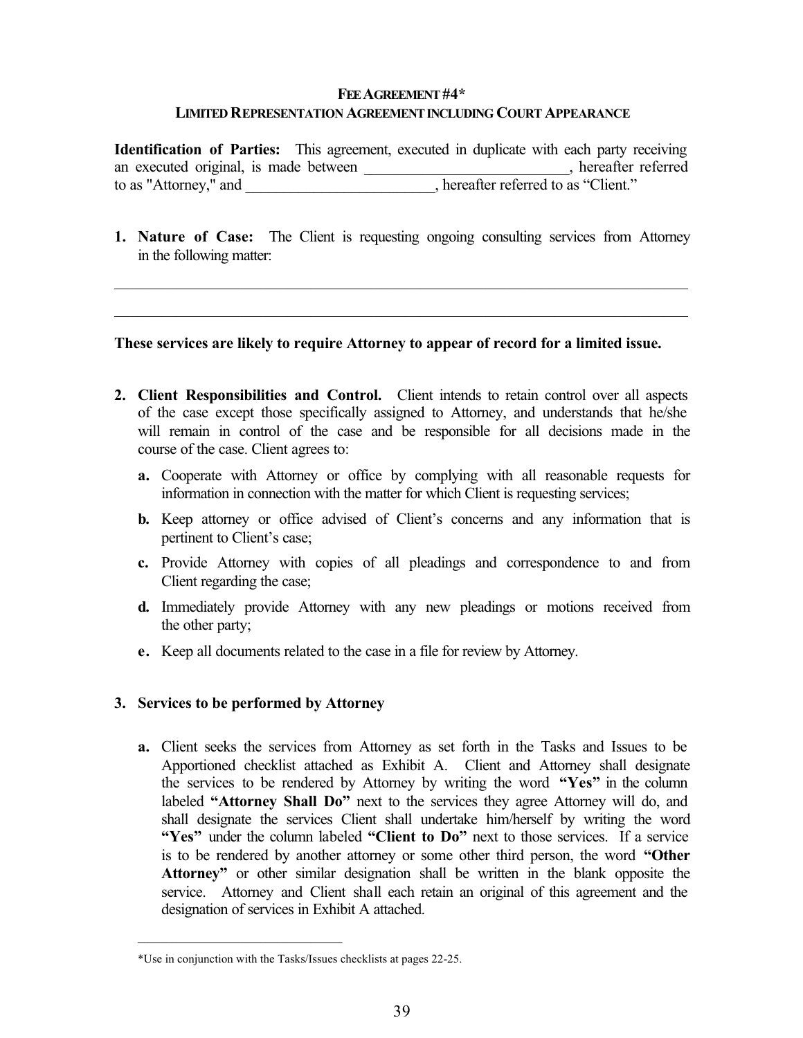**FEE AGREEMENT #4***
**LIMITED REPRESENTATION AGREEMENT INCLUDING COURT APPEARANCE**

**Identification of Parties:** This agreement, executed in duplicate with each party receiving an executed original, is made between ___________________________, hereafter referred to as "Attorney," and _________________________, hereafter referred to as "Client."

1. **Nature of Case:** The Client is requesting ongoing consulting services from Attorney in the following matter:

_______________________________________________________________________________

_______________________________________________________________________________

**These services are likely to require Attorney to appear of record for a limited issue.**

2. **Client Responsibilities and Control.** Client intends to retain control over all aspects of the case except those specifically assigned to Attorney, and understands that he/she will remain in control of the case and be responsible for all decisions made in the course of the case. Client agrees to:

   **a.** Cooperate with Attorney or office by complying with all reasonable requests for information in connection with the matter for which Client is requesting services;

   **b.** Keep attorney or office advised of Client's concerns and any information that is pertinent to Client's case;

   **c.** Provide Attorney with copies of all pleadings and correspondence to and from Client regarding the case;

   **d.** Immediately provide Attorney with any new pleadings or motions received from the other party;

   **e.** Keep all documents related to the case in a file for review by Attorney.

3. **Services to be performed by Attorney**

   **a.** Client seeks the services from Attorney as set forth in the Tasks and Issues to be Apportioned checklist attached as Exhibit A. Client and Attorney shall designate the services to be rendered by Attorney by writing the word **"Yes"** in the column labeled **"Attorney Shall Do"** next to the services they agree Attorney will do, and shall designate the services Client shall undertake him/herself by writing the word **"Yes"** under the column labeled **"Client to Do"** next to those services. If a service is to be rendered by another attorney or some other third person, the word **"Other Attorney"** or other similar designation shall be written in the blank opposite the service. Attorney and Client shall each retain an original of this agreement and the designation of services in Exhibit A attached.

---

*Use in conjunction with the Tasks/Issues checklists at pages 22-25.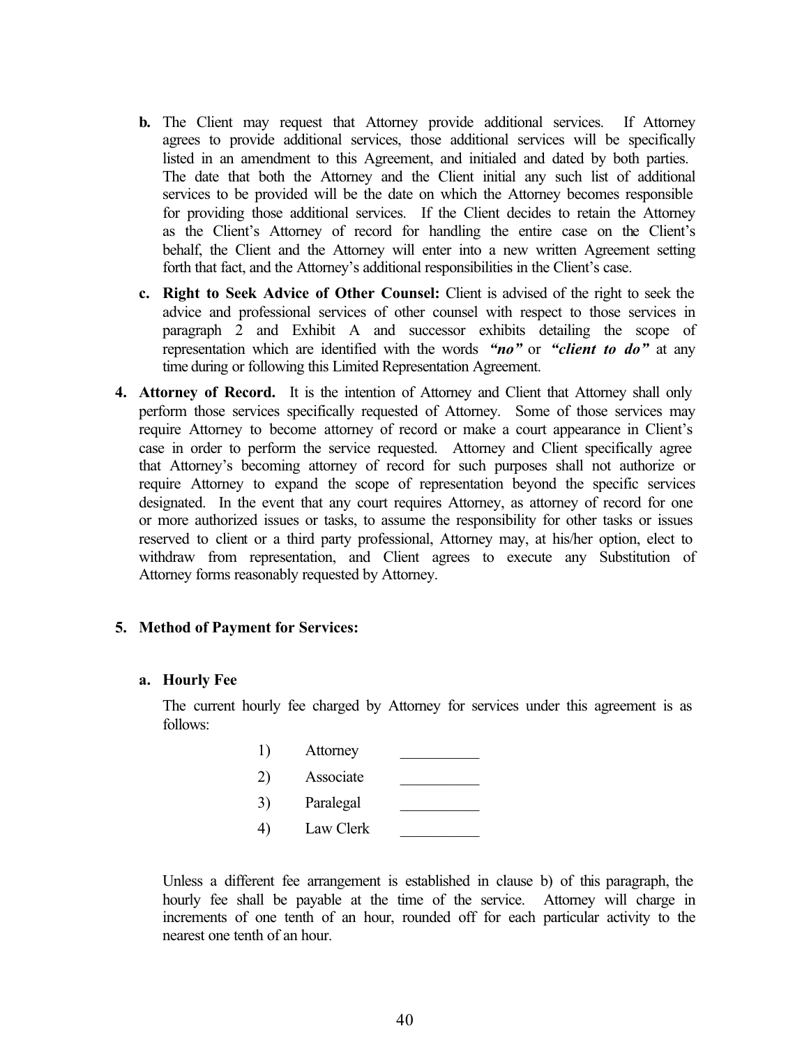b. The Client may request that Attorney provide additional services. If Attorney agrees to provide additional services, those additional services will be specifically listed in an amendment to this Agreement, and initialed and dated by both parties. The date that both the Attorney and the Client initial any such list of additional services to be provided will be the date on which the Attorney becomes responsible for providing those additional services. If the Client decides to retain the Attorney as the Client's Attorney of record for handling the entire case on the Client's behalf, the Client and the Attorney will enter into a new written Agreement setting forth that fact, and the Attorney's additional responsibilities in the Client's case.

c. **Right to Seek Advice of Other Counsel:** Client is advised of the right to seek the advice and professional services of other counsel with respect to those services in paragraph 2 and Exhibit A and successor exhibits detailing the scope of representation which are identified with the words ***"no"*** or ***"client to do"*** at any time during or following this Limited Representation Agreement.

4. **Attorney of Record.** It is the intention of Attorney and Client that Attorney shall only perform those services specifically requested of Attorney. Some of those services may require Attorney to become attorney of record or make a court appearance in Client's case in order to perform the service requested. Attorney and Client specifically agree that Attorney's becoming attorney of record for such purposes shall not authorize or require Attorney to expand the scope of representation beyond the specific services designated. In the event that any court requires Attorney, as attorney of record for one or more authorized issues or tasks, to assume the responsibility for other tasks or issues reserved to client or a third party professional, Attorney may, at his/her option, elect to withdraw from representation, and Client agrees to execute any Substitution of Attorney forms reasonably requested by Attorney.

5. **Method of Payment for Services:**

**a. Hourly Fee**

The current hourly fee charged by Attorney for services under this agreement is as follows:

1) Attorney __________
2) Associate __________
3) Paralegal __________
4) Law Clerk __________

Unless a different fee arrangement is established in clause b) of this paragraph, the hourly fee shall be payable at the time of the service. Attorney will charge in increments of one tenth of an hour, rounded off for each particular activity to the nearest one tenth of an hour.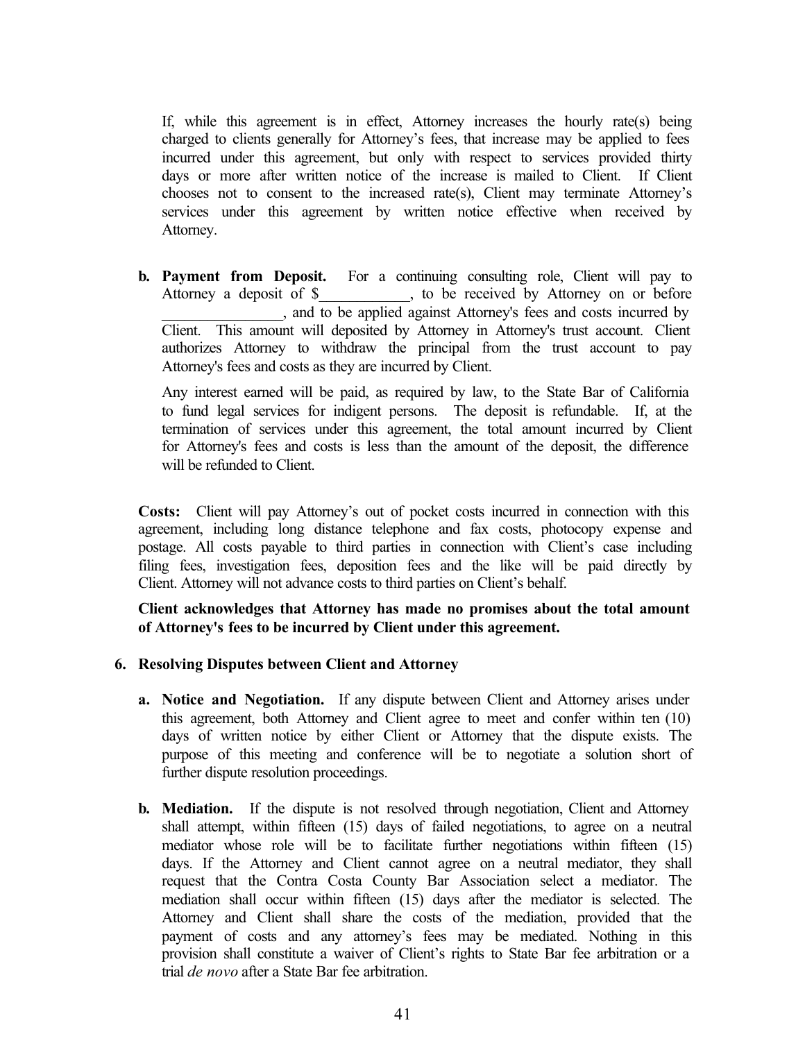If, while this agreement is in effect, Attorney increases the hourly rate(s) being charged to clients generally for Attorney's fees, that increase may be applied to fees incurred under this agreement, but only with respect to services provided thirty days or more after written notice of the increase is mailed to Client. If Client chooses not to consent to the increased rate(s), Client may terminate Attorney's services under this agreement by written notice effective when received by Attorney.

**b. Payment from Deposit.** For a continuing consulting role, Client will pay to Attorney a deposit of $____________, to be received by Attorney on or before ________________, and to be applied against Attorney's fees and costs incurred by Client. This amount will deposited by Attorney in Attorney's trust account. Client authorizes Attorney to withdraw the principal from the trust account to pay Attorney's fees and costs as they are incurred by Client.

Any interest earned will be paid, as required by law, to the State Bar of California to fund legal services for indigent persons. The deposit is refundable. If, at the termination of services under this agreement, the total amount incurred by Client for Attorney's fees and costs is less than the amount of the deposit, the difference will be refunded to Client.

**Costs:** Client will pay Attorney's out of pocket costs incurred in connection with this agreement, including long distance telephone and fax costs, photocopy expense and postage. All costs payable to third parties in connection with Client's case including filing fees, investigation fees, deposition fees and the like will be paid directly by Client. Attorney will not advance costs to third parties on Client's behalf.

**Client acknowledges that Attorney has made no promises about the total amount of Attorney's fees to be incurred by Client under this agreement.**

**6. Resolving Disputes between Client and Attorney**

**a. Notice and Negotiation.** If any dispute between Client and Attorney arises under this agreement, both Attorney and Client agree to meet and confer within ten (10) days of written notice by either Client or Attorney that the dispute exists. The purpose of this meeting and conference will be to negotiate a solution short of further dispute resolution proceedings.

**b. Mediation.** If the dispute is not resolved through negotiation, Client and Attorney shall attempt, within fifteen (15) days of failed negotiations, to agree on a neutral mediator whose role will be to facilitate further negotiations within fifteen (15) days. If the Attorney and Client cannot agree on a neutral mediator, they shall request that the Contra Costa County Bar Association select a mediator. The mediation shall occur within fifteen (15) days after the mediator is selected. The Attorney and Client shall share the costs of the mediation, provided that the payment of costs and any attorney's fees may be mediated. Nothing in this provision shall constitute a waiver of Client's rights to State Bar fee arbitration or a trial *de novo* after a State Bar fee arbitration.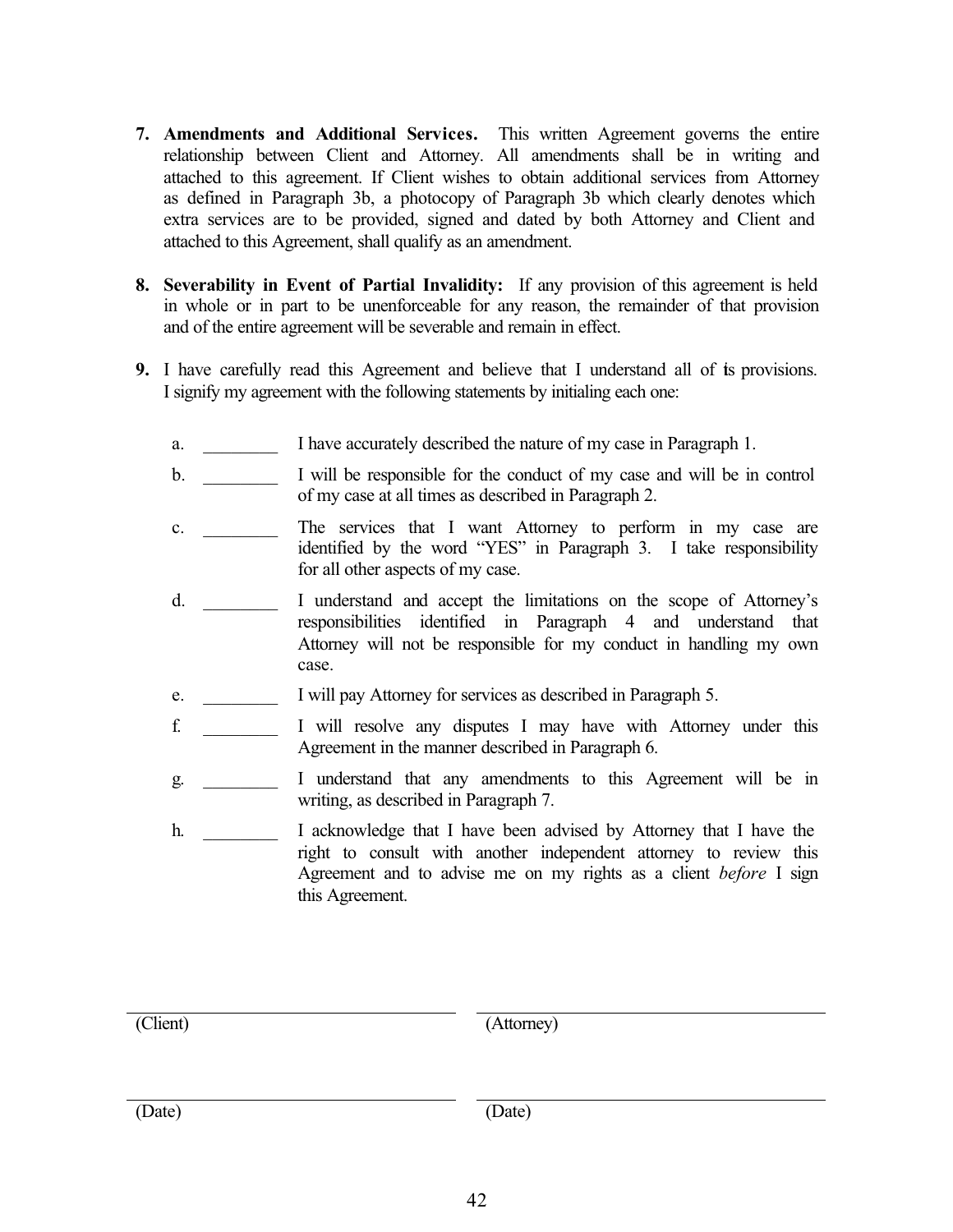7. **Amendments and Additional Services.** This written Agreement governs the entire relationship between Client and Attorney. All amendments shall be in writing and attached to this agreement. If Client wishes to obtain additional services from Attorney as defined in Paragraph 3b, a photocopy of Paragraph 3b which clearly denotes which extra services are to be provided, signed and dated by both Attorney and Client and attached to this Agreement, shall qualify as an amendment.

8. **Severability in Event of Partial Invalidity:** If any provision of this agreement is held in whole or in part to be unenforceable for any reason, the remainder of that provision and of the entire agreement will be severable and remain in effect.

9. I have carefully read this Agreement and believe that I understand all of its provisions. I signify my agreement with the following statements by initialing each one:

   a. ________ I have accurately described the nature of my case in Paragraph 1.

   b. ________ I will be responsible for the conduct of my case and will be in control of my case at all times as described in Paragraph 2.

   c. ________ The services that I want Attorney to perform in my case are identified by the word "YES" in Paragraph 3. I take responsibility for all other aspects of my case.

   d. ________ I understand and accept the limitations on the scope of Attorney's responsibilities identified in Paragraph 4 and understand that Attorney will not be responsible for my conduct in handling my own case.

   e. ________ I will pay Attorney for services as described in Paragraph 5.

   f. ________ I will resolve any disputes I may have with Attorney under this Agreement in the manner described in Paragraph 6.

   g. ________ I understand that any amendments to this Agreement will be in writing, as described in Paragraph 7.

   h. ________ I acknowledge that I have been advised by Attorney that I have the right to consult with another independent attorney to review this Agreement and to advise me on my rights as a client *before* I sign this Agreement.

______________________________ ______________________________
(Client) (Attorney)

______________________________ ______________________________
(Date) (Date)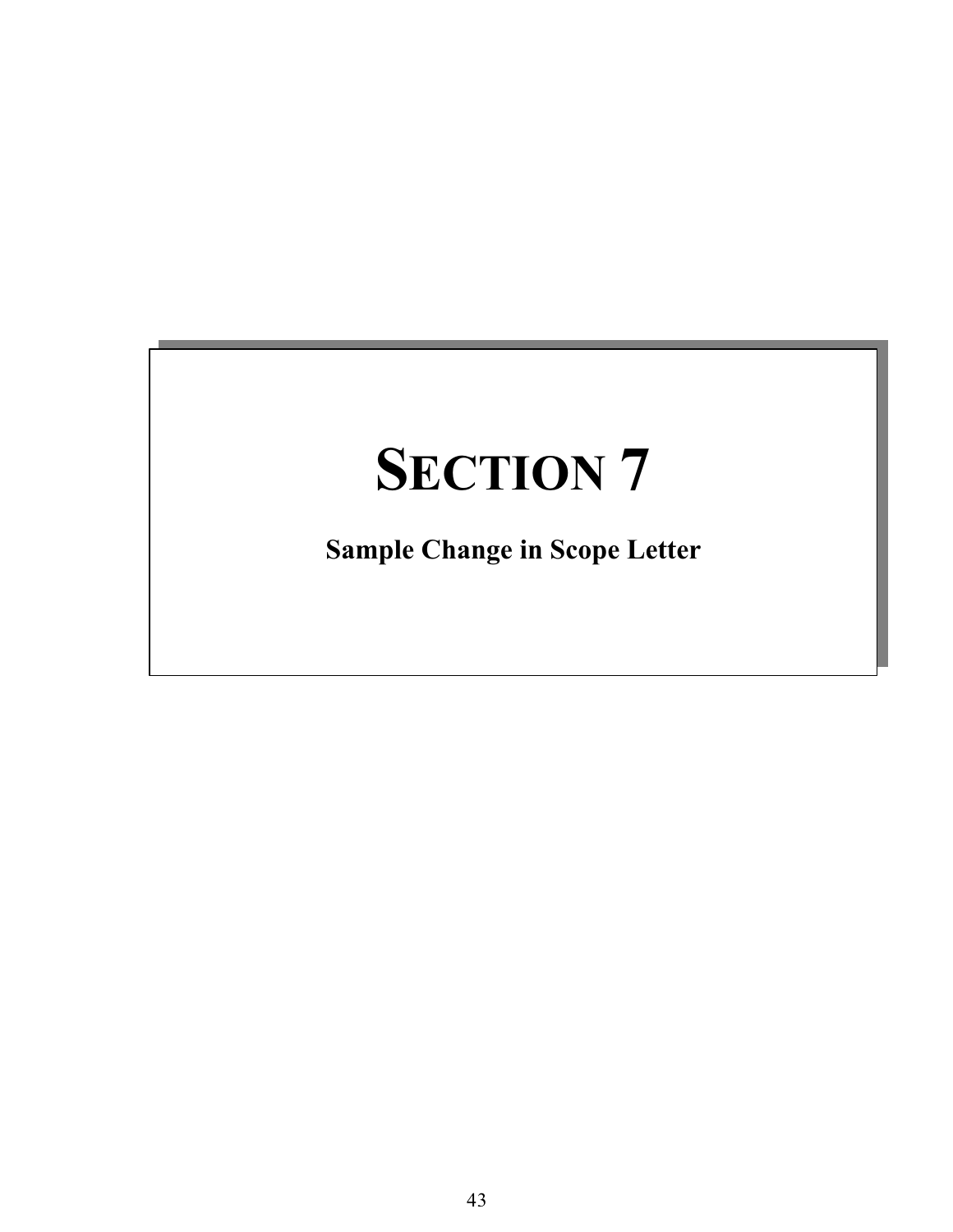# SECTION 7

**Sample Change in Scope Letter**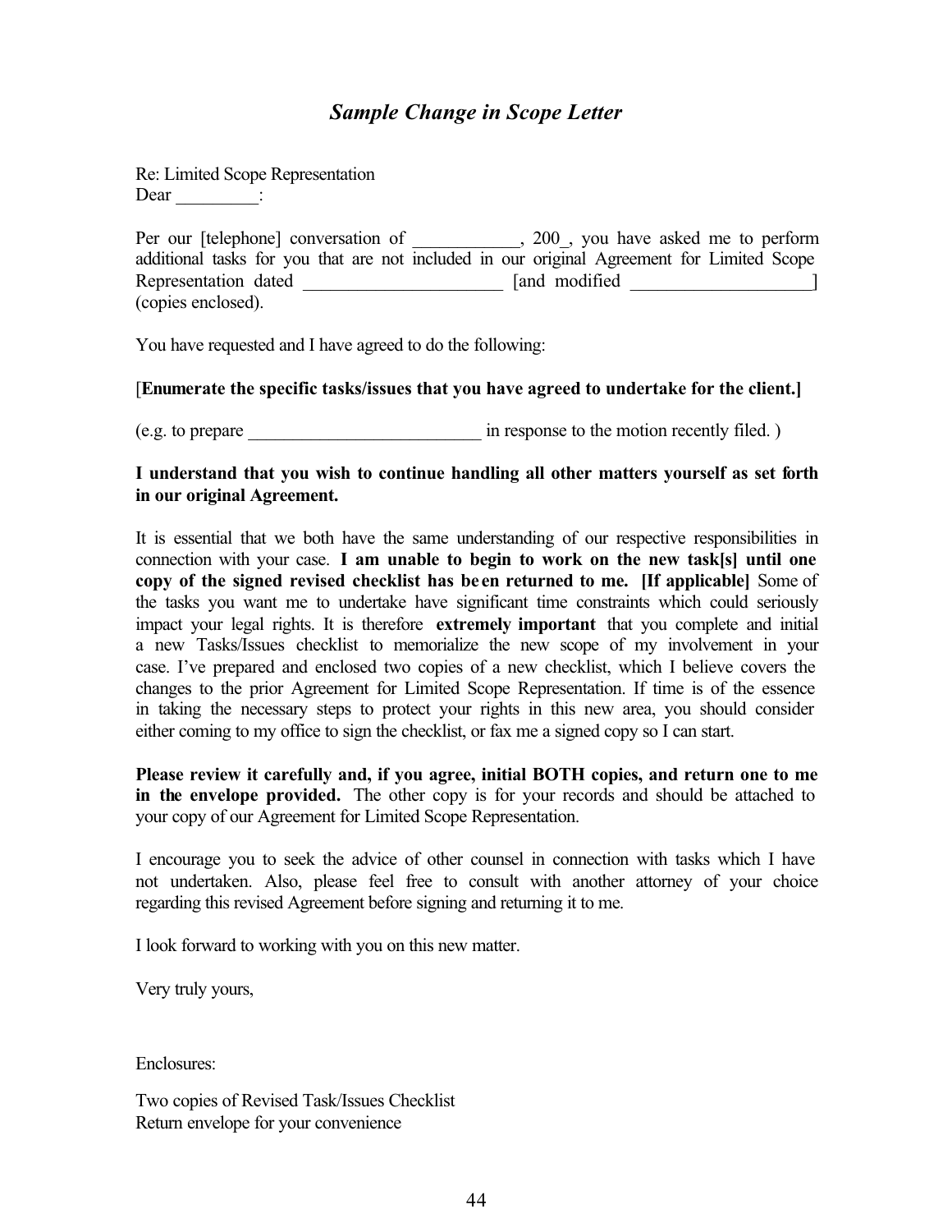## *Sample Change in Scope Letter*

Re: Limited Scope Representation
Dear _________:

Per our [telephone] conversation of ___________, 200_, you have asked me to perform additional tasks for you that are not included in our original Agreement for Limited Scope Representation dated _____________________ [and modified ___________________] (copies enclosed).

You have requested and I have agreed to do the following:

[**Enumerate the specific tasks/issues that you have agreed to undertake for the client.]**

(e.g. to prepare _________________________ in response to the motion recently filed. )

**I understand that you wish to continue handling all other matters yourself as set forth in our original Agreement.**

It is essential that we both have the same understanding of our respective responsibilities in connection with your case. **I am unable to begin to work on the new task[s] until one copy of the signed revised checklist has been returned to me. [If applicable]** Some of the tasks you want me to undertake have significant time constraints which could seriously impact your legal rights. It is therefore **extremely important** that you complete and initial a new Tasks/Issues checklist to memorialize the new scope of my involvement in your case. I've prepared and enclosed two copies of a new checklist, which I believe covers the changes to the prior Agreement for Limited Scope Representation. If time is of the essence in taking the necessary steps to protect your rights in this new area, you should consider either coming to my office to sign the checklist, or fax me a signed copy so I can start.

**Please review it carefully and, if you agree, initial BOTH copies, and return one to me in the envelope provided.** The other copy is for your records and should be attached to your copy of our Agreement for Limited Scope Representation.

I encourage you to seek the advice of other counsel in connection with tasks which I have not undertaken. Also, please feel free to consult with another attorney of your choice regarding this revised Agreement before signing and returning it to me.

I look forward to working with you on this new matter.

Very truly yours,

Enclosures:

Two copies of Revised Task/Issues Checklist
Return envelope for your convenience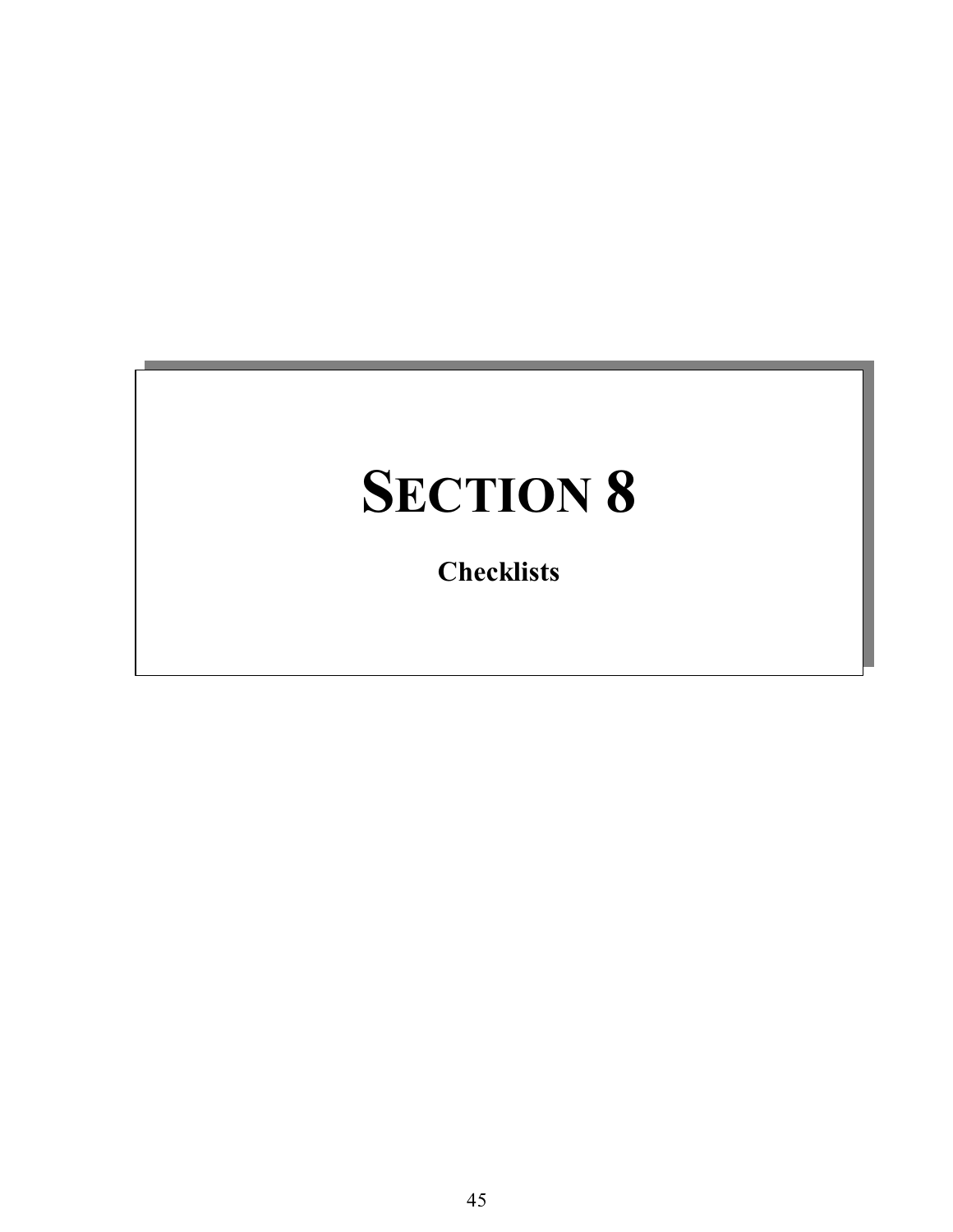# SECTION 8

**Checklists**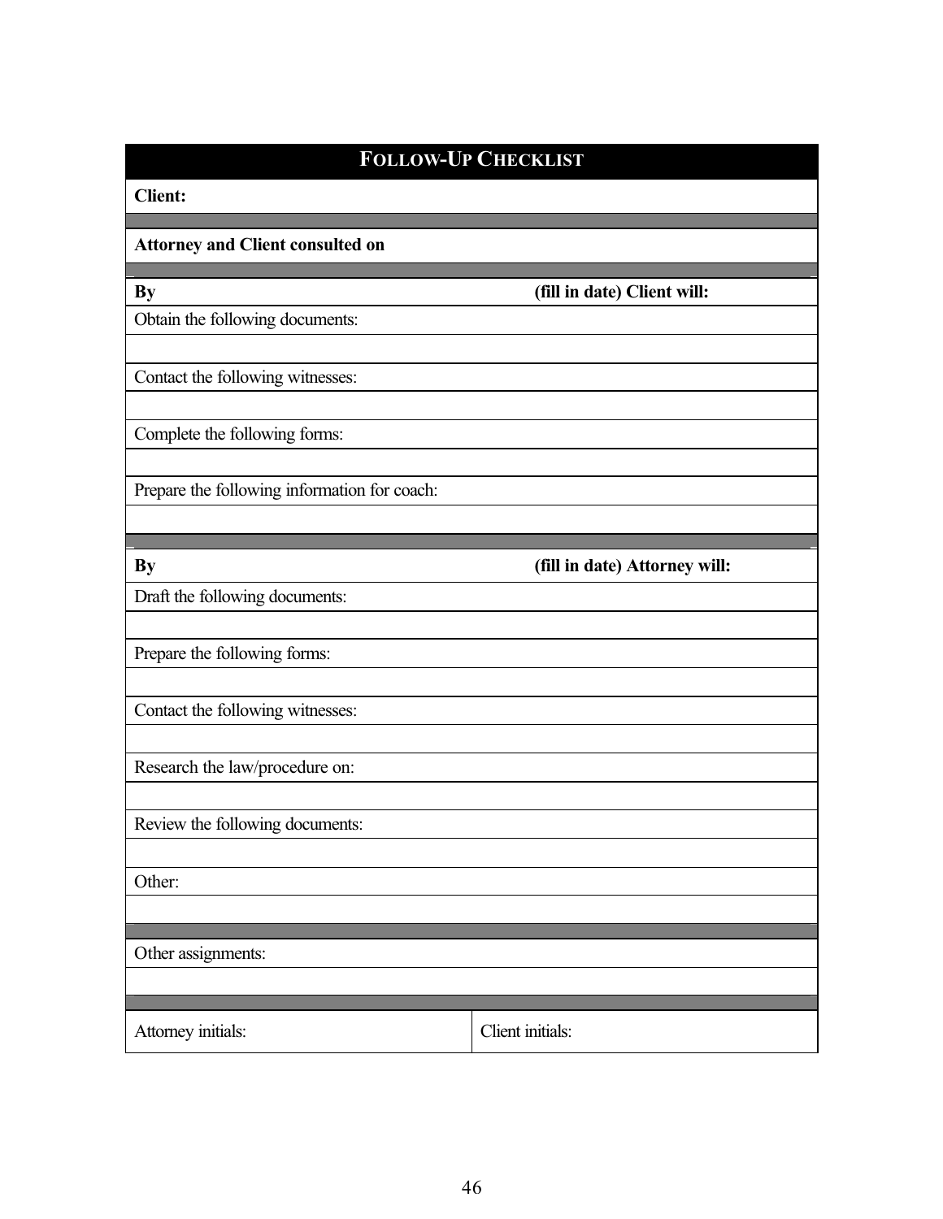| **FOLLOW-UP CHECKLIST** | |
|---|---|
| **Client:** | |
| | |
| **Attorney and Client consulted on** | |
| | |
| **By (fill in date) Client will:** | |
| Obtain the following documents: | |
| | |
| Contact the following witnesses: | |
| | |
| Complete the following forms: | |
| | |
| Prepare the following information for coach: | |
| | |
| | |
| **By (fill in date) Attorney will:** | |
| Draft the following documents: | |
| | |
| Prepare the following forms: | |
| | |
| Contact the following witnesses: | |
| | |
| Research the law/procedure on: | |
| | |
| Review the following documents: | |
| | |
| Other: | |
| | |
| | |
| Other assignments: | |
| | |
| | |
| Attorney initials: | Client initials: |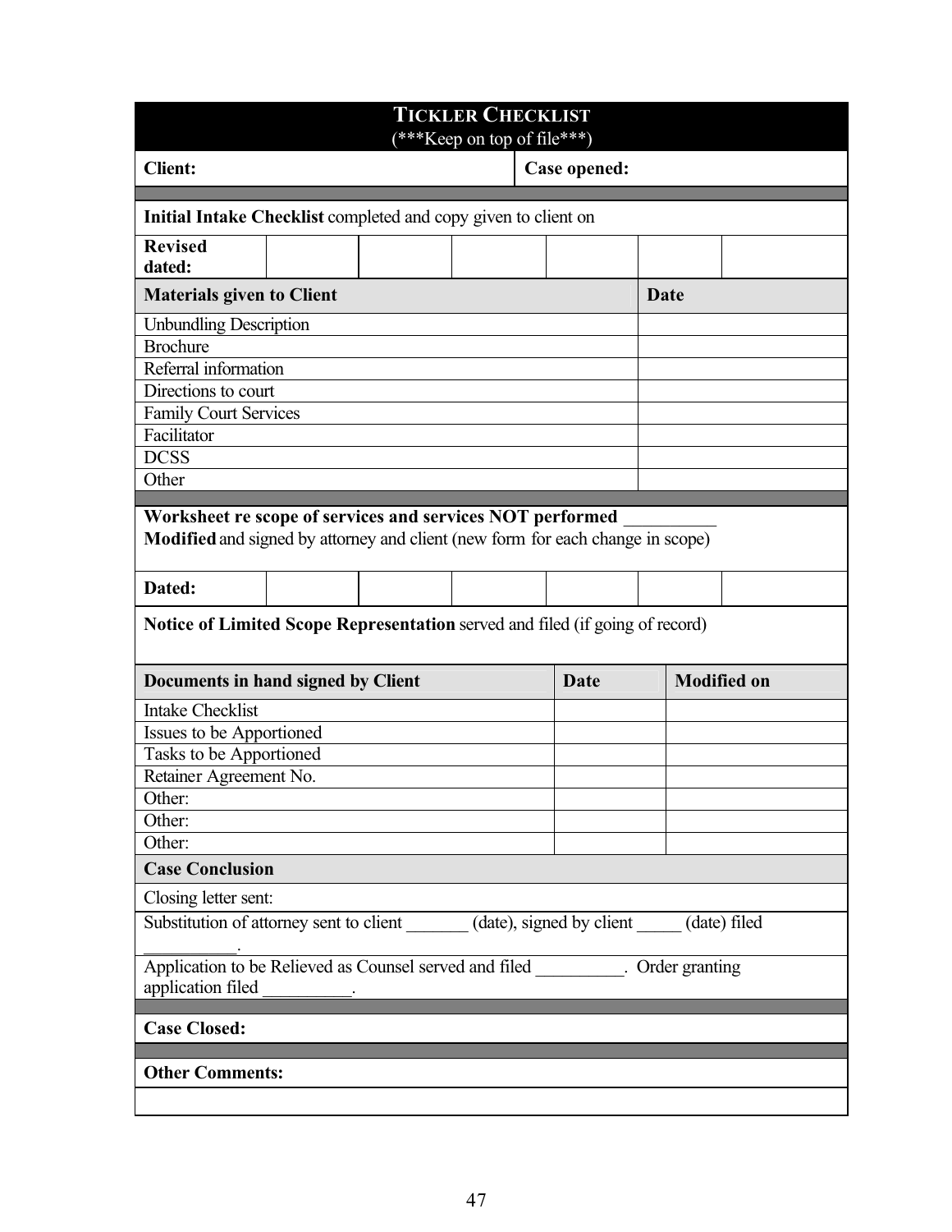## TICKLER CHECKLIST

(***Keep on top of file***)

**Client:** **Case opened:**

**Initial Intake Checklist** completed and copy given to client on

| **Revised dated:** | | | | | | |
|---|---|---|---|---|---|---|

| **Materials given to Client** | **Date** |
|---|---|
| Unbundling Description | |
| Brochure | |
| Referral information | |
| Directions to court | |
| Family Court Services | |
| Facilitator | |
| DCSS | |
| Other | |

**Worksheet re scope of services and services NOT performed** __________
**Modified** and signed by attorney and client (new form for each change in scope)

| **Dated:** | | | | | | |
|---|---|---|---|---|---|---|

**Notice of Limited Scope Representation** served and filed (if going of record)

| **Documents in hand signed by Client** | **Date** | **Modified on** |
|---|---|---|
| Intake Checklist | | |
| Issues to be Apportioned | | |
| Tasks to be Apportioned | | |
| Retainer Agreement No. | | |
| Other: | | |
| Other: | | |
| Other: | | |

**Case Conclusion**

Closing letter sent:

Substitution of attorney sent to client _______ (date), signed by client _____ (date) filed __________.

Application to be Relieved as Counsel served and filed __________. Order granting application filed __________.

**Case Closed:**

**Other Comments:**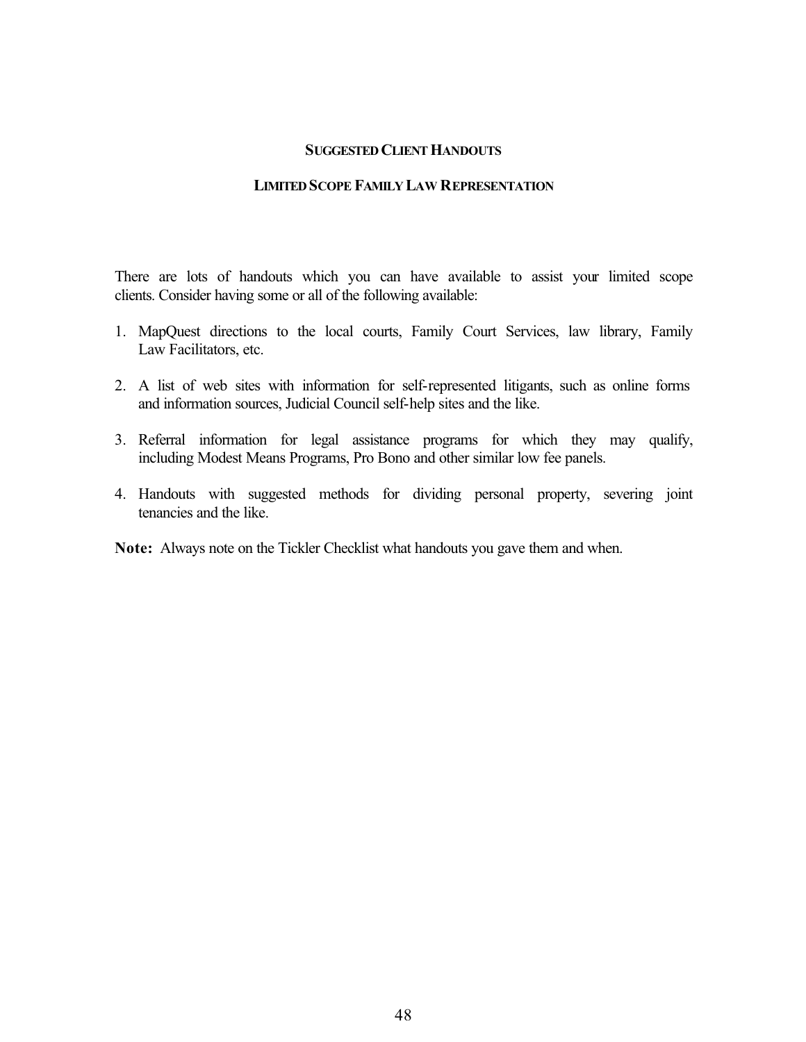## SUGGESTED CLIENT HANDOUTS

## LIMITED SCOPE FAMILY LAW REPRESENTATION

There are lots of handouts which you can have available to assist your limited scope clients. Consider having some or all of the following available:

1. MapQuest directions to the local courts, Family Court Services, law library, Family Law Facilitators, etc.

2. A list of web sites with information for self-represented litigants, such as online forms and information sources, Judicial Council self-help sites and the like.

3. Referral information for legal assistance programs for which they may qualify, including Modest Means Programs, Pro Bono and other similar low fee panels.

4. Handouts with suggested methods for dividing personal property, severing joint tenancies and the like.

**Note:** Always note on the Tickler Checklist what handouts you gave them and when.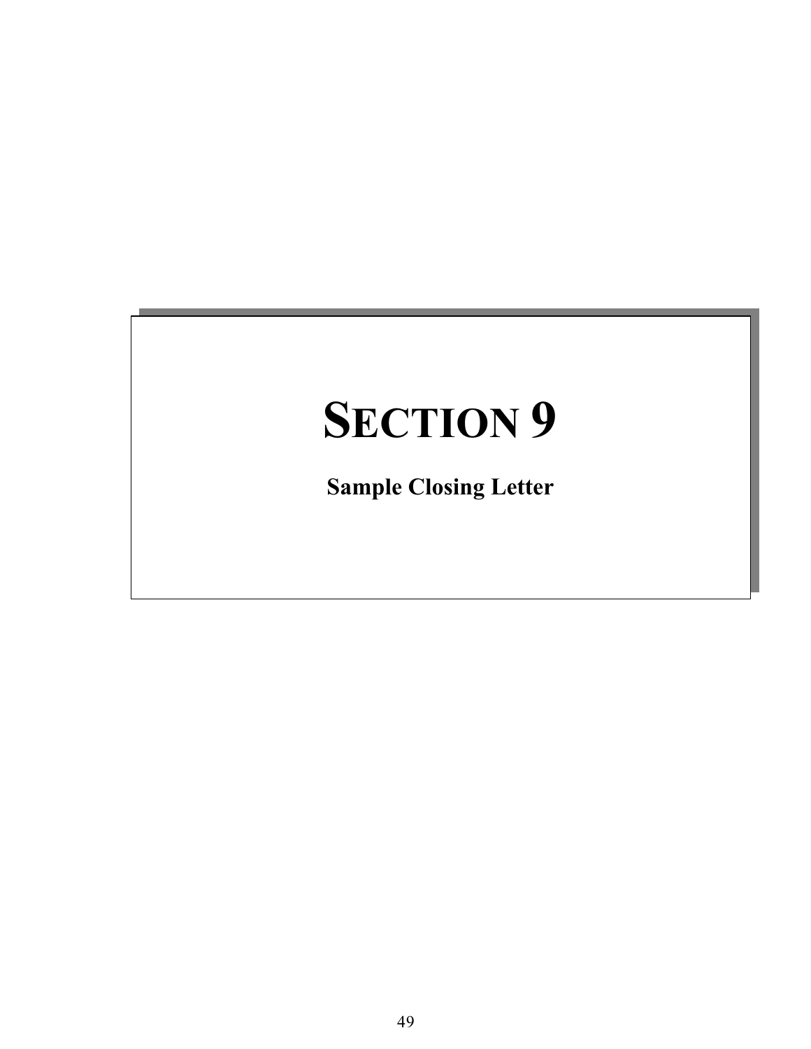# SECTION 9

**Sample Closing Letter**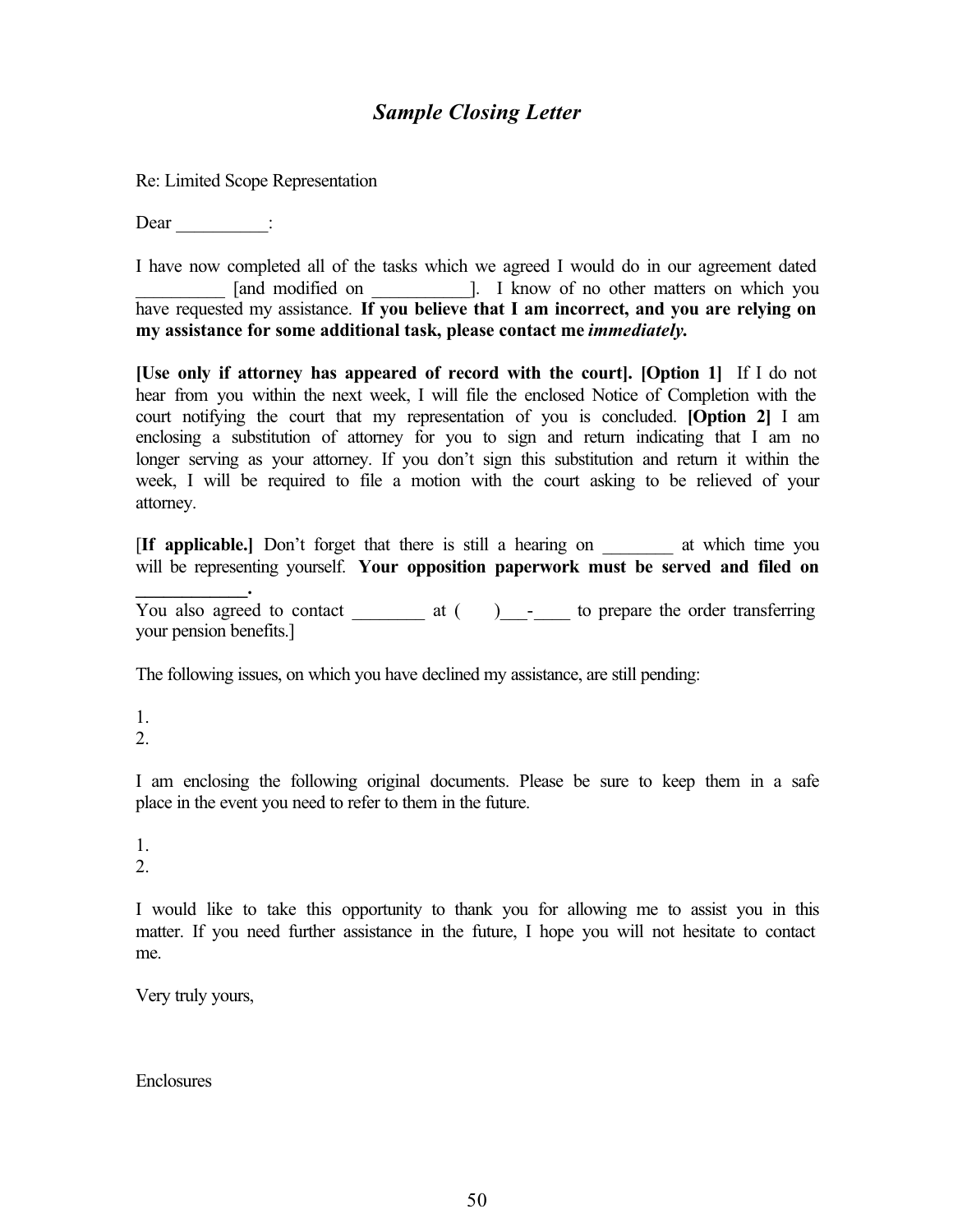## *Sample Closing Letter*

Re: Limited Scope Representation

Dear __________:

I have now completed all of the tasks which we agreed I would do in our agreement dated __________ [and modified on __________]. I know of no other matters on which you have requested my assistance. **If you believe that I am incorrect, and you are relying on my assistance for some additional task, please contact me *immediately.***

**[Use only if attorney has appeared of record with the court]. [Option 1]** If I do not hear from you within the next week, I will file the enclosed Notice of Completion with the court notifying the court that my representation of you is concluded. **[Option 2]** I am enclosing a substitution of attorney for you to sign and return indicating that I am no longer serving as your attorney. If you don't sign this substitution and return it within the week, I will be required to file a motion with the court asking to be relieved of your attorney.

[**If applicable.]** Don't forget that there is still a hearing on ________ at which time you will be representing yourself. **Your opposition paperwork must be served and filed on ____________.**

You also agreed to contact ________ at (    )___-____ to prepare the order transferring your pension benefits.]

The following issues, on which you have declined my assistance, are still pending:

1.
2.

I am enclosing the following original documents. Please be sure to keep them in a safe place in the event you need to refer to them in the future.

1.
2.

I would like to take this opportunity to thank you for allowing me to assist you in this matter. If you need further assistance in the future, I hope you will not hesitate to contact me.

Very truly yours,

Enclosures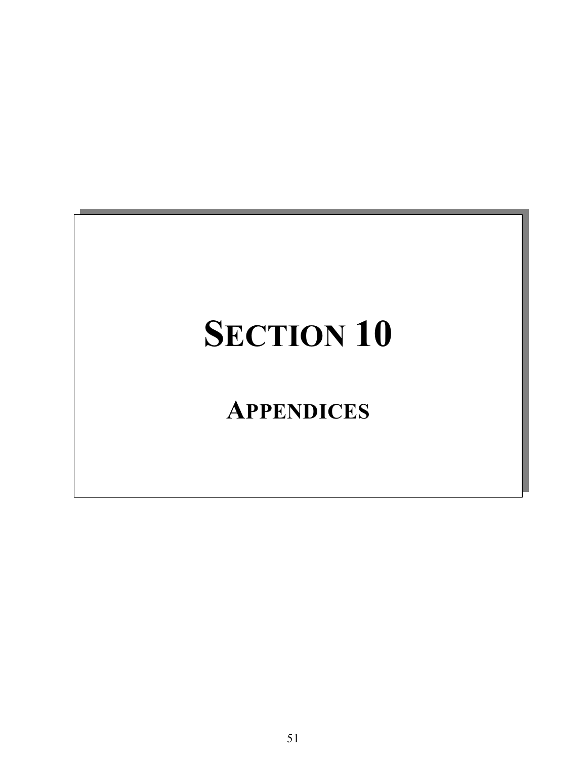# SECTION 10

## APPENDICES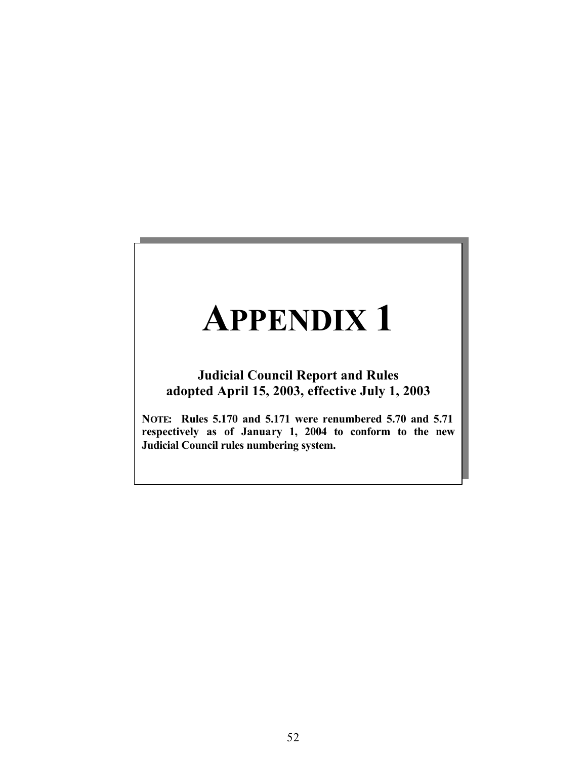# APPENDIX 1

**Judicial Council Report and Rules adopted April 15, 2003, effective July 1, 2003**

**NOTE: Rules 5.170 and 5.171 were renumbered 5.70 and 5.71 respectively as of January 1, 2004 to conform to the new Judicial Council rules numbering system.**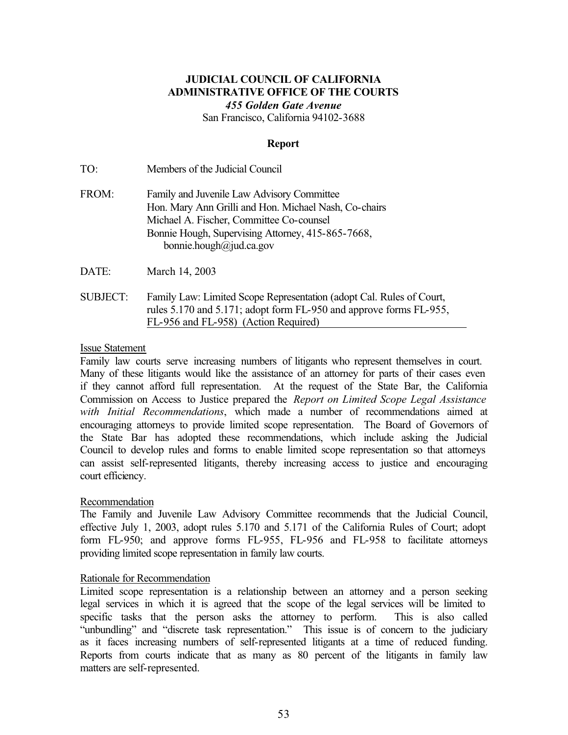**JUDICIAL COUNCIL OF CALIFORNIA**
**ADMINISTRATIVE OFFICE OF THE COURTS**
***455 Golden Gate Avenue***
San Francisco, California 94102-3688

**Report**

TO: Members of the Judicial Council

FROM: Family and Juvenile Law Advisory Committee
Hon. Mary Ann Grilli and Hon. Michael Nash, Co-chairs
Michael A. Fischer, Committee Co-counsel
Bonnie Hough, Supervising Attorney, 415-865-7668,
bonnie.hough@jud.ca.gov

DATE: March 14, 2003

SUBJECT: Family Law: Limited Scope Representation (adopt Cal. Rules of Court, rules 5.170 and 5.171; adopt form FL-950 and approve forms FL-955, FL-956 and FL-958) (Action Required)

Issue Statement

Family law courts serve increasing numbers of litigants who represent themselves in court. Many of these litigants would like the assistance of an attorney for parts of their cases even if they cannot afford full representation. At the request of the State Bar, the California Commission on Access to Justice prepared the *Report on Limited Scope Legal Assistance with Initial Recommendations*, which made a number of recommendations aimed at encouraging attorneys to provide limited scope representation. The Board of Governors of the State Bar has adopted these recommendations, which include asking the Judicial Council to develop rules and forms to enable limited scope representation so that attorneys can assist self-represented litigants, thereby increasing access to justice and encouraging court efficiency.

Recommendation

The Family and Juvenile Law Advisory Committee recommends that the Judicial Council, effective July 1, 2003, adopt rules 5.170 and 5.171 of the California Rules of Court; adopt form FL-950; and approve forms FL-955, FL-956 and FL-958 to facilitate attorneys providing limited scope representation in family law courts.

Rationale for Recommendation

Limited scope representation is a relationship between an attorney and a person seeking legal services in which it is agreed that the scope of the legal services will be limited to specific tasks that the person asks the attorney to perform. This is also called "unbundling" and "discrete task representation." This issue is of concern to the judiciary as it faces increasing numbers of self-represented litigants at a time of reduced funding. Reports from courts indicate that as many as 80 percent of the litigants in family law matters are self-represented.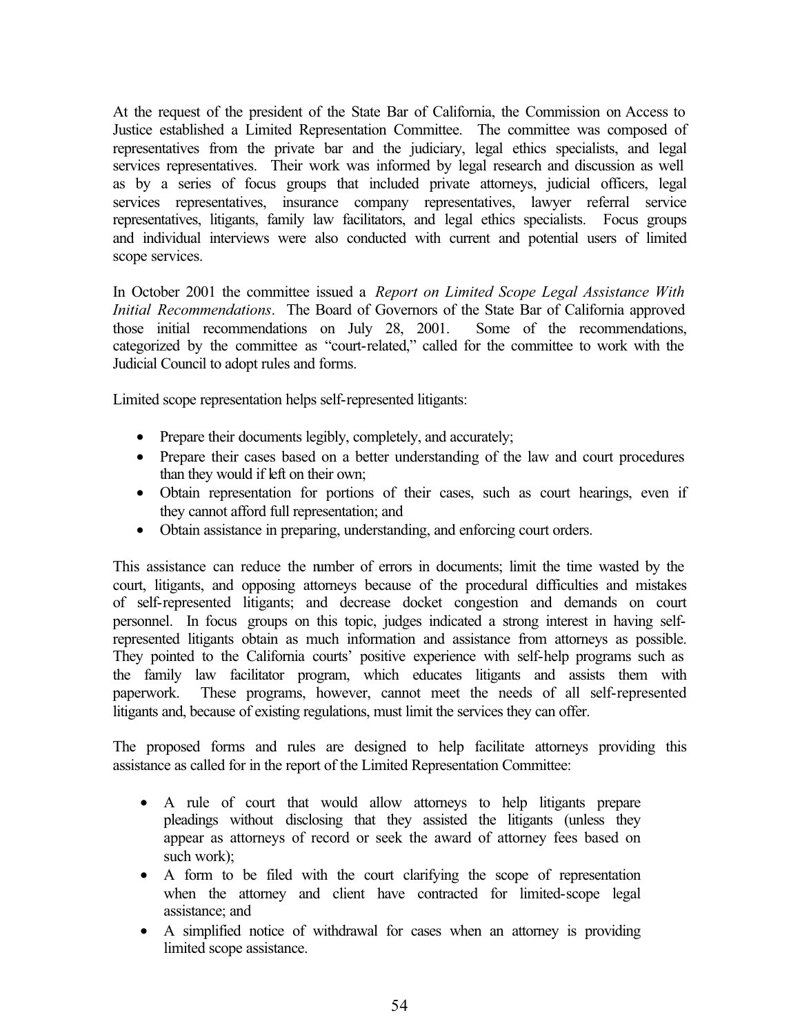At the request of the president of the State Bar of California, the Commission on Access to Justice established a Limited Representation Committee. The committee was composed of representatives from the private bar and the judiciary, legal ethics specialists, and legal services representatives. Their work was informed by legal research and discussion as well as by a series of focus groups that included private attorneys, judicial officers, legal services representatives, insurance company representatives, lawyer referral service representatives, litigants, family law facilitators, and legal ethics specialists. Focus groups and individual interviews were also conducted with current and potential users of limited scope services.

In October 2001 the committee issued a *Report on Limited Scope Legal Assistance With Initial Recommendations*. The Board of Governors of the State Bar of California approved those initial recommendations on July 28, 2001. Some of the recommendations, categorized by the committee as "court-related," called for the committee to work with the Judicial Council to adopt rules and forms.

Limited scope representation helps self-represented litigants:

- Prepare their documents legibly, completely, and accurately;
- Prepare their cases based on a better understanding of the law and court procedures than they would if left on their own;
- Obtain representation for portions of their cases, such as court hearings, even if they cannot afford full representation; and
- Obtain assistance in preparing, understanding, and enforcing court orders.

This assistance can reduce the number of errors in documents; limit the time wasted by the court, litigants, and opposing attorneys because of the procedural difficulties and mistakes of self-represented litigants; and decrease docket congestion and demands on court personnel. In focus groups on this topic, judges indicated a strong interest in having self-represented litigants obtain as much information and assistance from attorneys as possible. They pointed to the California courts' positive experience with self-help programs such as the family law facilitator program, which educates litigants and assists them with paperwork. These programs, however, cannot meet the needs of all self-represented litigants and, because of existing regulations, must limit the services they can offer.

The proposed forms and rules are designed to help facilitate attorneys providing this assistance as called for in the report of the Limited Representation Committee:

- A rule of court that would allow attorneys to help litigants prepare pleadings without disclosing that they assisted the litigants (unless they appear as attorneys of record or seek the award of attorney fees based on such work);
- A form to be filed with the court clarifying the scope of representation when the attorney and client have contracted for limited-scope legal assistance; and
- A simplified notice of withdrawal for cases when an attorney is providing limited scope assistance.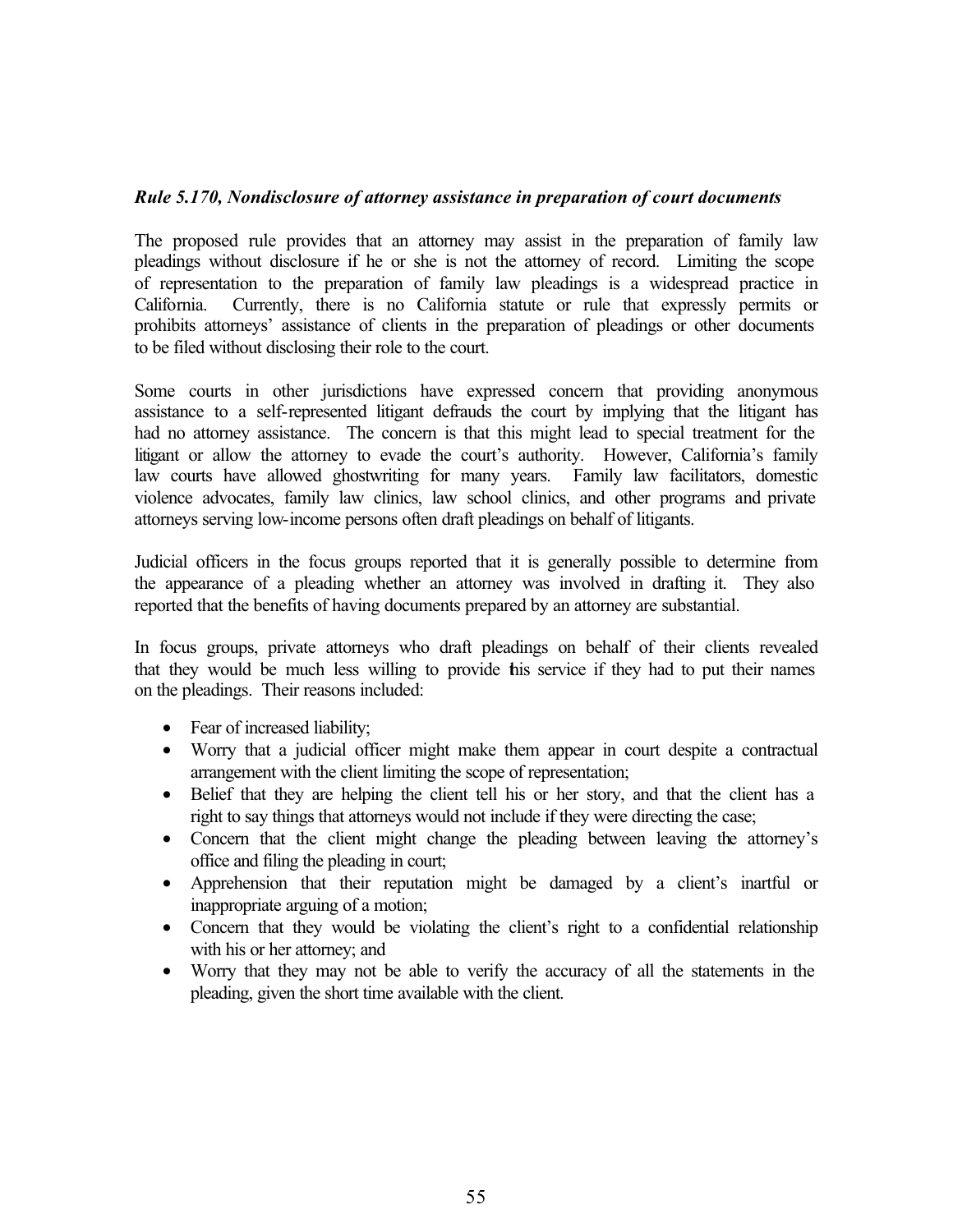***Rule 5.170, Nondisclosure of attorney assistance in preparation of court documents***

The proposed rule provides that an attorney may assist in the preparation of family law pleadings without disclosure if he or she is not the attorney of record. Limiting the scope of representation to the preparation of family law pleadings is a widespread practice in California. Currently, there is no California statute or rule that expressly permits or prohibits attorneys' assistance of clients in the preparation of pleadings or other documents to be filed without disclosing their role to the court.

Some courts in other jurisdictions have expressed concern that providing anonymous assistance to a self-represented litigant defrauds the court by implying that the litigant has had no attorney assistance. The concern is that this might lead to special treatment for the litigant or allow the attorney to evade the court's authority. However, California's family law courts have allowed ghostwriting for many years. Family law facilitators, domestic violence advocates, family law clinics, law school clinics, and other programs and private attorneys serving low-income persons often draft pleadings on behalf of litigants.

Judicial officers in the focus groups reported that it is generally possible to determine from the appearance of a pleading whether an attorney was involved in drafting it. They also reported that the benefits of having documents prepared by an attorney are substantial.

In focus groups, private attorneys who draft pleadings on behalf of their clients revealed that they would be much less willing to provide this service if they had to put their names on the pleadings. Their reasons included:

- Fear of increased liability;
- Worry that a judicial officer might make them appear in court despite a contractual arrangement with the client limiting the scope of representation;
- Belief that they are helping the client tell his or her story, and that the client has a right to say things that attorneys would not include if they were directing the case;
- Concern that the client might change the pleading between leaving the attorney's office and filing the pleading in court;
- Apprehension that their reputation might be damaged by a client's inartful or inappropriate arguing of a motion;
- Concern that they would be violating the client's right to a confidential relationship with his or her attorney; and
- Worry that they may not be able to verify the accuracy of all the statements in the pleading, given the short time available with the client.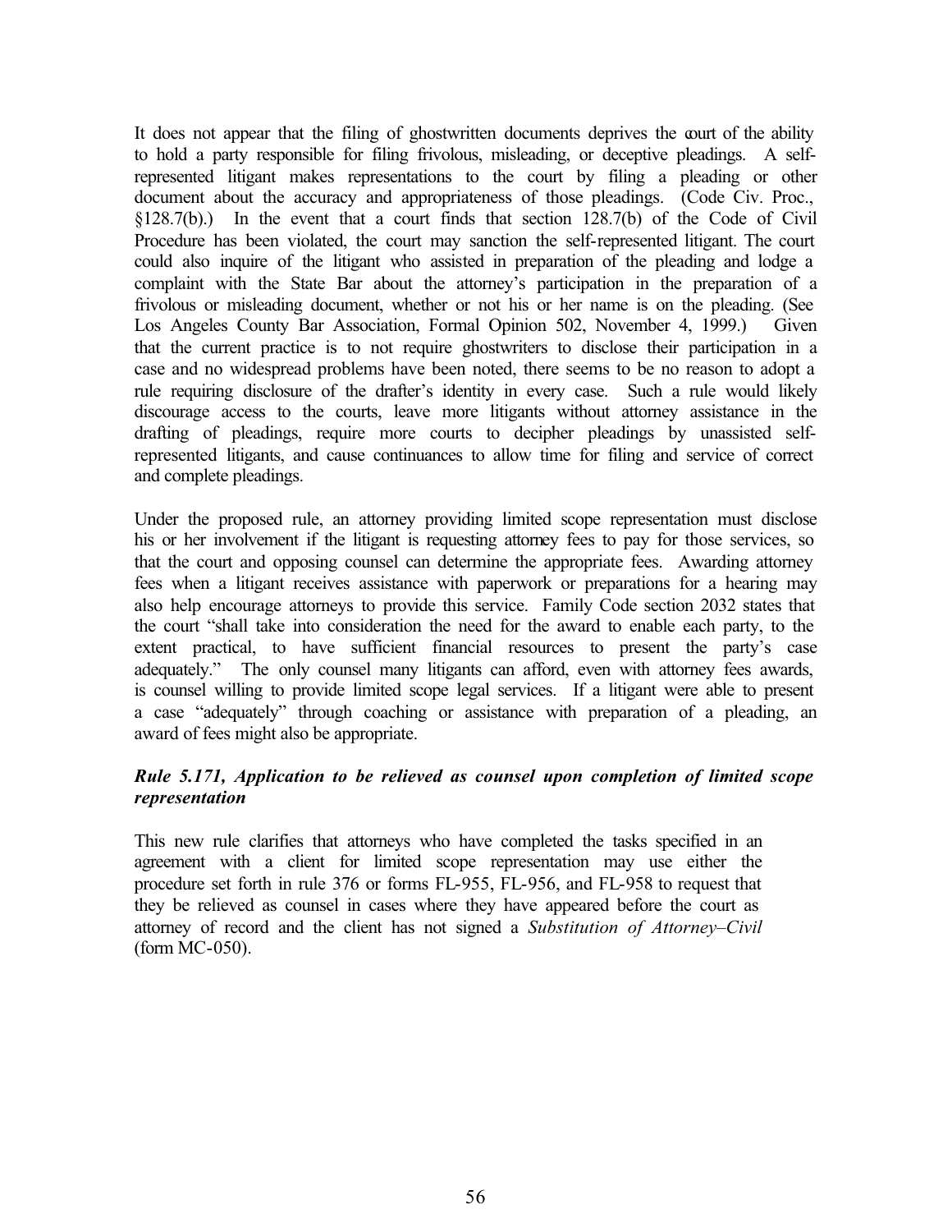It does not appear that the filing of ghostwritten documents deprives the court of the ability to hold a party responsible for filing frivolous, misleading, or deceptive pleadings. A self-represented litigant makes representations to the court by filing a pleading or other document about the accuracy and appropriateness of those pleadings. (Code Civ. Proc., §128.7(b).) In the event that a court finds that section 128.7(b) of the Code of Civil Procedure has been violated, the court may sanction the self-represented litigant. The court could also inquire of the litigant who assisted in preparation of the pleading and lodge a complaint with the State Bar about the attorney's participation in the preparation of a frivolous or misleading document, whether or not his or her name is on the pleading. (See Los Angeles County Bar Association, Formal Opinion 502, November 4, 1999.) Given that the current practice is to not require ghostwriters to disclose their participation in a case and no widespread problems have been noted, there seems to be no reason to adopt a rule requiring disclosure of the drafter's identity in every case. Such a rule would likely discourage access to the courts, leave more litigants without attorney assistance in the drafting of pleadings, require more courts to decipher pleadings by unassisted self-represented litigants, and cause continuances to allow time for filing and service of correct and complete pleadings.

Under the proposed rule, an attorney providing limited scope representation must disclose his or her involvement if the litigant is requesting attorney fees to pay for those services, so that the court and opposing counsel can determine the appropriate fees. Awarding attorney fees when a litigant receives assistance with paperwork or preparations for a hearing may also help encourage attorneys to provide this service. Family Code section 2032 states that the court "shall take into consideration the need for the award to enable each party, to the extent practical, to have sufficient financial resources to present the party's case adequately." The only counsel many litigants can afford, even with attorney fees awards, is counsel willing to provide limited scope legal services. If a litigant were able to present a case "adequately" through coaching or assistance with preparation of a pleading, an award of fees might also be appropriate.

### *Rule 5.171, Application to be relieved as counsel upon completion of limited scope representation*

This new rule clarifies that attorneys who have completed the tasks specified in an agreement with a client for limited scope representation may use either the procedure set forth in rule 376 or forms FL-955, FL-956, and FL-958 to request that they be relieved as counsel in cases where they have appeared before the court as attorney of record and the client has not signed a *Substitution of Attorney–Civil* (form MC-050).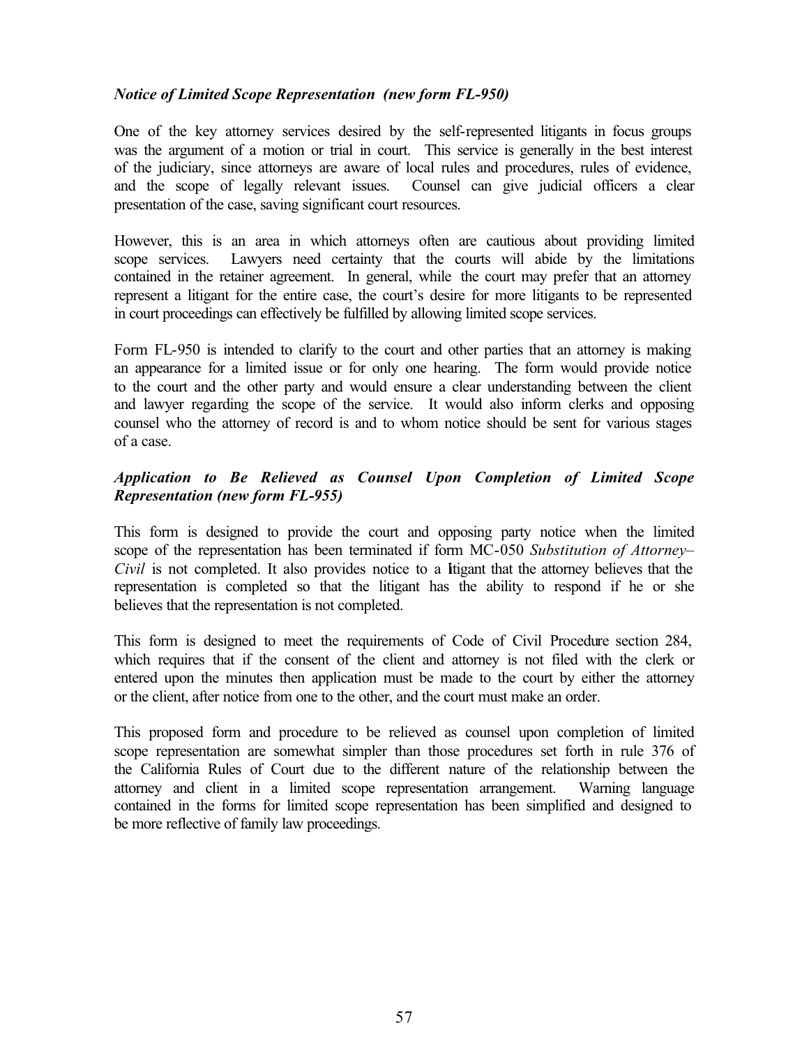***Notice of Limited Scope Representation (new form FL-950)***

One of the key attorney services desired by the self-represented litigants in focus groups was the argument of a motion or trial in court. This service is generally in the best interest of the judiciary, since attorneys are aware of local rules and procedures, rules of evidence, and the scope of legally relevant issues. Counsel can give judicial officers a clear presentation of the case, saving significant court resources.

However, this is an area in which attorneys often are cautious about providing limited scope services. Lawyers need certainty that the courts will abide by the limitations contained in the retainer agreement. In general, while the court may prefer that an attorney represent a litigant for the entire case, the court's desire for more litigants to be represented in court proceedings can effectively be fulfilled by allowing limited scope services.

Form FL-950 is intended to clarify to the court and other parties that an attorney is making an appearance for a limited issue or for only one hearing. The form would provide notice to the court and the other party and would ensure a clear understanding between the client and lawyer regarding the scope of the service. It would also inform clerks and opposing counsel who the attorney of record is and to whom notice should be sent for various stages of a case.

***Application to Be Relieved as Counsel Upon Completion of Limited Scope Representation (new form FL-955)***

This form is designed to provide the court and opposing party notice when the limited scope of the representation has been terminated if form MC-050 *Substitution of Attorney–Civil* is not completed. It also provides notice to a litigant that the attorney believes that the representation is completed so that the litigant has the ability to respond if he or she believes that the representation is not completed.

This form is designed to meet the requirements of Code of Civil Procedure section 284, which requires that if the consent of the client and attorney is not filed with the clerk or entered upon the minutes then application must be made to the court by either the attorney or the client, after notice from one to the other, and the court must make an order.

This proposed form and procedure to be relieved as counsel upon completion of limited scope representation are somewhat simpler than those procedures set forth in rule 376 of the California Rules of Court due to the different nature of the relationship between the attorney and client in a limited scope representation arrangement. Warning language contained in the forms for limited scope representation has been simplified and designed to be more reflective of family law proceedings.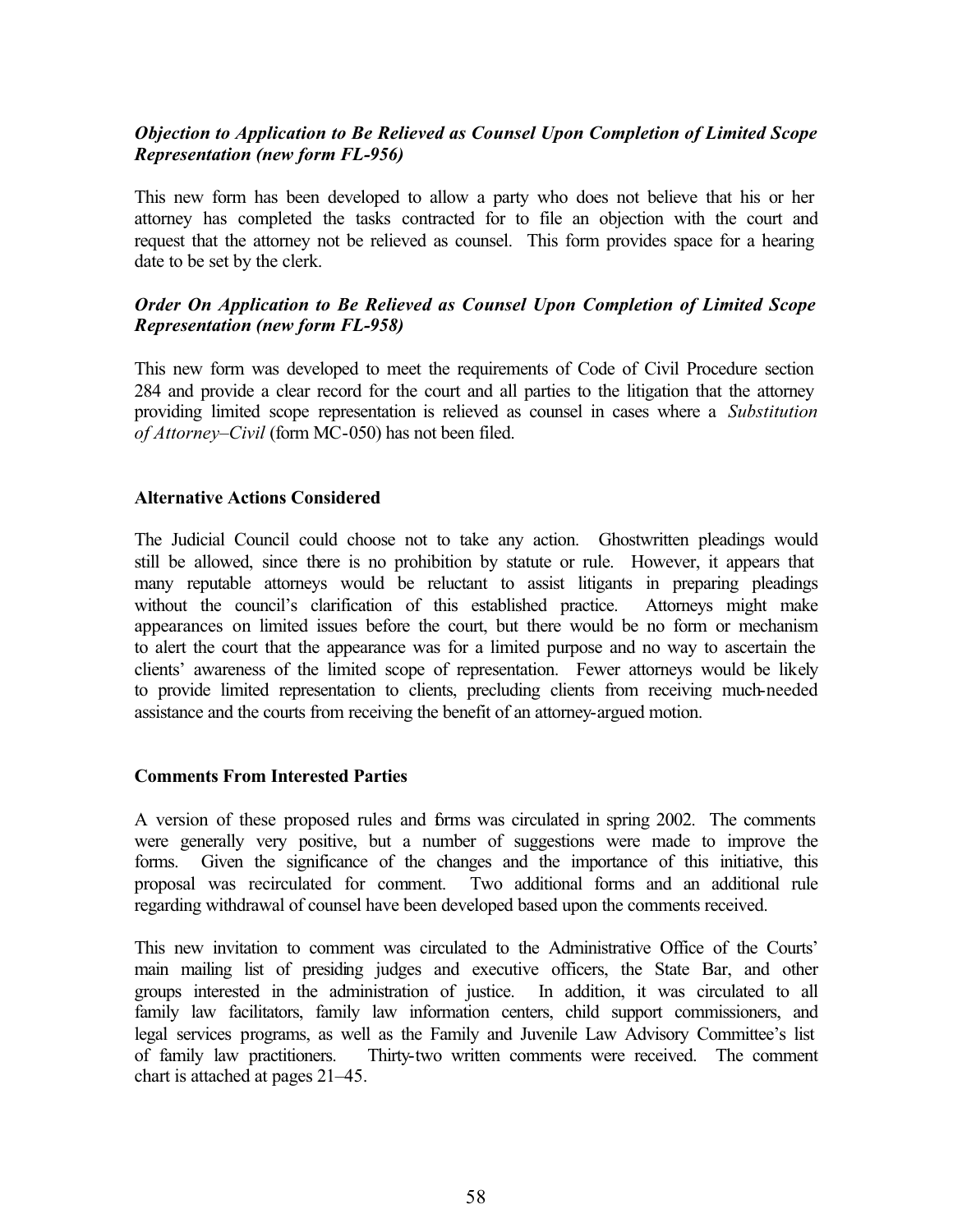***Objection to Application to Be Relieved as Counsel Upon Completion of Limited Scope Representation (new form FL-956)***

This new form has been developed to allow a party who does not believe that his or her attorney has completed the tasks contracted for to file an objection with the court and request that the attorney not be relieved as counsel. This form provides space for a hearing date to be set by the clerk.

***Order On Application to Be Relieved as Counsel Upon Completion of Limited Scope Representation (new form FL-958)***

This new form was developed to meet the requirements of Code of Civil Procedure section 284 and provide a clear record for the court and all parties to the litigation that the attorney providing limited scope representation is relieved as counsel in cases where a *Substitution of Attorney–Civil* (form MC-050) has not been filed.

**Alternative Actions Considered**

The Judicial Council could choose not to take any action. Ghostwritten pleadings would still be allowed, since there is no prohibition by statute or rule. However, it appears that many reputable attorneys would be reluctant to assist litigants in preparing pleadings without the council's clarification of this established practice. Attorneys might make appearances on limited issues before the court, but there would be no form or mechanism to alert the court that the appearance was for a limited purpose and no way to ascertain the clients' awareness of the limited scope of representation. Fewer attorneys would be likely to provide limited representation to clients, precluding clients from receiving much-needed assistance and the courts from receiving the benefit of an attorney-argued motion.

**Comments From Interested Parties**

A version of these proposed rules and forms was circulated in spring 2002. The comments were generally very positive, but a number of suggestions were made to improve the forms. Given the significance of the changes and the importance of this initiative, this proposal was recirculated for comment. Two additional forms and an additional rule regarding withdrawal of counsel have been developed based upon the comments received.

This new invitation to comment was circulated to the Administrative Office of the Courts' main mailing list of presiding judges and executive officers, the State Bar, and other groups interested in the administration of justice. In addition, it was circulated to all family law facilitators, family law information centers, child support commissioners, and legal services programs, as well as the Family and Juvenile Law Advisory Committee's list of family law practitioners. Thirty-two written comments were received. The comment chart is attached at pages 21–45.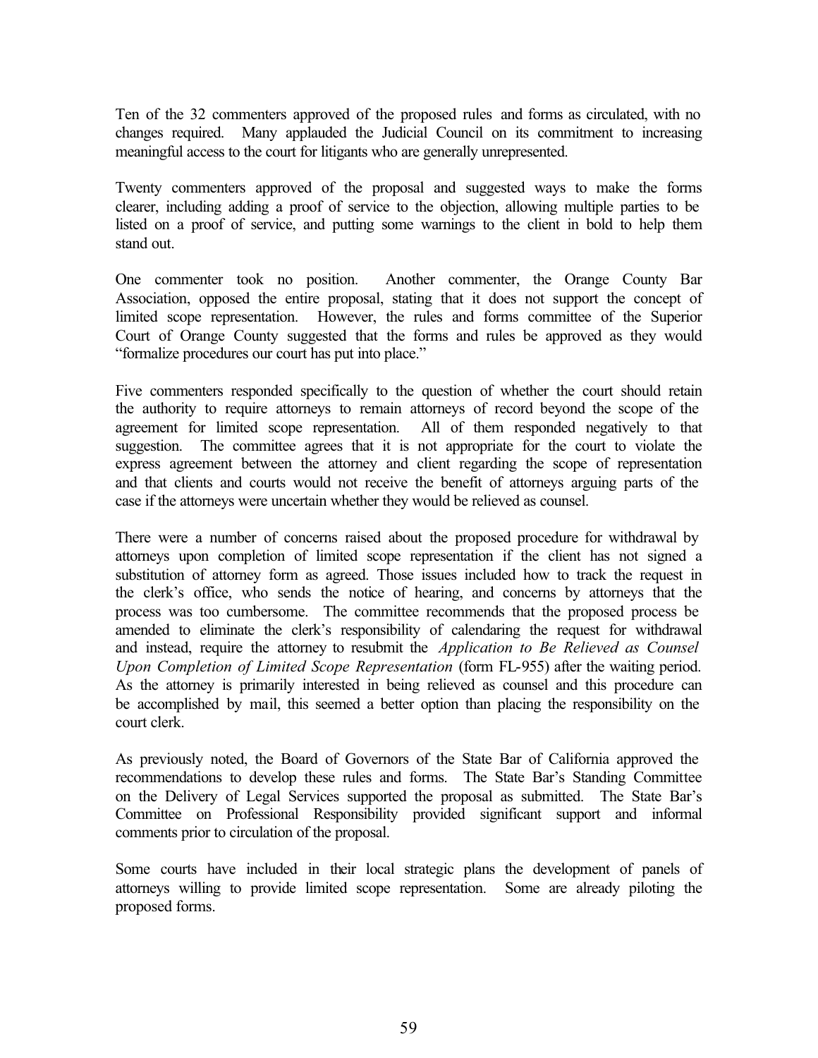Ten of the 32 commenters approved of the proposed rules and forms as circulated, with no changes required. Many applauded the Judicial Council on its commitment to increasing meaningful access to the court for litigants who are generally unrepresented.

Twenty commenters approved of the proposal and suggested ways to make the forms clearer, including adding a proof of service to the objection, allowing multiple parties to be listed on a proof of service, and putting some warnings to the client in bold to help them stand out.

One commenter took no position. Another commenter, the Orange County Bar Association, opposed the entire proposal, stating that it does not support the concept of limited scope representation. However, the rules and forms committee of the Superior Court of Orange County suggested that the forms and rules be approved as they would "formalize procedures our court has put into place."

Five commenters responded specifically to the question of whether the court should retain the authority to require attorneys to remain attorneys of record beyond the scope of the agreement for limited scope representation. All of them responded negatively to that suggestion. The committee agrees that it is not appropriate for the court to violate the express agreement between the attorney and client regarding the scope of representation and that clients and courts would not receive the benefit of attorneys arguing parts of the case if the attorneys were uncertain whether they would be relieved as counsel.

There were a number of concerns raised about the proposed procedure for withdrawal by attorneys upon completion of limited scope representation if the client has not signed a substitution of attorney form as agreed. Those issues included how to track the request in the clerk's office, who sends the notice of hearing, and concerns by attorneys that the process was too cumbersome. The committee recommends that the proposed process be amended to eliminate the clerk's responsibility of calendaring the request for withdrawal and instead, require the attorney to resubmit the *Application to Be Relieved as Counsel Upon Completion of Limited Scope Representation* (form FL-955) after the waiting period. As the attorney is primarily interested in being relieved as counsel and this procedure can be accomplished by mail, this seemed a better option than placing the responsibility on the court clerk.

As previously noted, the Board of Governors of the State Bar of California approved the recommendations to develop these rules and forms. The State Bar's Standing Committee on the Delivery of Legal Services supported the proposal as submitted. The State Bar's Committee on Professional Responsibility provided significant support and informal comments prior to circulation of the proposal.

Some courts have included in their local strategic plans the development of panels of attorneys willing to provide limited scope representation. Some are already piloting the proposed forms.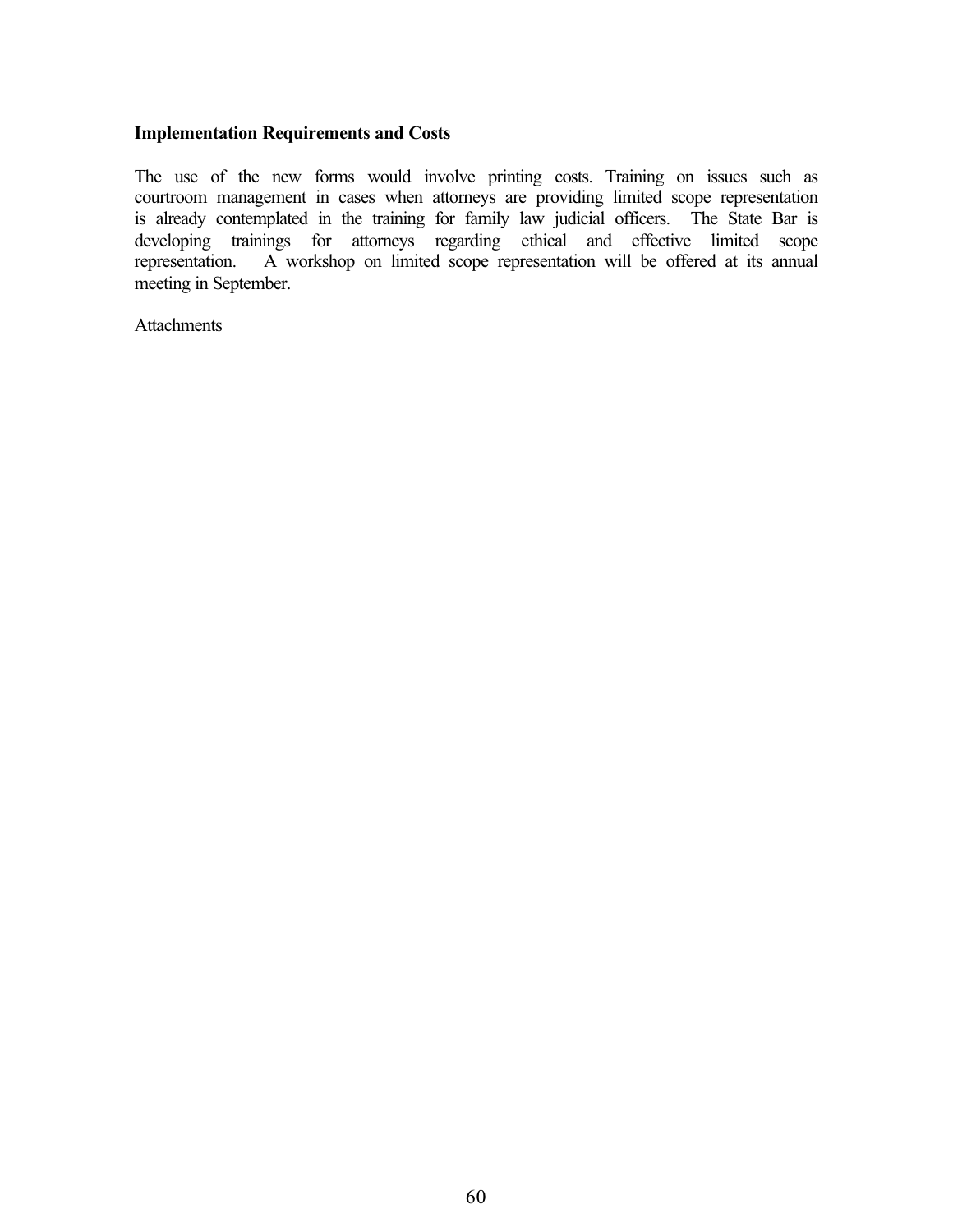**Implementation Requirements and Costs**

The use of the new forms would involve printing costs. Training on issues such as courtroom management in cases when attorneys are providing limited scope representation is already contemplated in the training for family law judicial officers. The State Bar is developing trainings for attorneys regarding ethical and effective limited scope representation. A workshop on limited scope representation will be offered at its annual meeting in September.

Attachments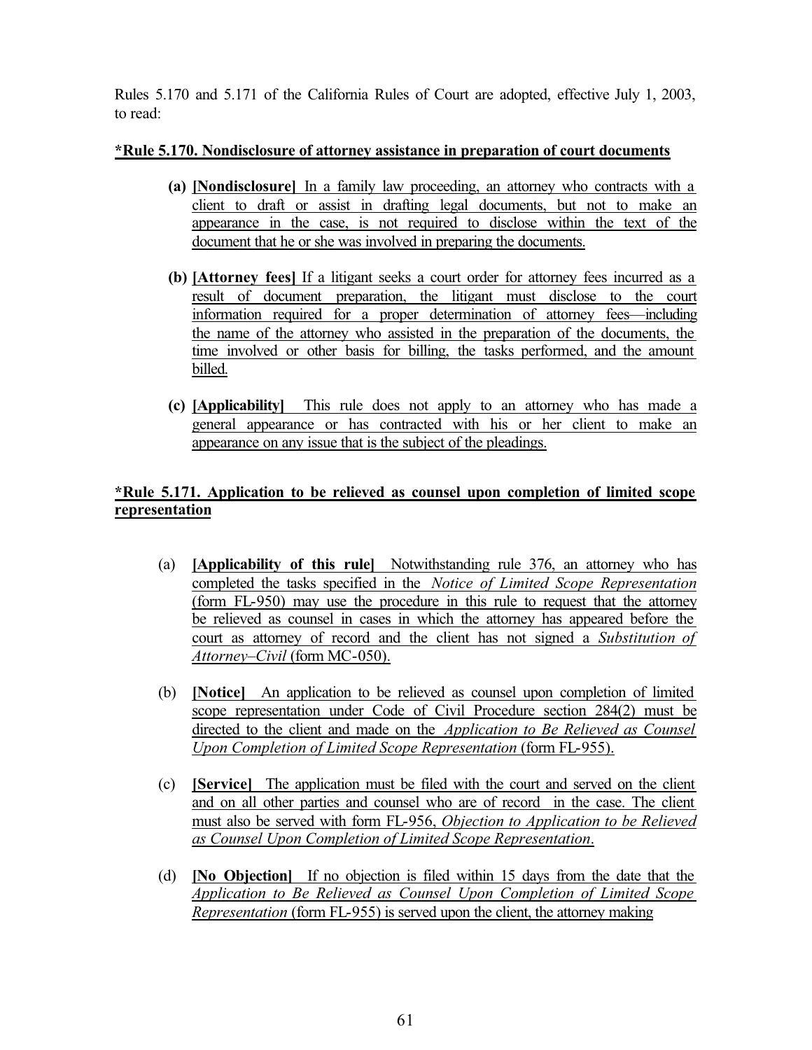Rules 5.170 and 5.171 of the California Rules of Court are adopted, effective July 1, 2003, to read:

**\*Rule 5.170. Nondisclosure of attorney assistance in preparation of court documents**

**(a) [Nondisclosure]** In a family law proceeding, an attorney who contracts with a client to draft or assist in drafting legal documents, but not to make an appearance in the case, is not required to disclose within the text of the document that he or she was involved in preparing the documents.

**(b) [Attorney fees]** If a litigant seeks a court order for attorney fees incurred as a result of document preparation, the litigant must disclose to the court information required for a proper determination of attorney fees—including the name of the attorney who assisted in the preparation of the documents, the time involved or other basis for billing, the tasks performed, and the amount billed.

**(c) [Applicability]** This rule does not apply to an attorney who has made a general appearance or has contracted with his or her client to make an appearance on any issue that is the subject of the pleadings.

**\*Rule 5.171. Application to be relieved as counsel upon completion of limited scope representation**

(a) **[Applicability of this rule]** Notwithstanding rule 376, an attorney who has completed the tasks specified in the *Notice of Limited Scope Representation* (form FL-950) may use the procedure in this rule to request that the attorney be relieved as counsel in cases in which the attorney has appeared before the court as attorney of record and the client has not signed a *Substitution of Attorney–Civil* (form MC-050).

(b) **[Notice]** An application to be relieved as counsel upon completion of limited scope representation under Code of Civil Procedure section 284(2) must be directed to the client and made on the *Application to Be Relieved as Counsel Upon Completion of Limited Scope Representation* (form FL-955).

(c) **[Service]** The application must be filed with the court and served on the client and on all other parties and counsel who are of record in the case. The client must also be served with form FL-956, *Objection to Application to be Relieved as Counsel Upon Completion of Limited Scope Representation*.

(d) **[No Objection]** If no objection is filed within 15 days from the date that the *Application to Be Relieved as Counsel Upon Completion of Limited Scope Representation* (form FL-955) is served upon the client, the attorney making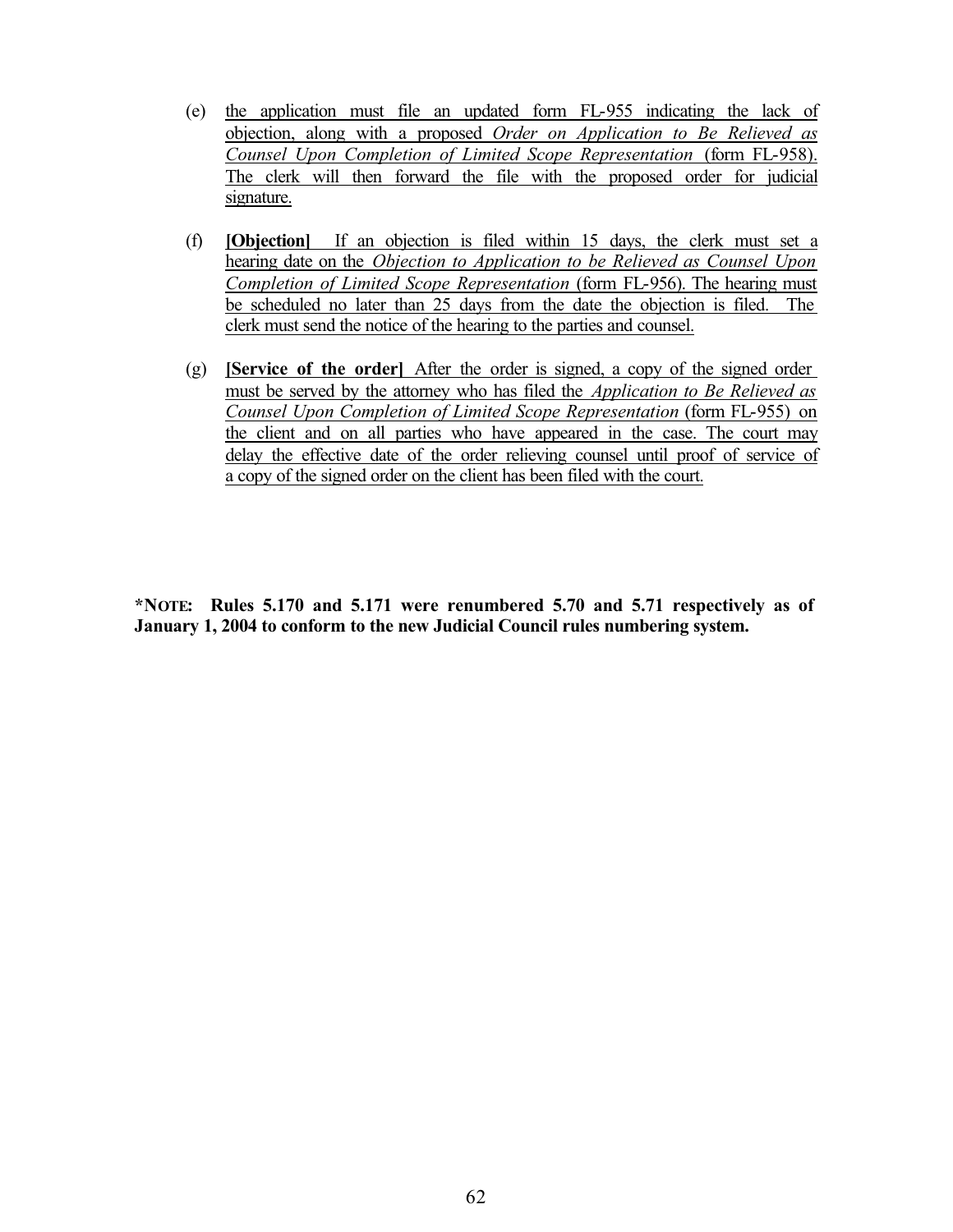(e) the application must file an updated form FL-955 indicating the lack of objection, along with a proposed *Order on Application to Be Relieved as Counsel Upon Completion of Limited Scope Representation* (form FL-958). The clerk will then forward the file with the proposed order for judicial signature.

(f) **[Objection]** If an objection is filed within 15 days, the clerk must set a hearing date on the *Objection to Application to be Relieved as Counsel Upon Completion of Limited Scope Representation* (form FL-956). The hearing must be scheduled no later than 25 days from the date the objection is filed. The clerk must send the notice of the hearing to the parties and counsel.

(g) **[Service of the order]** After the order is signed, a copy of the signed order must be served by the attorney who has filed the *Application to Be Relieved as Counsel Upon Completion of Limited Scope Representation* (form FL-955) on the client and on all parties who have appeared in the case. The court may delay the effective date of the order relieving counsel until proof of service of a copy of the signed order on the client has been filed with the court.

**\*NOTE: Rules 5.170 and 5.171 were renumbered 5.70 and 5.71 respectively as of January 1, 2004 to conform to the new Judicial Council rules numbering system.**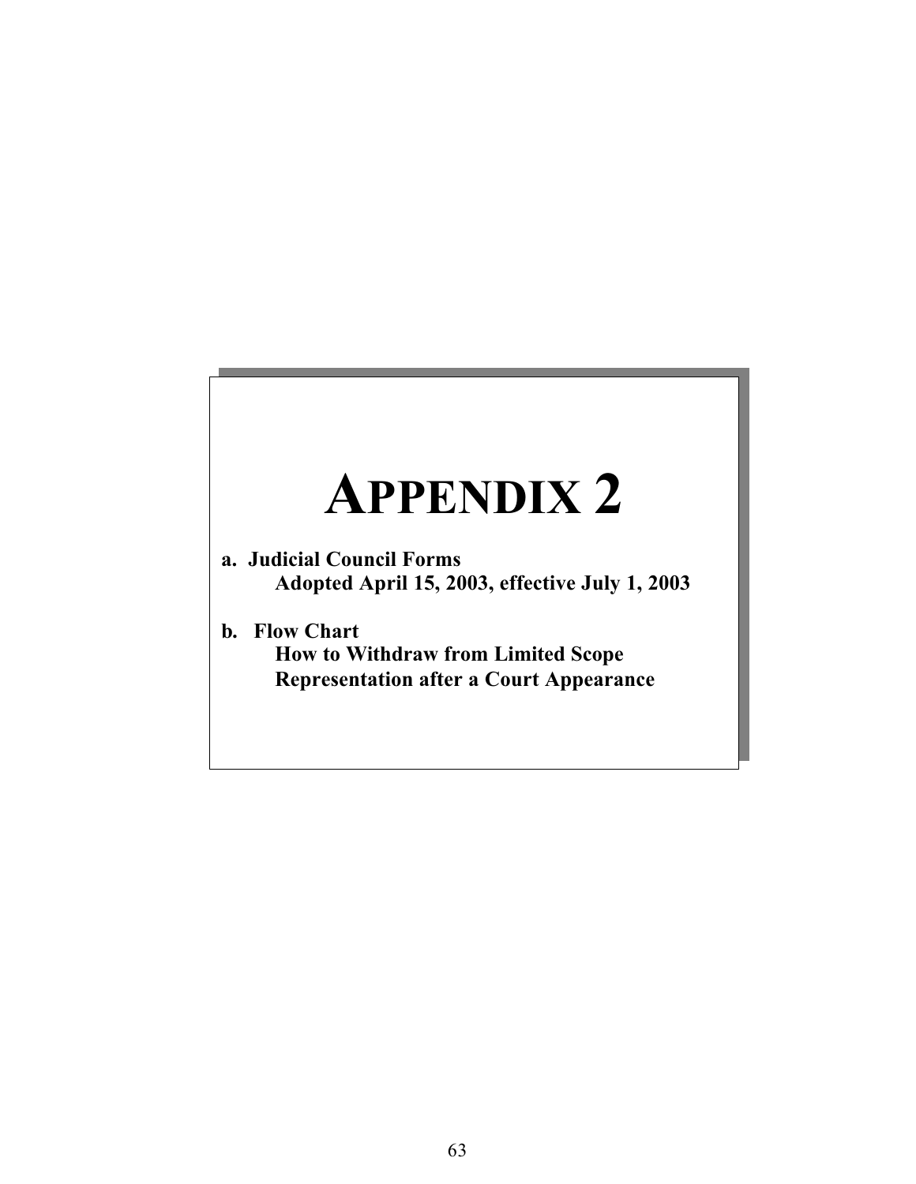# APPENDIX 2

**a. Judicial Council Forms**
**Adopted April 15, 2003, effective July 1, 2003**

**b. Flow Chart**
**How to Withdraw from Limited Scope Representation after a Court Appearance**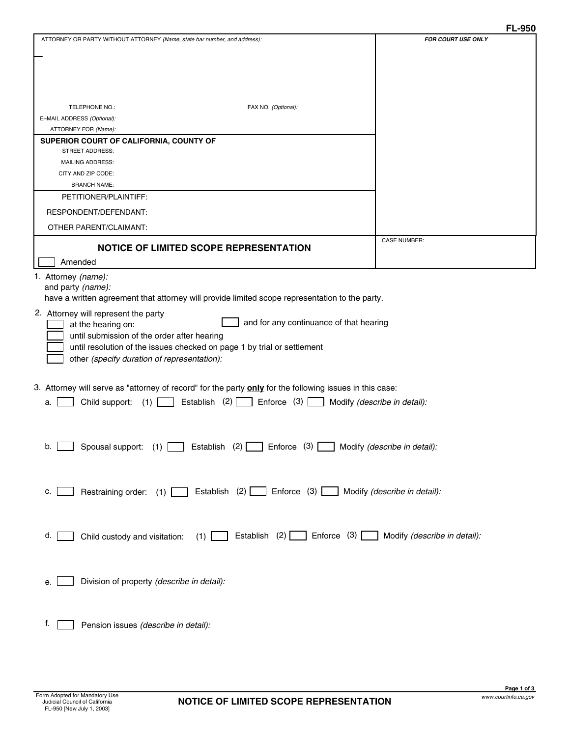FL-950

| ATTORNEY OR PARTY WITHOUT ATTORNEY *(Name, state bar number, and address):* | *FOR COURT USE ONLY* |
|---|---|
| TELEPHONE NO.: FAX NO. *(Optional):* | |
| E-MAIL ADDRESS *(Optional):* | |
| ATTORNEY FOR *(Name):* | |
| **SUPERIOR COURT OF CALIFORNIA, COUNTY OF** | |
| STREET ADDRESS: | |
| MAILING ADDRESS: | |
| CITY AND ZIP CODE: | |
| BRANCH NAME: | |
| PETITIONER/PLAINTIFF: | |
| RESPONDENT/DEFENDANT: | |
| OTHER PARENT/CLAIMANT: | |
| **NOTICE OF LIMITED SCOPE REPRESENTATION** ☐ Amended | CASE NUMBER: |

1. Attorney *(name):*
   and party *(name):*
   have a written agreement that attorney will provide limited scope representation to the party.

2. Attorney will represent the party
   - ☐ at the hearing on: ☐ and for any continuance of that hearing
   - ☐ until submission of the order after hearing
   - ☐ until resolution of the issues checked on page 1 by trial or settlement
   - ☐ other *(specify duration of representation):*

3. Attorney will serve as "attorney of record" for the party **only** for the following issues in this case:

   a. ☐ Child support: (1) ☐ Establish (2) ☐ Enforce (3) ☐ Modify *(describe in detail):*

   b. ☐ Spousal support: (1) ☐ Establish (2) ☐ Enforce (3) ☐ Modify *(describe in detail):*

   c. ☐ Restraining order: (1) ☐ Establish (2) ☐ Enforce (3) ☐ Modify *(describe in detail):*

   d. ☐ Child custody and visitation: (1) ☐ Establish (2) ☐ Enforce (3) ☐ Modify *(describe in detail):*

   e. ☐ Division of property *(describe in detail):*

   f. ☐ Pension issues *(describe in detail):*

Form Adopted for Mandatory Use
Judicial Council of California
FL-950 [New July 1, 2003]

**NOTICE OF LIMITED SCOPE REPRESENTATION**

www.courtinfo.ca.gov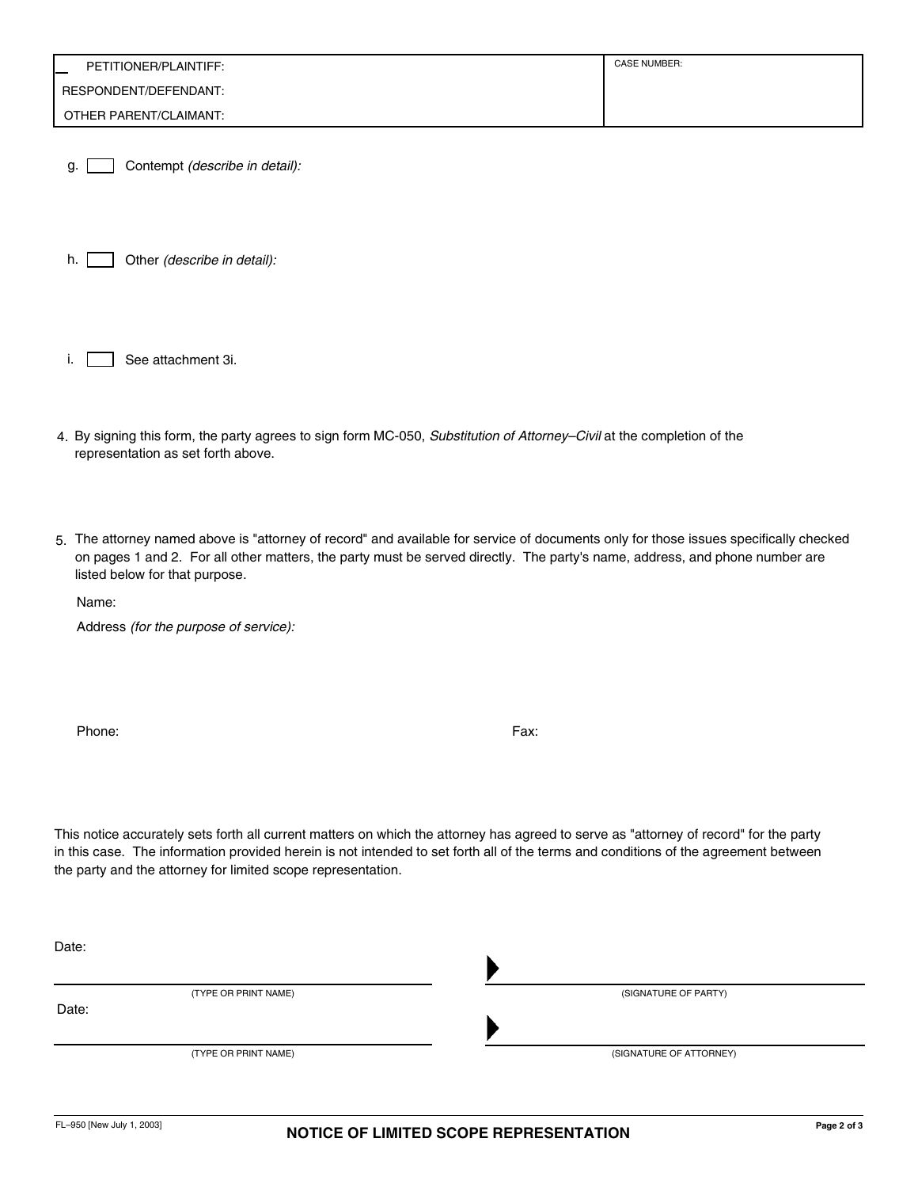| PETITIONER/PLAINTIFF: | CASE NUMBER: |
| --- | --- |
| RESPONDENT/DEFENDANT: | |
| OTHER PARENT/CLAIMANT: | |

g. ☐ Contempt *(describe in detail):*

h. ☐ Other *(describe in detail):*

i. ☐ See attachment 3i.

4. By signing this form, the party agrees to sign form MC-050, *Substitution of Attorney–Civil* at the completion of the representation as set forth above.

5. The attorney named above is "attorney of record" and available for service of documents only for those issues specifically checked on pages 1 and 2. For all other matters, the party must be served directly. The party's name, address, and phone number are listed below for that purpose.

   Name:

   Address *(for the purpose of service):*

   Phone: Fax:

This notice accurately sets forth all current matters on which the attorney has agreed to serve as "attorney of record" for the party in this case. The information provided herein is not intended to set forth all of the terms and conditions of the agreement between the party and the attorney for limited scope representation.

Date:

(TYPE OR PRINT NAME) (SIGNATURE OF PARTY)

Date:

(TYPE OR PRINT NAME) (SIGNATURE OF ATTORNEY)

FL–950 [New July 1, 2003]

**NOTICE OF LIMITED SCOPE REPRESENTATION**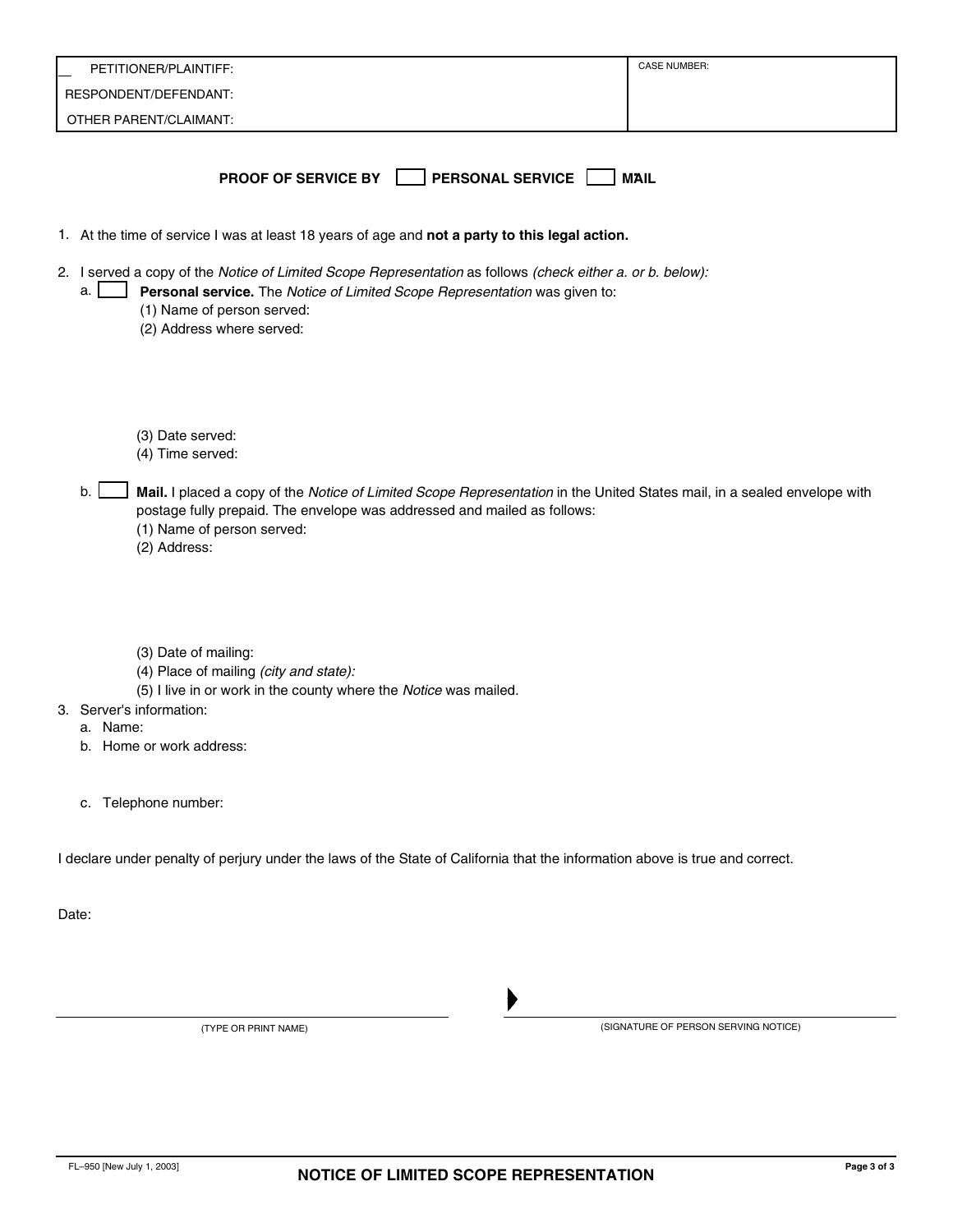| PETITIONER/PLAINTIFF: | CASE NUMBER: |
| --- | --- |
| RESPONDENT/DEFENDANT: | |
| OTHER PARENT/CLAIMANT: | |

## PROOF OF SERVICE BY ☐ PERSONAL SERVICE ☐ MAIL

1. At the time of service I was at least 18 years of age and **not a party to this legal action.**

2. I served a copy of the *Notice of Limited Scope Representation* as follows *(check either a. or b. below):*

   a. ☐ **Personal service.** The *Notice of Limited Scope Representation* was given to:
      (1) Name of person served:
      (2) Address where served:

      (3) Date served:
      (4) Time served:

   b. ☐ **Mail.** I placed a copy of the *Notice of Limited Scope Representation* in the United States mail, in a sealed envelope with postage fully prepaid. The envelope was addressed and mailed as follows:
      (1) Name of person served:
      (2) Address:

      (3) Date of mailing:
      (4) Place of mailing *(city and state):*
      (5) I live in or work in the county where the *Notice* was mailed.

3. Server's information:
   a. Name:
   b. Home or work address:

   c. Telephone number:

I declare under penalty of perjury under the laws of the State of California that the information above is true and correct.

Date:

\_\_\_\_\_\_\_\_\_\_\_\_\_\_\_\_\_\_\_\_\_\_\_\_\_\_\_\_\_\_ ▶ \_\_\_\_\_\_\_\_\_\_\_\_\_\_\_\_\_\_\_\_\_\_\_\_\_\_\_\_\_\_

(TYPE OR PRINT NAME) (SIGNATURE OF PERSON SERVING NOTICE)

FL–950 [New July 1, 2003]

**NOTICE OF LIMITED SCOPE REPRESENTATION**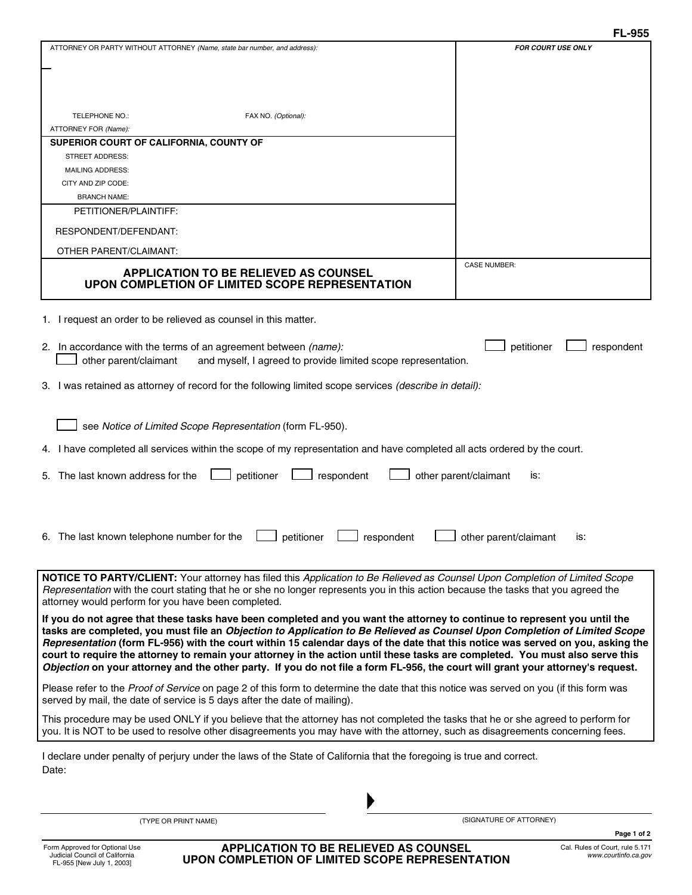FL-955

| ATTORNEY OR PARTY WITHOUT ATTORNEY *(Name, state bar number, and address):* | FOR COURT USE ONLY |
|---|---|
| TELEPHONE NO.: FAX NO. *(Optional):* | |
| ATTORNEY FOR *(Name):* | |
| **SUPERIOR COURT OF CALIFORNIA, COUNTY OF** | |
| STREET ADDRESS: | |
| MAILING ADDRESS: | |
| CITY AND ZIP CODE: | |
| BRANCH NAME: | |
| PETITIONER/PLAINTIFF: | |
| RESPONDENT/DEFENDANT: | |
| OTHER PARENT/CLAIMANT: | |
| **APPLICATION TO BE RELIEVED AS COUNSEL UPON COMPLETION OF LIMITED SCOPE REPRESENTATION** | CASE NUMBER: |

1. I request an order to be relieved as counsel in this matter.

2. In accordance with the terms of an agreement between *(name):* ☐ petitioner ☐ respondent ☐ other parent/claimant and myself, I agreed to provide limited scope representation.

3. I was retained as attorney of record for the following limited scope services *(describe in detail):*

   ☐ see *Notice of Limited Scope Representation* (form FL-950).

4. I have completed all services within the scope of my representation and have completed all acts ordered by the court.

5. The last known address for the ☐ petitioner ☐ respondent ☐ other parent/claimant is:

6. The last known telephone number for the ☐ petitioner ☐ respondent ☐ other parent/claimant is:

**NOTICE TO PARTY/CLIENT:** Your attorney has filed this *Application to Be Relieved as Counsel Upon Completion of Limited Scope Representation* with the court stating that he or she no longer represents you in this action because the tasks that you agreed the attorney would perform for you have been completed.

**If you do not agree that these tasks have been completed and you want the attorney to continue to represent you until the tasks are completed, you must file an *Objection to Application to Be Relieved as Counsel Upon Completion of Limited Scope Representation* (form FL-956) with the court within 15 calendar days of the date that this notice was served on you, asking the court to require the attorney to remain your attorney in the action until these tasks are completed. You must also serve this *Objection* on your attorney and the other party. If you do not file a form FL-956, the court will grant your attorney's request.**

Please refer to the *Proof of Service* on page 2 of this form to determine the date that this notice was served on you (if this form was served by mail, the date of service is 5 days after the date of mailing).

This procedure may be used ONLY if you believe that the attorney has not completed the tasks that he or she agreed to perform for you. It is NOT to be used to resolve other disagreements you may have with the attorney, such as disagreements concerning fees.

I declare under penalty of perjury under the laws of the State of California that the foregoing is true and correct.

Date:

(TYPE OR PRINT NAME) ▶ (SIGNATURE OF ATTORNEY)

Form Approved for Optional Use
Judicial Council of California
FL-955 [New July 1, 2003]

**APPLICATION TO BE RELIEVED AS COUNSEL UPON COMPLETION OF LIMITED SCOPE REPRESENTATION**

Cal. Rules of Court, rule 5.171
*www.courtinfo.ca.gov*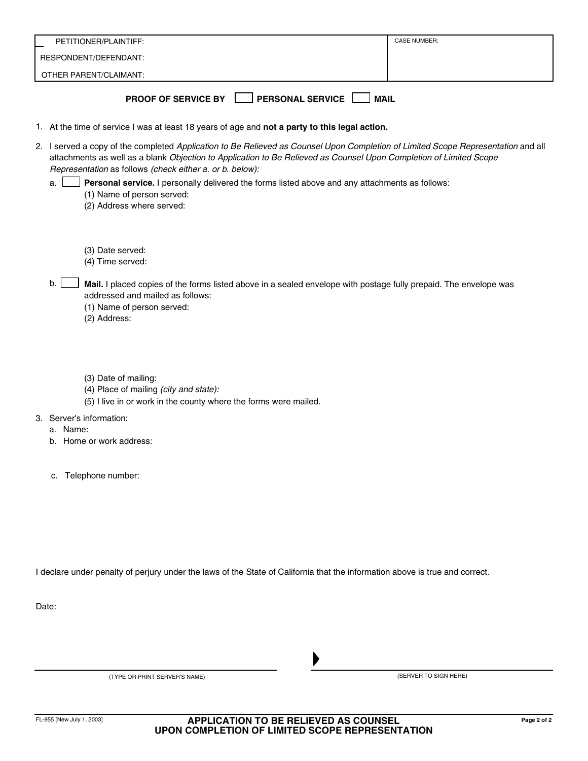| PETITIONER/PLAINTIFF: | CASE NUMBER: |
| --- | --- |
| RESPONDENT/DEFENDANT: | |
| OTHER PARENT/CLAIMANT: | |

## PROOF OF SERVICE BY ☐ PERSONAL SERVICE ☐ MAIL

1. At the time of service I was at least 18 years of age and **not a party to this legal action.**

2. I served a copy of the completed *Application to Be Relieved as Counsel Upon Completion of Limited Scope Representation* and all attachments as well as a blank *Objection to Application to Be Relieved as Counsel Upon Completion of Limited Scope Representation* as follows *(check either a. or b. below):*

   a. ☐ **Personal service.** I personally delivered the forms listed above and any attachments as follows:
      (1) Name of person served:
      (2) Address where served:

      (3) Date served:
      (4) Time served:

   b. ☐ **Mail.** I placed copies of the forms listed above in a sealed envelope with postage fully prepaid. The envelope was addressed and mailed as follows:
      (1) Name of person served:
      (2) Address:

      (3) Date of mailing:
      (4) Place of mailing *(city and state):*
      (5) I live in or work in the county where the forms were mailed.

3. Server's information:
   a. Name:
   b. Home or work address:

   c. Telephone number:

I declare under penalty of perjury under the laws of the State of California that the information above is true and correct.

Date:

_______________________________ ▶ _______________________________
(TYPE OR PRINT SERVER'S NAME) (SERVER TO SIGN HERE)

FL-955 [New July 1, 2003]

**APPLICATION TO BE RELIEVED AS COUNSEL UPON COMPLETION OF LIMITED SCOPE REPRESENTATION**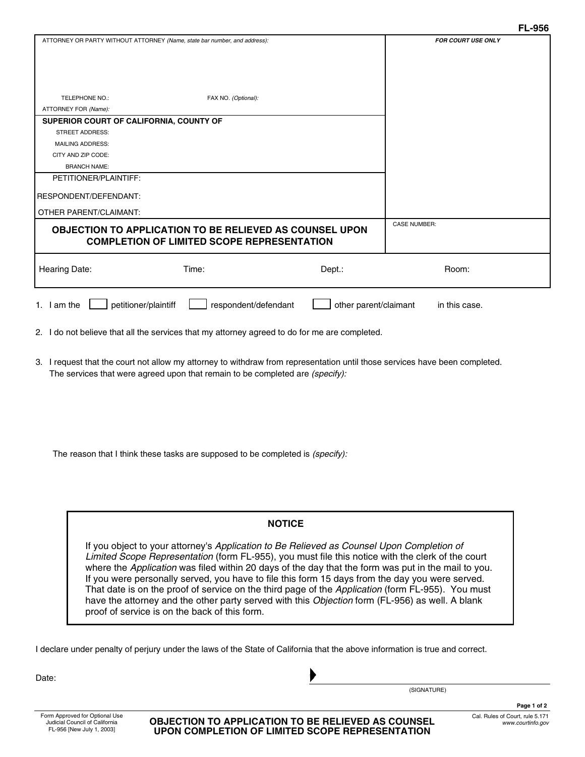FL-956

| ATTORNEY OR PARTY WITHOUT ATTORNEY *(Name, state bar number, and address):* | *FOR COURT USE ONLY* |
|---|---|
| TELEPHONE NO.: FAX NO. *(Optional):* | |
| ATTORNEY FOR *(Name):* | |
| **SUPERIOR COURT OF CALIFORNIA, COUNTY OF** | |
| STREET ADDRESS: | |
| MAILING ADDRESS: | |
| CITY AND ZIP CODE: | |
| BRANCH NAME: | |
| PETITIONER/PLAINTIFF: | |
| RESPONDENT/DEFENDANT: | |
| OTHER PARENT/CLAIMANT: | |
| **OBJECTION TO APPLICATION TO BE RELIEVED AS COUNSEL UPON COMPLETION OF LIMITED SCOPE REPRESENTATION** | CASE NUMBER: |

Hearing Date: Time: Dept.: Room:

1. I am the ☐ petitioner/plaintiff ☐ respondent/defendant ☐ other parent/claimant in this case.

2. I do not believe that all the services that my attorney agreed to do for me are completed.

3. I request that the court not allow my attorney to withdraw from representation until those services have been completed. The services that were agreed upon that remain to be completed are *(specify):*

   The reason that I think these tasks are supposed to be completed is *(specify):*

**NOTICE**

If you object to your attorney's *Application to Be Relieved as Counsel Upon Completion of Limited Scope Representation* (form FL-955), you must file this notice with the clerk of the court where the *Application* was filed within 20 days of the day that the form was put in the mail to you. If you were personally served, you have to file this form 15 days from the day you were served. That date is on the proof of service on the third page of the *Application* (form FL-955). You must have the attorney and the other party served with this *Objection* form (FL-956) as well. A blank proof of service is on the back of this form.

I declare under penalty of perjury under the laws of the State of California that the above information is true and correct.

Date:

▶ ______________________________
(SIGNATURE)

Form Approved for Optional Use
Judicial Council of California
FL-956 [New July 1, 2003]

**OBJECTION TO APPLICATION TO BE RELIEVED AS COUNSEL UPON COMPLETION OF LIMITED SCOPE REPRESENTATION**

Cal. Rules of Court, rule 5.171
*www.courtinfo.gov*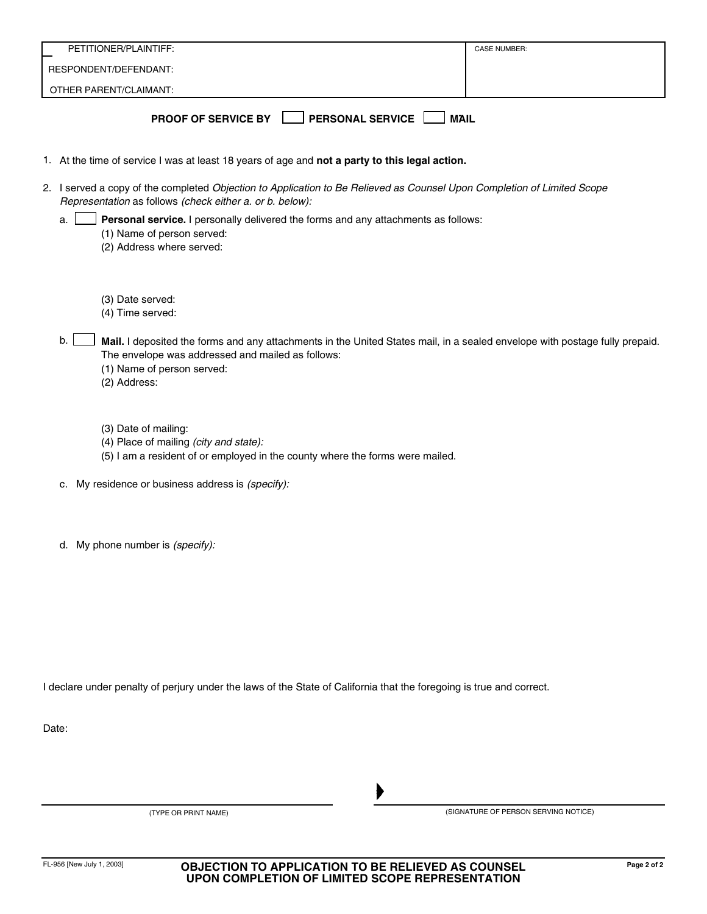| PETITIONER/PLAINTIFF: | CASE NUMBER: |
| --- | --- |
| RESPONDENT/DEFENDANT: | |
| OTHER PARENT/CLAIMANT: | |

## PROOF OF SERVICE BY ☐ PERSONAL SERVICE ☐ MAIL

1. At the time of service I was at least 18 years of age and **not a party to this legal action.**

2. I served a copy of the completed *Objection to Application to Be Relieved as Counsel Upon Completion of Limited Scope Representation* as follows *(check either a. or b. below):*

   a. ☐ **Personal service.** I personally delivered the forms and any attachments as follows:
      (1) Name of person served:
      (2) Address where served:

      (3) Date served:
      (4) Time served:

   b. ☐ **Mail.** I deposited the forms and any attachments in the United States mail, in a sealed envelope with postage fully prepaid. The envelope was addressed and mailed as follows:
      (1) Name of person served:
      (2) Address:

      (3) Date of mailing:
      (4) Place of mailing *(city and state):*
      (5) I am a resident of or employed in the county where the forms were mailed.

   c. My residence or business address is *(specify):*

   d. My phone number is *(specify):*

I declare under penalty of perjury under the laws of the State of California that the foregoing is true and correct.

Date:

_______________________________ (TYPE OR PRINT NAME)

▶ _______________________________ (SIGNATURE OF PERSON SERVING NOTICE)

FL-956 [New July 1, 2003]

**OBJECTION TO APPLICATION TO BE RELIEVED AS COUNSEL UPON COMPLETION OF LIMITED SCOPE REPRESENTATION**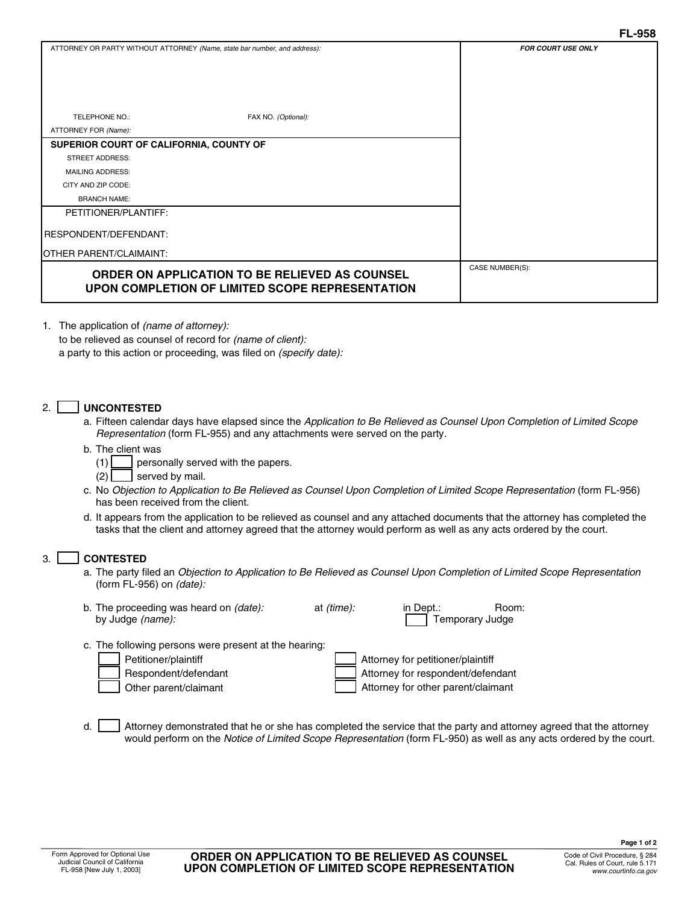FL-958

| ATTORNEY OR PARTY WITHOUT ATTORNEY *(Name, state bar number, and address):* | *FOR COURT USE ONLY* |
|---|---|
| TELEPHONE NO.: FAX NO. *(Optional):* | |
| ATTORNEY FOR *(Name):* | |
| **SUPERIOR COURT OF CALIFORNIA, COUNTY OF** | |
| STREET ADDRESS: | |
| MAILING ADDRESS: | |
| CITY AND ZIP CODE: | |
| BRANCH NAME: | |
| PETITIONER/PLANTIFF: | |
| RESPONDENT/DEFENDANT: | |
| OTHER PARENT/CLAIMAINT: | |
| **ORDER ON APPLICATION TO BE RELIEVED AS COUNSEL UPON COMPLETION OF LIMITED SCOPE REPRESENTATION** | CASE NUMBER(S): |

1. The application of *(name of attorney):*
   to be relieved as counsel of record for *(name of client):*
   a party to this action or proceeding, was filed on *(specify date):*

2. ☐ **UNCONTESTED**
   a. Fifteen calendar days have elapsed since the *Application to Be Relieved as Counsel Upon Completion of Limited Scope Representation* (form FL-955) and any attachments were served on the party.
   b. The client was
      (1) ☐ personally served with the papers.
      (2) ☐ served by mail.
   c. No *Objection to Application to Be Relieved as Counsel Upon Completion of Limited Scope Representation* (form FL-956) has been received from the client.
   d. It appears from the application to be relieved as counsel and any attached documents that the attorney has completed the tasks that the client and attorney agreed that the attorney would perform as well as any acts ordered by the court.

3. ☐ **CONTESTED**
   a. The party filed an *Objection to Application to Be Relieved as Counsel Upon Completion of Limited Scope Representation* (form FL-956) on *(date):*
   b. The proceeding was heard on *(date):* at *(time):* in Dept.: Room:
      by Judge *(name):* ☐ Temporary Judge
   c. The following persons were present at the hearing:
      ☐ Petitioner/plaintiff ☐ Attorney for petitioner/plaintiff
      ☐ Respondent/defendant ☐ Attorney for respondent/defendant
      ☐ Other parent/claimant ☐ Attorney for other parent/claimant
   d. ☐ Attorney demonstrated that he or she has completed the service that the party and attorney agreed that the attorney would perform on the *Notice of Limited Scope Representation* (form FL-950) as well as any acts ordered by the court.

Form Approved for Optional Use
Judicial Council of California
FL-958 [New July 1, 2003]

**ORDER ON APPLICATION TO BE RELIEVED AS COUNSEL UPON COMPLETION OF LIMITED SCOPE REPRESENTATION**

Code of Civil Procedure, § 284
Cal. Rules of Court, rule 5.171
*www.courtinfo.ca.gov*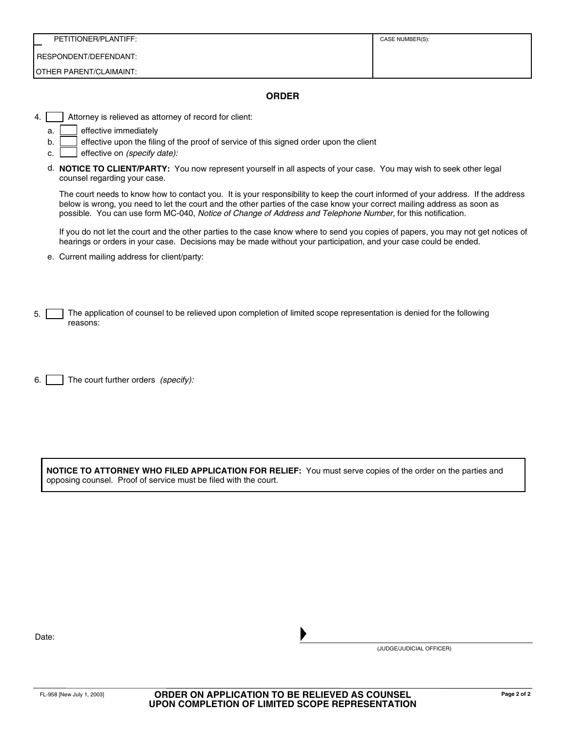| PETITIONER/PLANTIFF: | CASE NUMBER(S): |
| --- | --- |
| RESPONDENT/DEFENDANT: | |
| OTHER PARENT/CLAIMAINT: | |

## ORDER

4. ☐ Attorney is relieved as attorney of record for client:
   a. ☐ effective immediately
   b. ☐ effective upon the filing of the proof of service of this signed order upon the client
   c. ☐ effective on *(specify date):*
   d. **NOTICE TO CLIENT/PARTY:** You now represent yourself in all aspects of your case. You may wish to seek other legal counsel regarding your case.

      The court needs to know how to contact you. It is your responsibility to keep the court informed of your address. If the address below is wrong, you need to let the court and the other parties of the case know your correct mailing address as soon as possible. You can use form MC-040, *Notice of Change of Address and Telephone Number,* for this notification.

      If you do not let the court and the other parties to the case know where to send you copies of papers, you may not get notices of hearings or orders in your case. Decisions may be made without your participation, and your case could be ended.
   e. Current mailing address for client/party:

5. ☐ The application of counsel to be relieved upon completion of limited scope representation is denied for the following reasons:

6. ☐ The court further orders *(specify):*

**NOTICE TO ATTORNEY WHO FILED APPLICATION FOR RELIEF:** You must serve copies of the order on the parties and opposing counsel. Proof of service must be filed with the court.

Date:

(JUDGE/JUDICIAL OFFICER)

FL-958 [New July 1, 2003]

**ORDER ON APPLICATION TO BE RELIEVED AS COUNSEL UPON COMPLETION OF LIMITED SCOPE REPRESENTATION**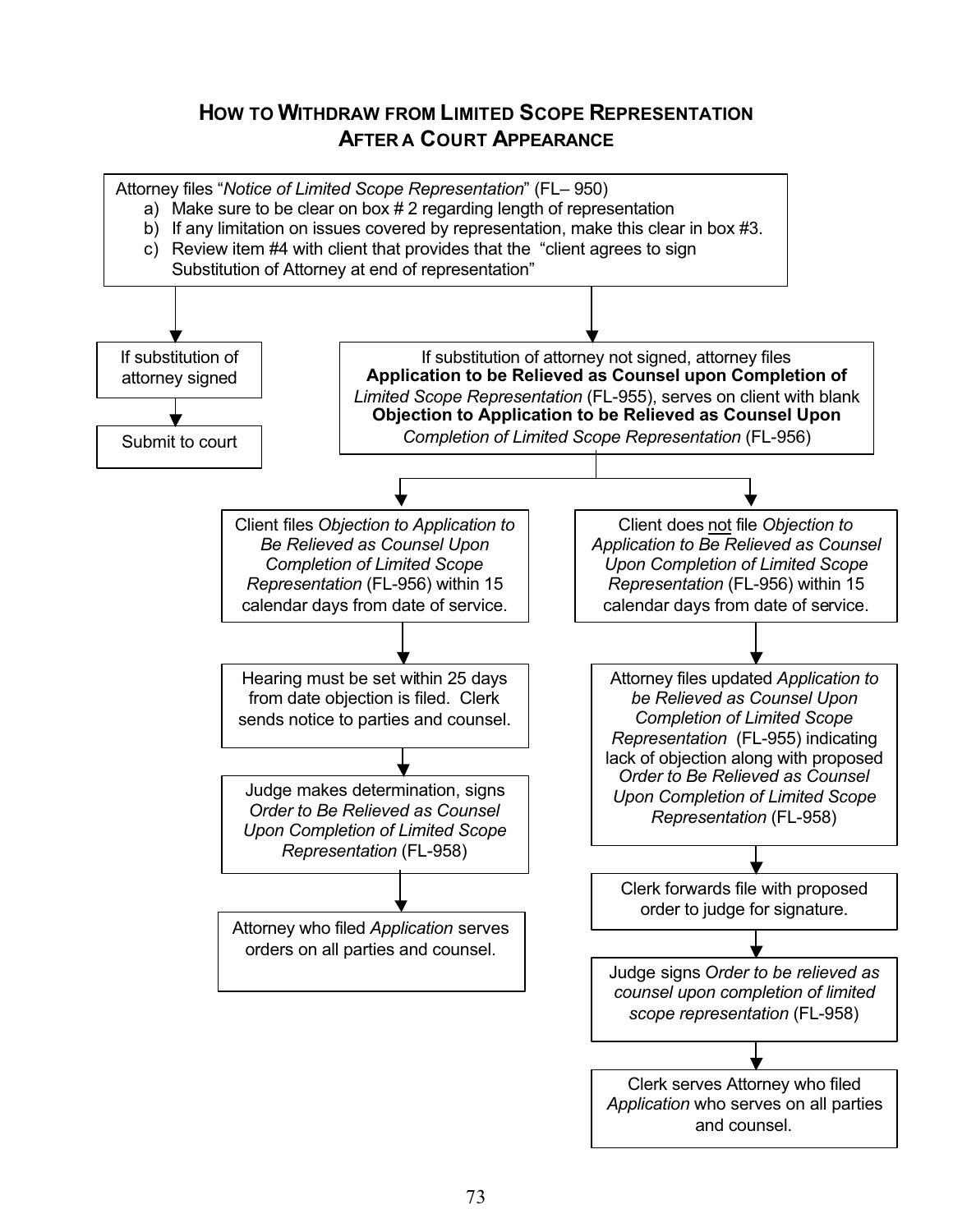# How to Withdraw from Limited Scope Representation After a Court Appearance

Attorney files "*Notice of Limited Scope Representation*" (FL– 950)

a) Make sure to be clear on box # 2 regarding length of representation
b) If any limitation on issues covered by representation, make this clear in box #3.
c) Review item #4 with client that provides that the "client agrees to sign Substitution of Attorney at end of representation"

↓

**Path 1:**

If substitution of attorney signed

↓

Submit to court

**Path 2:**

If substitution of attorney not signed, attorney files **Application to be Relieved as Counsel upon Completion of** *Limited Scope Representation* (FL-955), serves on client with blank **Objection to Application to be Relieved as Counsel Upon** *Completion of Limited Scope Representation* (FL-956)

↓

**Path 2A:**

Client files *Objection to Application to Be Relieved as Counsel Upon Completion of Limited Scope Representation* (FL-956) within 15 calendar days from date of service.

↓

Hearing must be set within 25 days from date objection is filed. Clerk sends notice to parties and counsel.

↓

Judge makes determination, signs *Order to Be Relieved as Counsel Upon Completion of Limited Scope Representation* (FL-958)

↓

Attorney who filed *Application* serves orders on all parties and counsel.

**Path 2B:**

Client does <u>not</u> file *Objection to Application to Be Relieved as Counsel Upon Completion of Limited Scope Representation* (FL-956) within 15 calendar days from date of service.

↓

Attorney files updated *Application to be Relieved as Counsel Upon Completion of Limited Scope Representation* (FL-955) indicating lack of objection along with proposed *Order to Be Relieved as Counsel Upon Completion of Limited Scope Representation* (FL-958)

↓

Clerk forwards file with proposed order to judge for signature.

↓

Judge signs *Order to be relieved as counsel upon completion of limited scope representation* (FL-958)

↓

Clerk serves Attorney who filed *Application* who serves on all parties and counsel.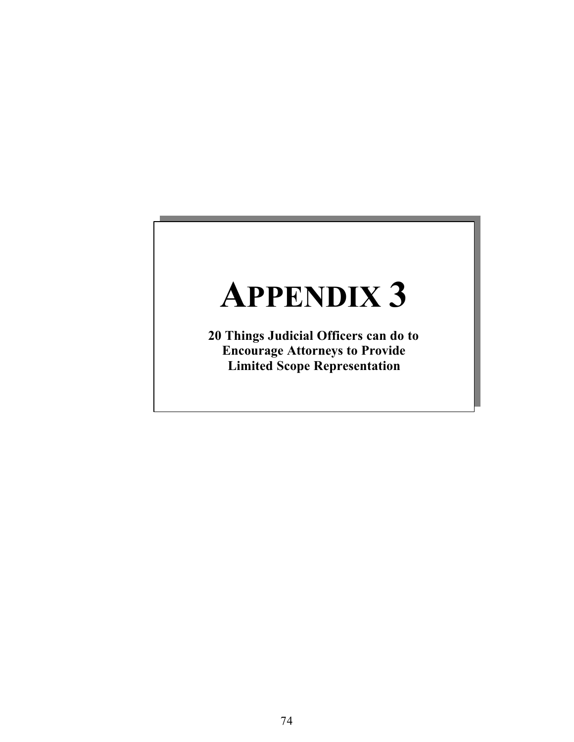# APPENDIX 3

**20 Things Judicial Officers can do to Encourage Attorneys to Provide Limited Scope Representation**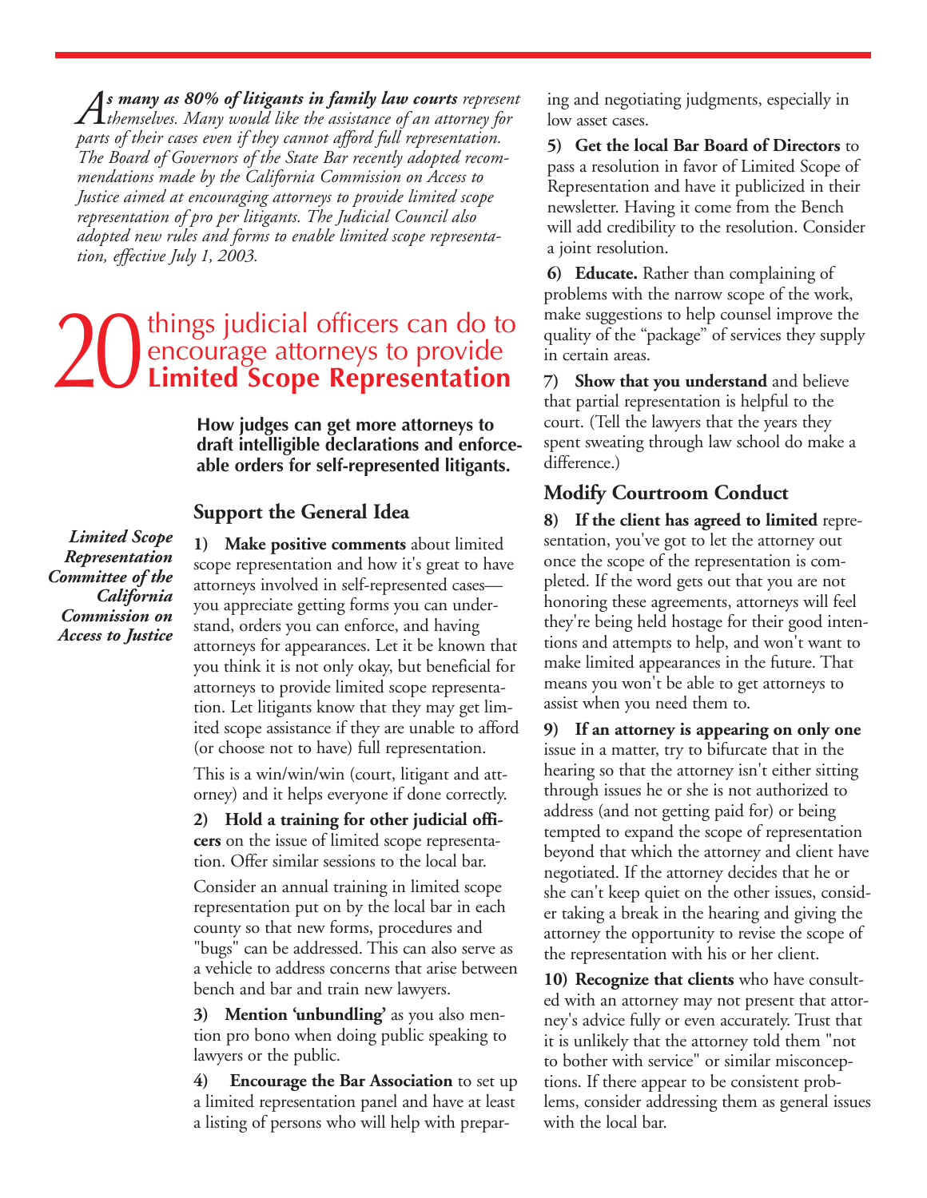*As many as 80% of litigants in family law courts represent themselves. Many would like the assistance of an attorney for parts of their cases even if they cannot afford full representation. The Board of Governors of the State Bar recently adopted recommendations made by the California Commission on Access to Justice aimed at encouraging attorneys to provide limited scope representation of pro per litigants. The Judicial Council also adopted new rules and forms to enable limited scope representation, effective July 1, 2003.*

# 20 things judicial officers can do to encourage attorneys to provide **Limited Scope Representation**

**How judges can get more attorneys to draft intelligible declarations and enforceable orders for self-represented litigants.**

***Limited Scope Representation Committee of the California Commission on Access to Justice***

## Support the General Idea

**1) Make positive comments** about limited scope representation and how it's great to have attorneys involved in self-represented cases—you appreciate getting forms you can understand, orders you can enforce, and having attorneys for appearances. Let it be known that you think it is not only okay, but beneficial for attorneys to provide limited scope representation. Let litigants know that they may get limited scope assistance if they are unable to afford (or choose not to have) full representation.

This is a win/win/win (court, litigant and attorney) and it helps everyone if done correctly.

**2) Hold a training for other judicial officers** on the issue of limited scope representation. Offer similar sessions to the local bar.

Consider an annual training in limited scope representation put on by the local bar in each county so that new forms, procedures and "bugs" can be addressed. This can also serve as a vehicle to address concerns that arise between bench and bar and train new lawyers.

**3) Mention 'unbundling'** as you also mention pro bono when doing public speaking to lawyers or the public.

**4) Encourage the Bar Association** to set up a limited representation panel and have at least a listing of persons who will help with preparing and negotiating judgments, especially in low asset cases.

**5) Get the local Bar Board of Directors** to pass a resolution in favor of Limited Scope of Representation and have it publicized in their newsletter. Having it come from the Bench will add credibility to the resolution. Consider a joint resolution.

**6) Educate.** Rather than complaining of problems with the narrow scope of the work, make suggestions to help counsel improve the quality of the "package" of services they supply in certain areas.

**7) Show that you understand** and believe that partial representation is helpful to the court. (Tell the lawyers that the years they spent sweating through law school do make a difference.)

## Modify Courtroom Conduct

**8) If the client has agreed to limited** representation, you've got to let the attorney out once the scope of the representation is completed. If the word gets out that you are not honoring these agreements, attorneys will feel they're being held hostage for their good intentions and attempts to help, and won't want to make limited appearances in the future. That means you won't be able to get attorneys to assist when you need them to.

**9) If an attorney is appearing on only one** issue in a matter, try to bifurcate that in the hearing so that the attorney isn't either sitting through issues he or she is not authorized to address (and not getting paid for) or being tempted to expand the scope of representation beyond that which the attorney and client have negotiated. If the attorney decides that he or she can't keep quiet on the other issues, consider taking a break in the hearing and giving the attorney the opportunity to revise the scope of the representation with his or her client.

**10) Recognize that clients** who have consulted with an attorney may not present that attorney's advice fully or even accurately. Trust that it is unlikely that the attorney told them "not to bother with service" or similar misconceptions. If there appear to be consistent problems, consider addressing them as general issues with the local bar.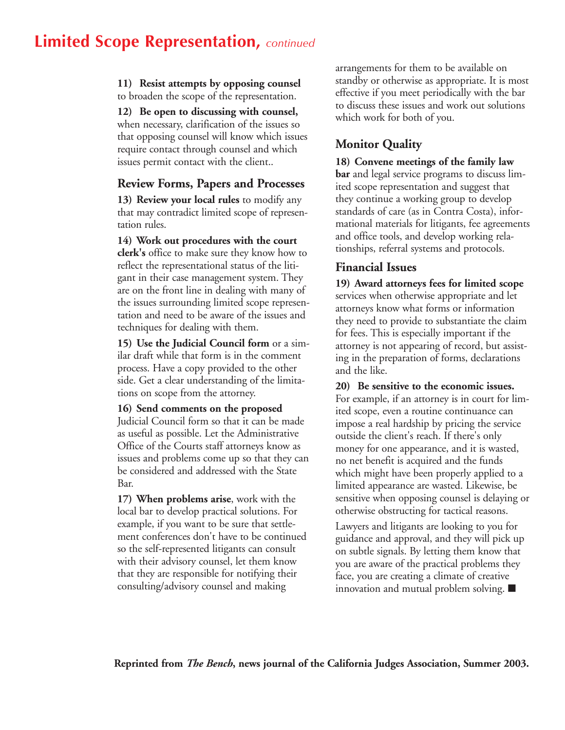# Limited Scope Representation, *continued*

**11) Resist attempts by opposing counsel** to broaden the scope of the representation.

**12) Be open to discussing with counsel,** when necessary, clarification of the issues so that opposing counsel will know which issues require contact through counsel and which issues permit contact with the client..

## Review Forms, Papers and Processes

**13) Review your local rules** to modify any that may contradict limited scope of representation rules.

**14) Work out procedures with the court clerk's** office to make sure they know how to reflect the representational status of the litigant in their case management system. They are on the front line in dealing with many of the issues surrounding limited scope representation and need to be aware of the issues and techniques for dealing with them.

**15) Use the Judicial Council form** or a similar draft while that form is in the comment process. Have a copy provided to the other side. Get a clear understanding of the limitations on scope from the attorney.

**16) Send comments on the proposed** Judicial Council form so that it can be made as useful as possible. Let the Administrative Office of the Courts staff attorneys know as issues and problems come up so that they can be considered and addressed with the State Bar.

**17) When problems arise**, work with the local bar to develop practical solutions. For example, if you want to be sure that settlement conferences don't have to be continued so the self-represented litigants can consult with their advisory counsel, let them know that they are responsible for notifying their consulting/advisory counsel and making arrangements for them to be available on standby or otherwise as appropriate. It is most effective if you meet periodically with the bar to discuss these issues and work out solutions which work for both of you.

## Monitor Quality

**18) Convene meetings of the family law bar** and legal service programs to discuss limited scope representation and suggest that they continue a working group to develop standards of care (as in Contra Costa), informational materials for litigants, fee agreements and office tools, and develop working relationships, referral systems and protocols.

## Financial Issues

**19) Award attorneys fees for limited scope** services when otherwise appropriate and let attorneys know what forms or information they need to provide to substantiate the claim for fees. This is especially important if the attorney is not appearing of record, but assisting in the preparation of forms, declarations and the like.

**20) Be sensitive to the economic issues.** For example, if an attorney is in court for limited scope, even a routine continuance can impose a real hardship by pricing the service outside the client's reach. If there's only money for one appearance, and it is wasted, no net benefit is acquired and the funds which might have been properly applied to a limited appearance are wasted. Likewise, be sensitive when opposing counsel is delaying or otherwise obstructing for tactical reasons.

Lawyers and litigants are looking to you for guidance and approval, and they will pick up on subtle signals. By letting them know that you are aware of the practical problems they face, you are creating a climate of creative innovation and mutual problem solving. ■

**Reprinted from *The Bench*, news journal of the California Judges Association, Summer 2003.**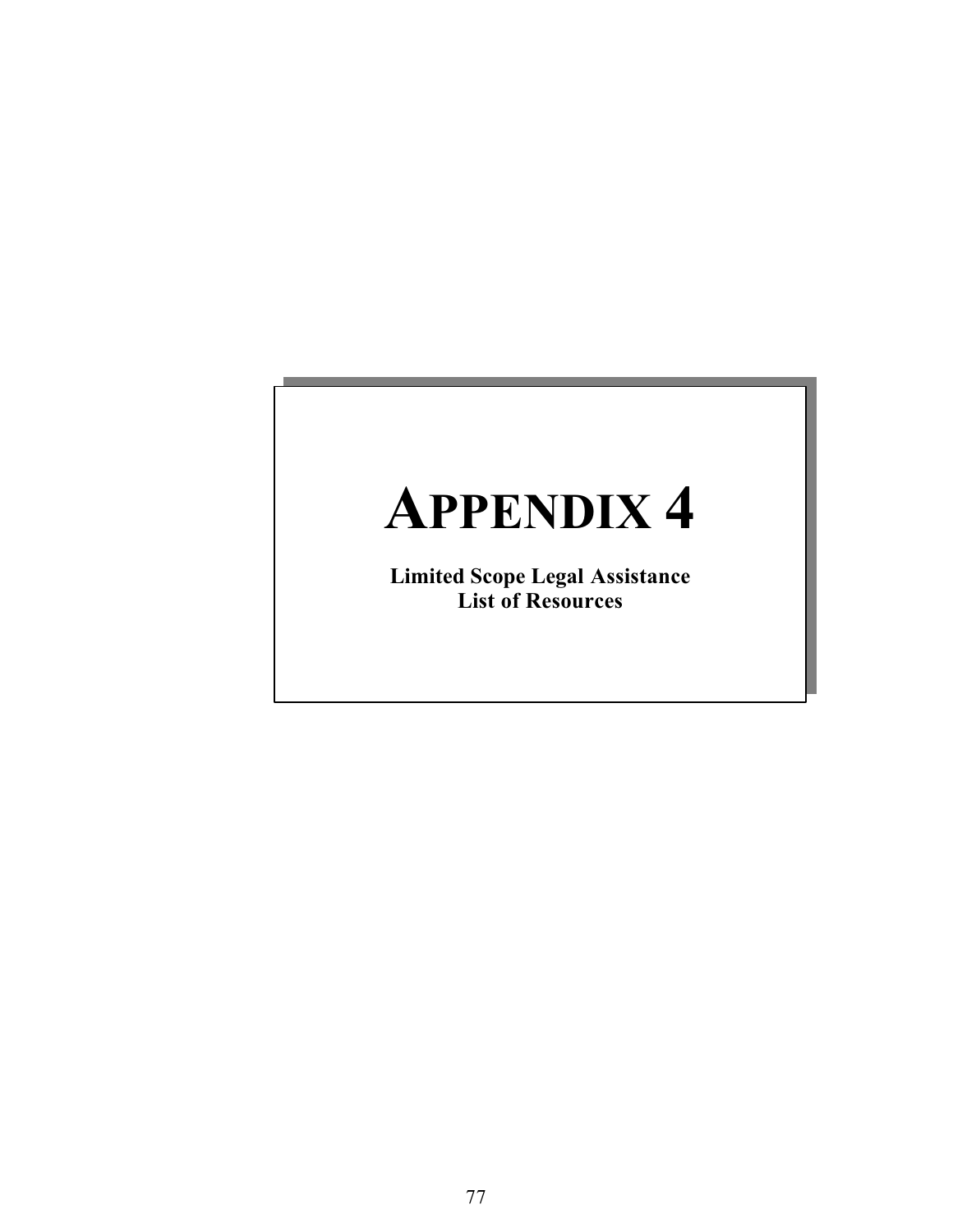# APPENDIX 4

**Limited Scope Legal Assistance**
**List of Resources**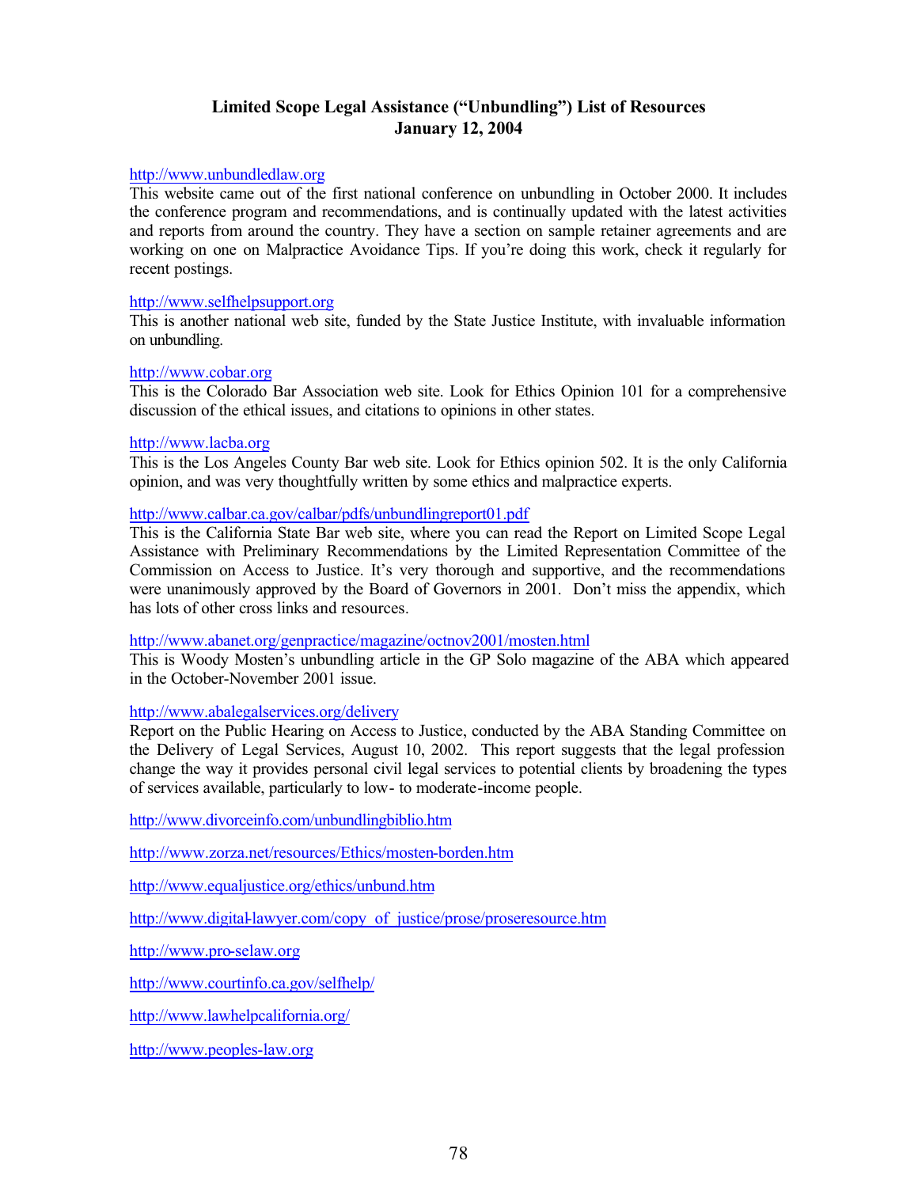**Limited Scope Legal Assistance ("Unbundling") List of Resources**
**January 12, 2004**

http://www.unbundledlaw.org
This website came out of the first national conference on unbundling in October 2000. It includes the conference program and recommendations, and is continually updated with the latest activities and reports from around the country. They have a section on sample retainer agreements and are working on one on Malpractice Avoidance Tips. If you're doing this work, check it regularly for recent postings.

http://www.selfhelpsupport.org
This is another national web site, funded by the State Justice Institute, with invaluable information on unbundling.

http://www.cobar.org
This is the Colorado Bar Association web site. Look for Ethics Opinion 101 for a comprehensive discussion of the ethical issues, and citations to opinions in other states.

http://www.lacba.org
This is the Los Angeles County Bar web site. Look for Ethics opinion 502. It is the only California opinion, and was very thoughtfully written by some ethics and malpractice experts.

http://www.calbar.ca.gov/calbar/pdfs/unbundlingreport01.pdf
This is the California State Bar web site, where you can read the Report on Limited Scope Legal Assistance with Preliminary Recommendations by the Limited Representation Committee of the Commission on Access to Justice. It's very thorough and supportive, and the recommendations were unanimously approved by the Board of Governors in 2001. Don't miss the appendix, which has lots of other cross links and resources.

http://www.abanet.org/genpractice/magazine/octnov2001/mosten.html
This is Woody Mosten's unbundling article in the GP Solo magazine of the ABA which appeared in the October-November 2001 issue.

http://www.abalegalservices.org/delivery
Report on the Public Hearing on Access to Justice, conducted by the ABA Standing Committee on the Delivery of Legal Services, August 10, 2002. This report suggests that the legal profession change the way it provides personal civil legal services to potential clients by broadening the types of services available, particularly to low- to moderate-income people.

http://www.divorceinfo.com/unbundlingbiblio.htm

http://www.zorza.net/resources/Ethics/mosten-borden.htm

http://www.equaljustice.org/ethics/unbund.htm

http://www.digital-lawyer.com/copy_of_justice/prose/proseresource.htm

http://www.pro-selaw.org

http://www.courtinfo.ca.gov/selfhelp/

http://www.lawhelpcalifornia.org/

http://www.peoples-law.org